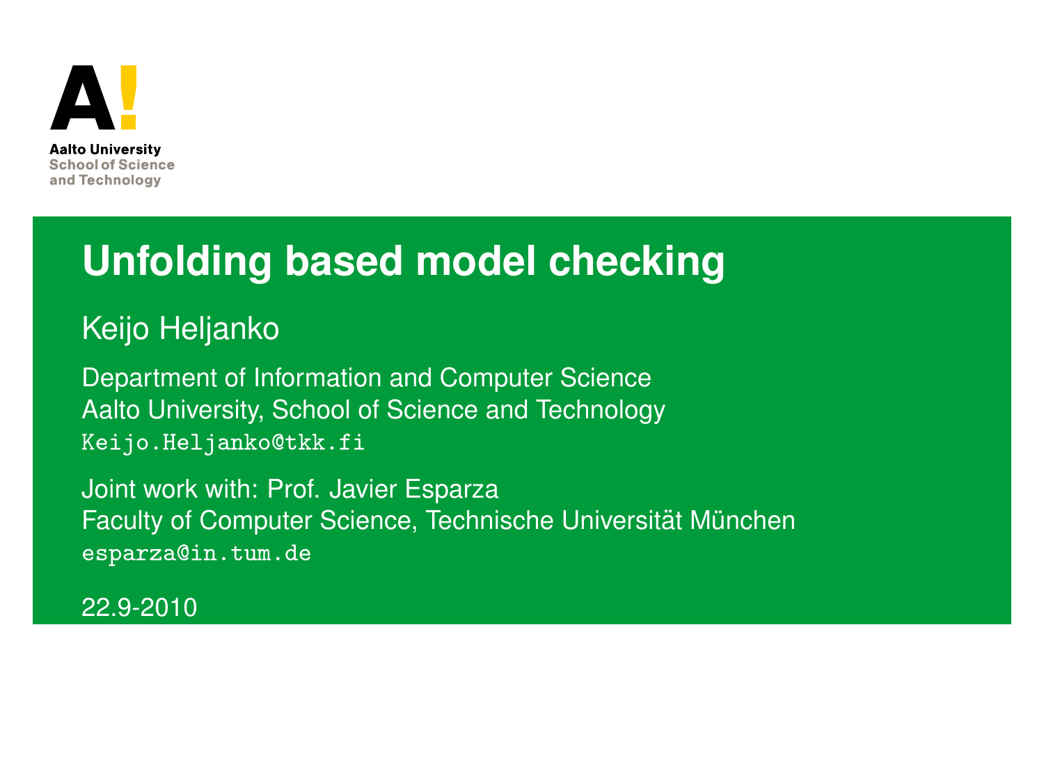Aalto University
School of Science
and Technology

# Unfolding based model checking

Keijo Heljanko

Department of Information and Computer Science
Aalto University, School of Science and Technology
Keijo.Heljanko@tkk.fi

Joint work with: Prof. Javier Esparza
Faculty of Computer Science, Technische Universität München
esparza@in.tum.de

22.9-2010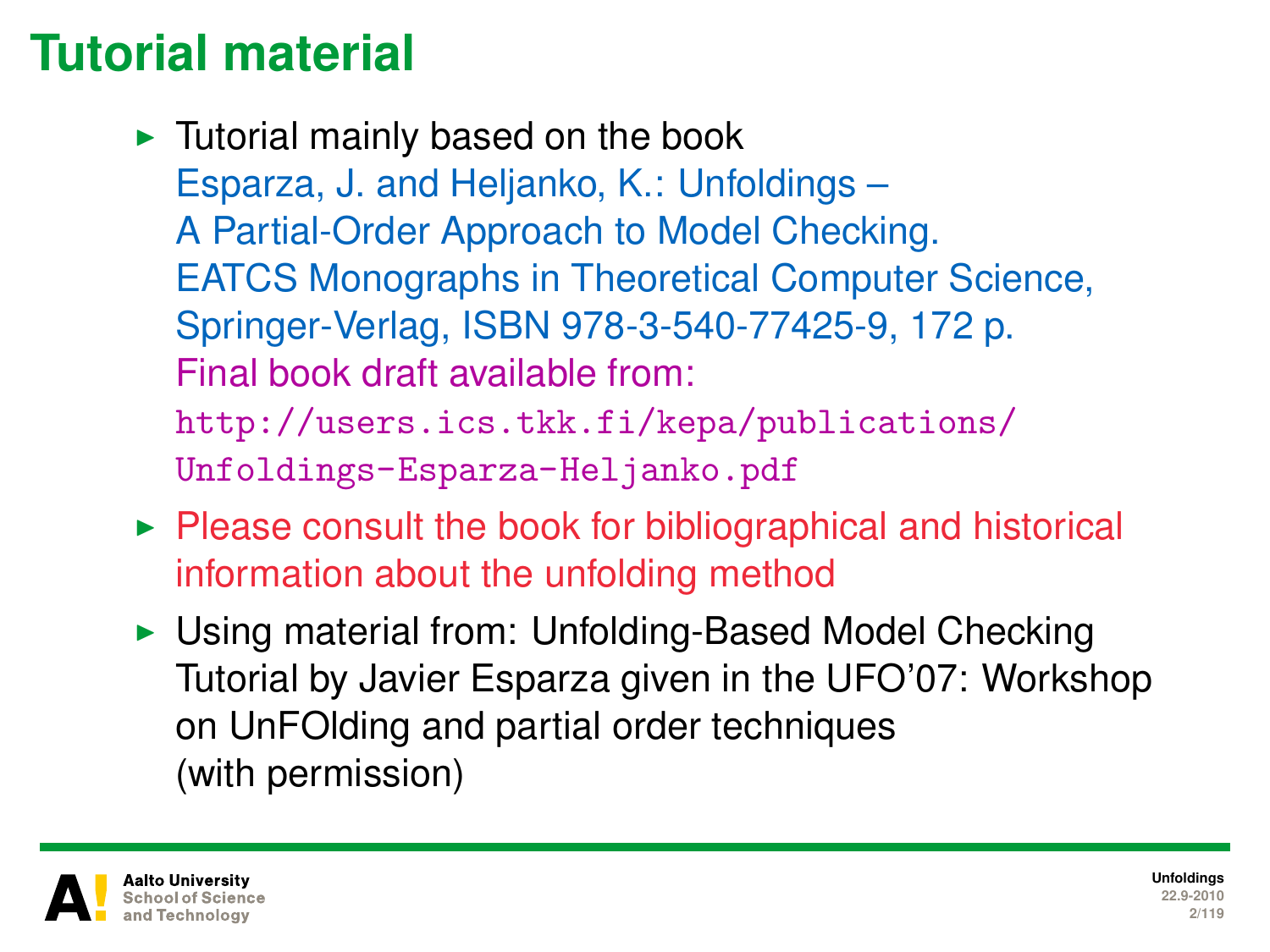# Tutorial material

- Tutorial mainly based on the book
  Esparza, J. and Heljanko, K.: Unfoldings –
  A Partial-Order Approach to Model Checking.
  EATCS Monographs in Theoretical Computer Science,
  Springer-Verlag, ISBN 978-3-540-77425-9, 172 p.
  Final book draft available from:
  `http://users.ics.tkk.fi/kepa/publications/Unfoldings-Esparza-Heljanko.pdf`
- Please consult the book for bibliographical and historical information about the unfolding method
- Using material from: Unfolding-Based Model Checking Tutorial by Javier Esparza given in the UFO'07: Workshop on UnFOlding and partial order techniques (with permission)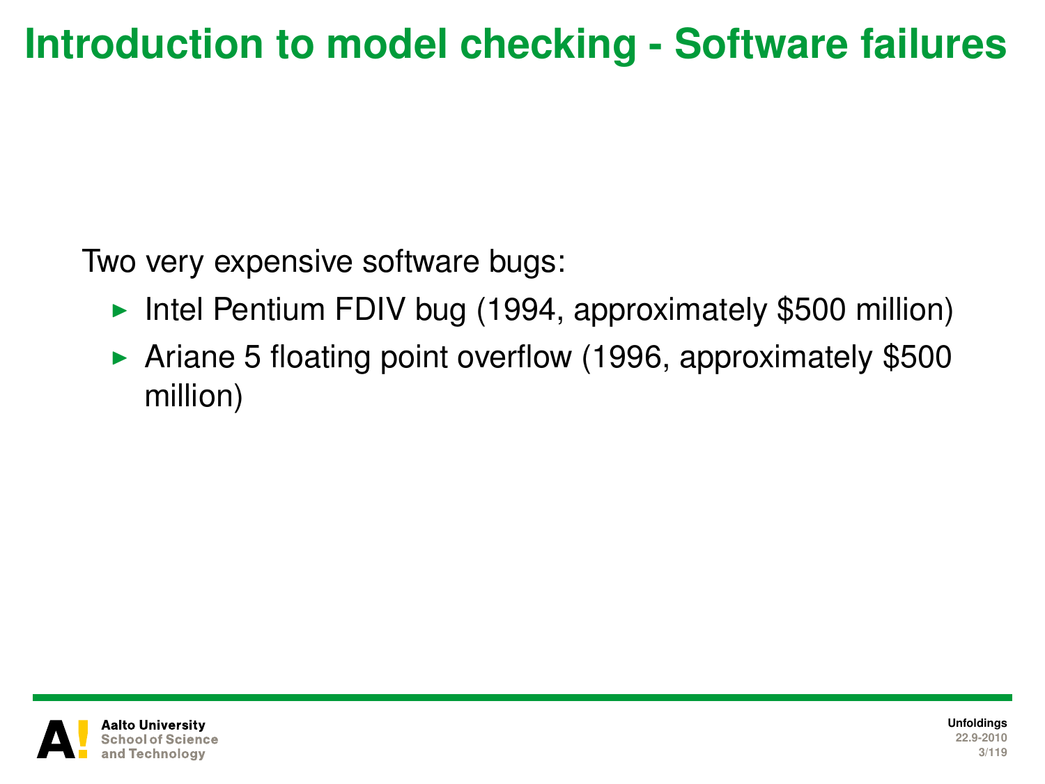# Introduction to model checking - Software failures

Two very expensive software bugs:

- Intel Pentium FDIV bug (1994, approximately $500 million)
- Ariane 5 floating point overflow (1996, approximately $500 million)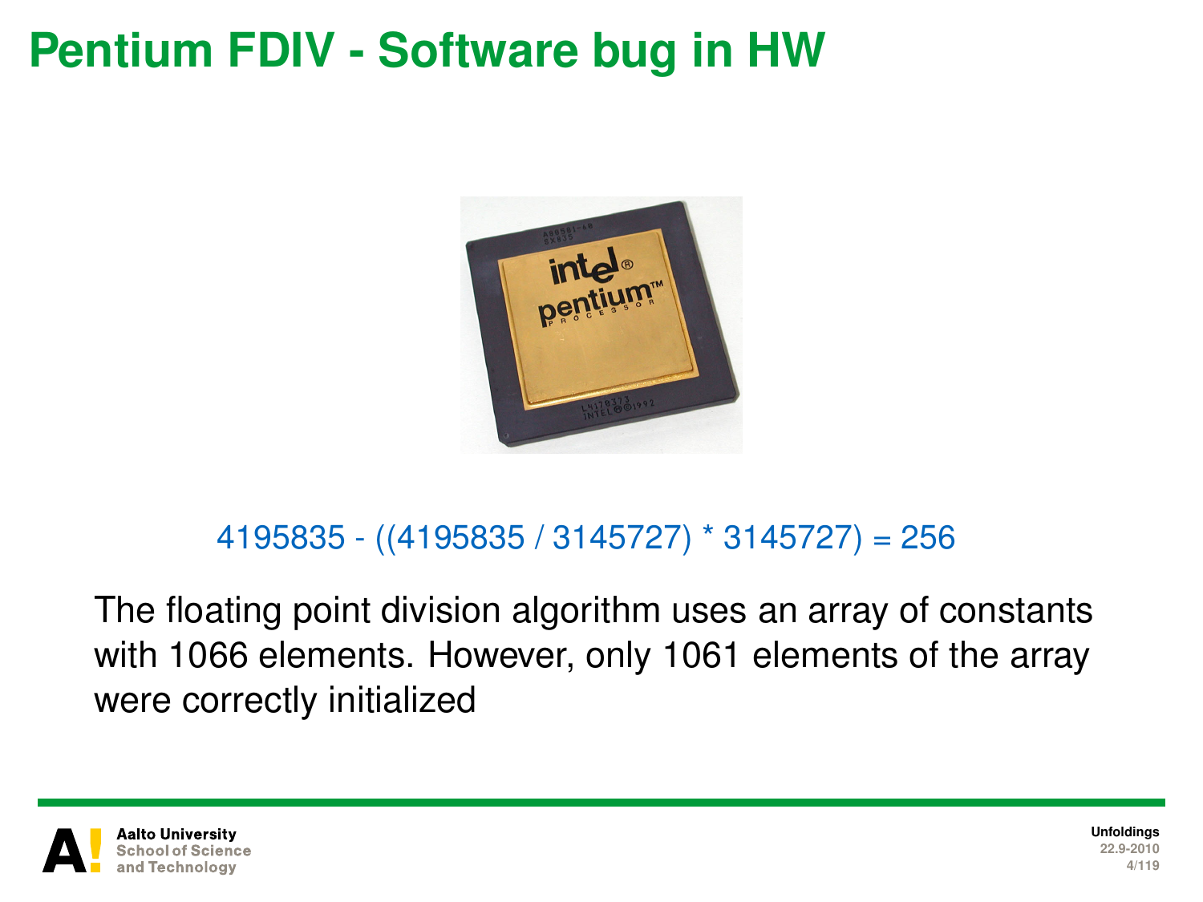# Pentium FDIV - Software bug in HW

4195835 - ((4195835 / 3145727) * 3145727) = 256

The floating point division algorithm uses an array of constants with 1066 elements. However, only 1061 elements of the array were correctly initialized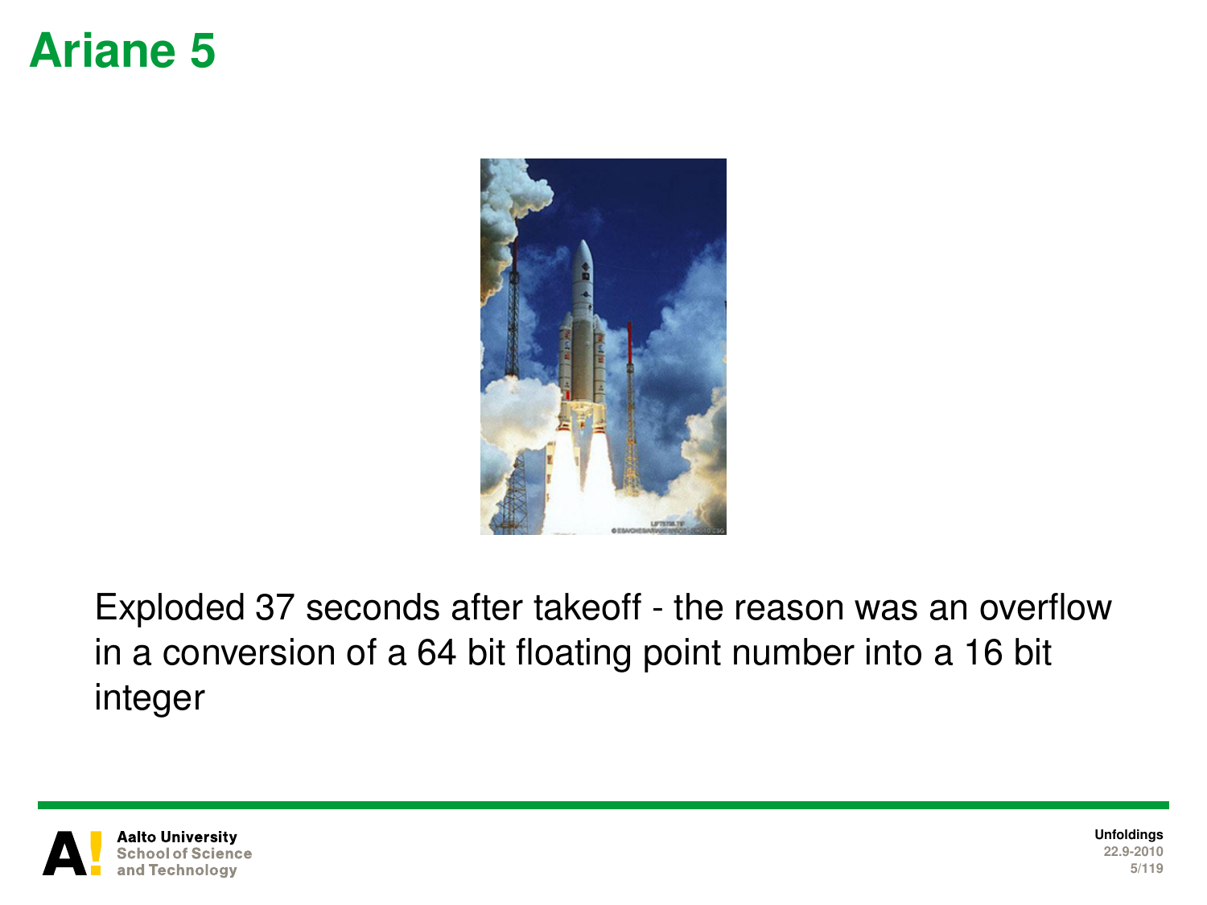# Ariane 5

Exploded 37 seconds after takeoff - the reason was an overflow in a conversion of a 64 bit floating point number into a 16 bit integer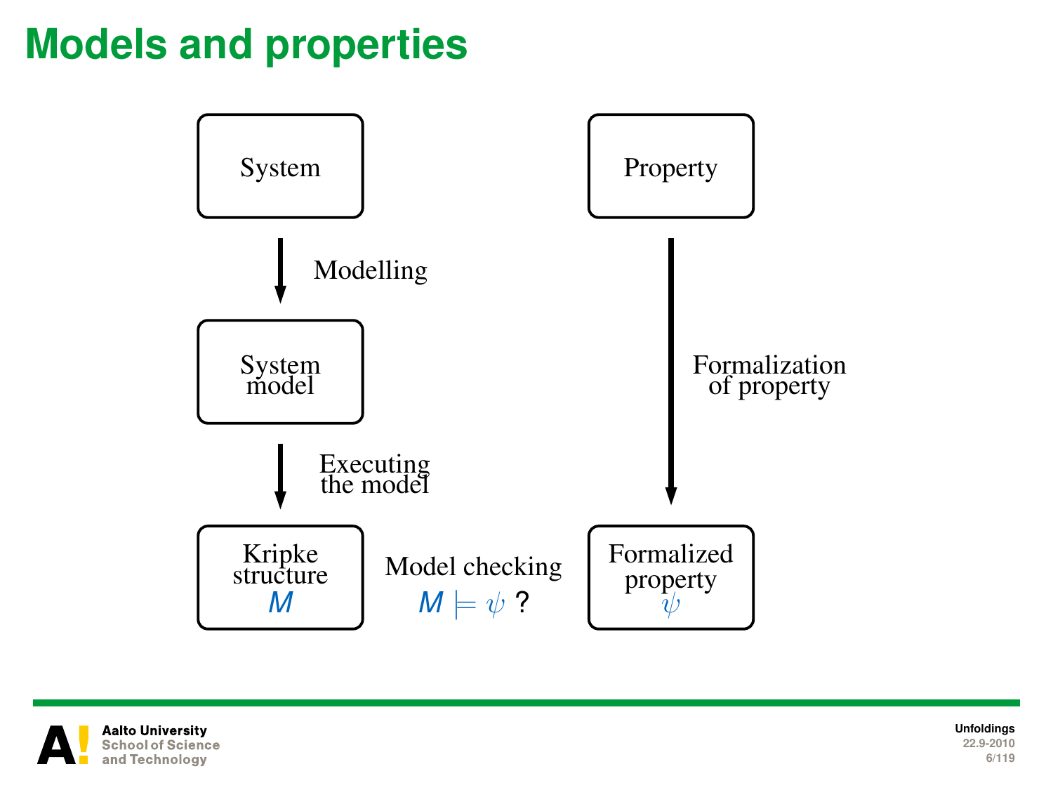# Models and properties

System

Modelling

System model

Executing the model

Kripke structure $M$

Property

Formalization of property

Formalized property $\psi$

Model checking $M \models \psi$ ?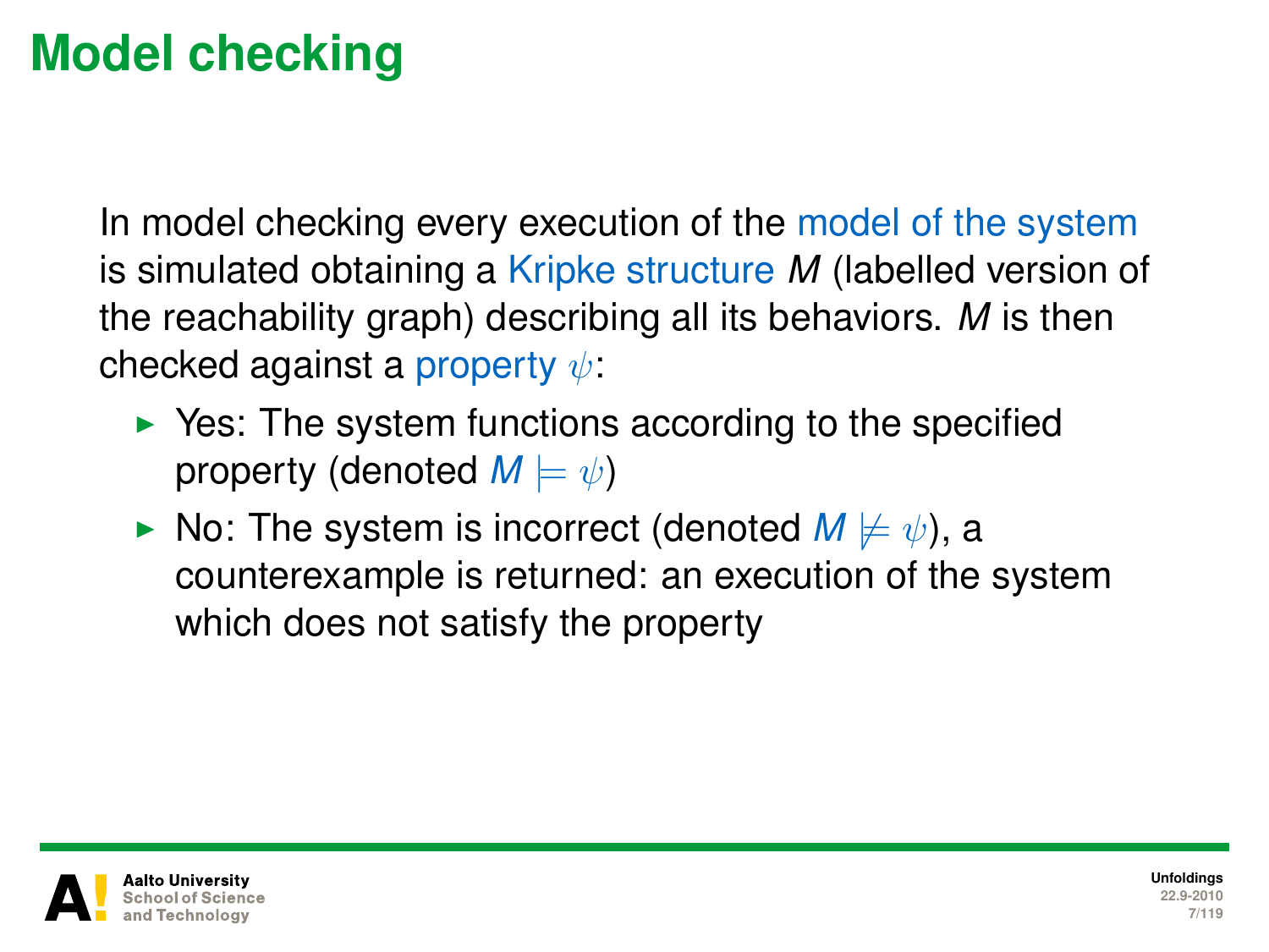# Model checking

In model checking every execution of the model of the system is simulated obtaining a Kripke structure $M$ (labelled version of the reachability graph) describing all its behaviors. $M$ is then checked against a property $\psi$:

- Yes: The system functions according to the specified property (denoted $M \models \psi$)
- No: The system is incorrect (denoted $M \not\models \psi$), a counterexample is returned: an execution of the system which does not satisfy the property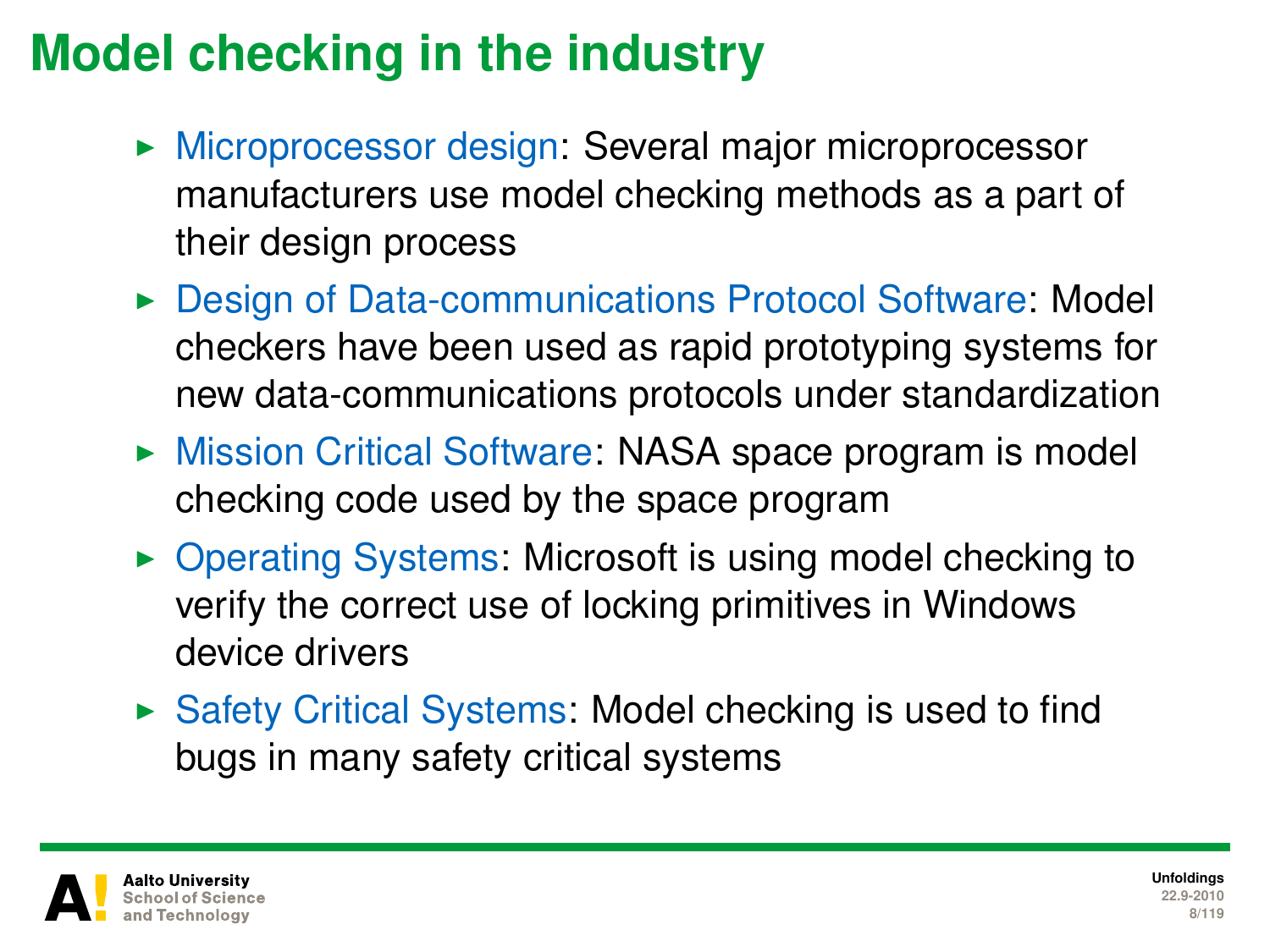# Model checking in the industry

- Microprocessor design: Several major microprocessor manufacturers use model checking methods as a part of their design process
- Design of Data-communications Protocol Software: Model checkers have been used as rapid prototyping systems for new data-communications protocols under standardization
- Mission Critical Software: NASA space program is model checking code used by the space program
- Operating Systems: Microsoft is using model checking to verify the correct use of locking primitives in Windows device drivers
- Safety Critical Systems: Model checking is used to find bugs in many safety critical systems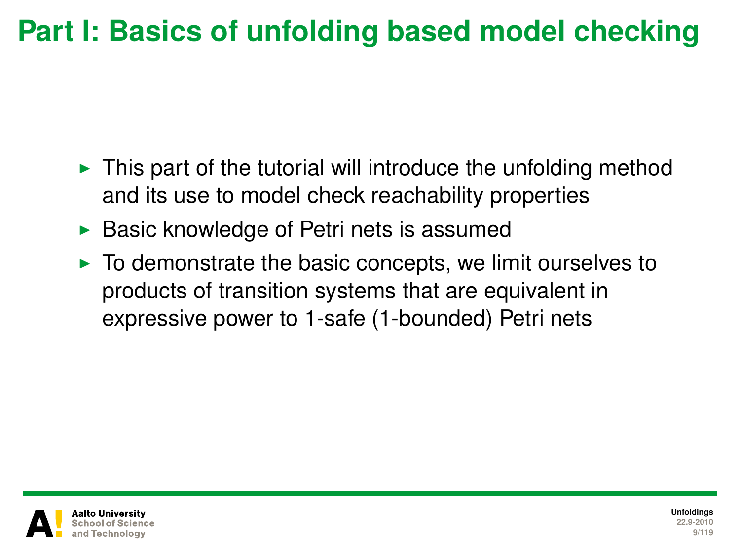# Part I: Basics of unfolding based model checking

- This part of the tutorial will introduce the unfolding method and its use to model check reachability properties
- Basic knowledge of Petri nets is assumed
- To demonstrate the basic concepts, we limit ourselves to products of transition systems that are equivalent in expressive power to 1-safe (1-bounded) Petri nets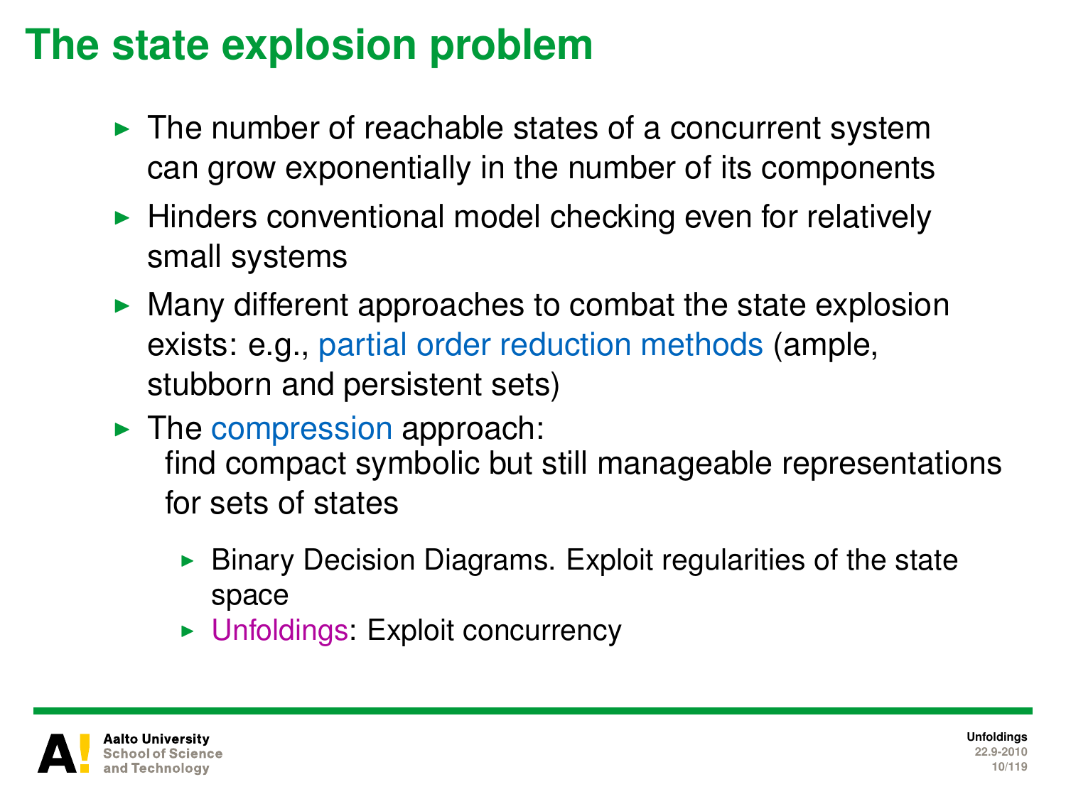# The state explosion problem

- The number of reachable states of a concurrent system can grow exponentially in the number of its components
- Hinders conventional model checking even for relatively small systems
- Many different approaches to combat the state explosion exists: e.g., partial order reduction methods (ample, stubborn and persistent sets)
- The compression approach:
  find compact symbolic but still manageable representations for sets of states
  - Binary Decision Diagrams. Exploit regularities of the state space
  - Unfoldings: Exploit concurrency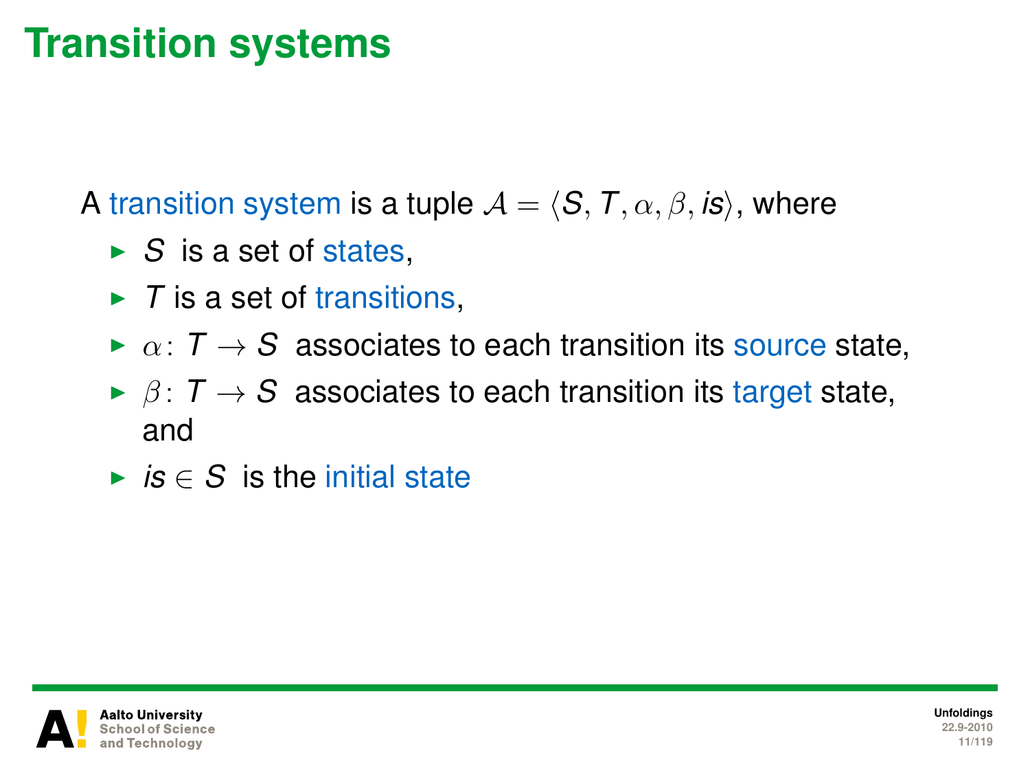# Transition systems

A transition system is a tuple $\mathcal{A} = \langle S, T, \alpha, \beta, is \rangle$, where

- $S$ is a set of states,
- $T$ is a set of transitions,
- $\alpha \colon T \to S$ associates to each transition its source state,
- $\beta \colon T \to S$ associates to each transition its target state, and
- $is \in S$ is the initial state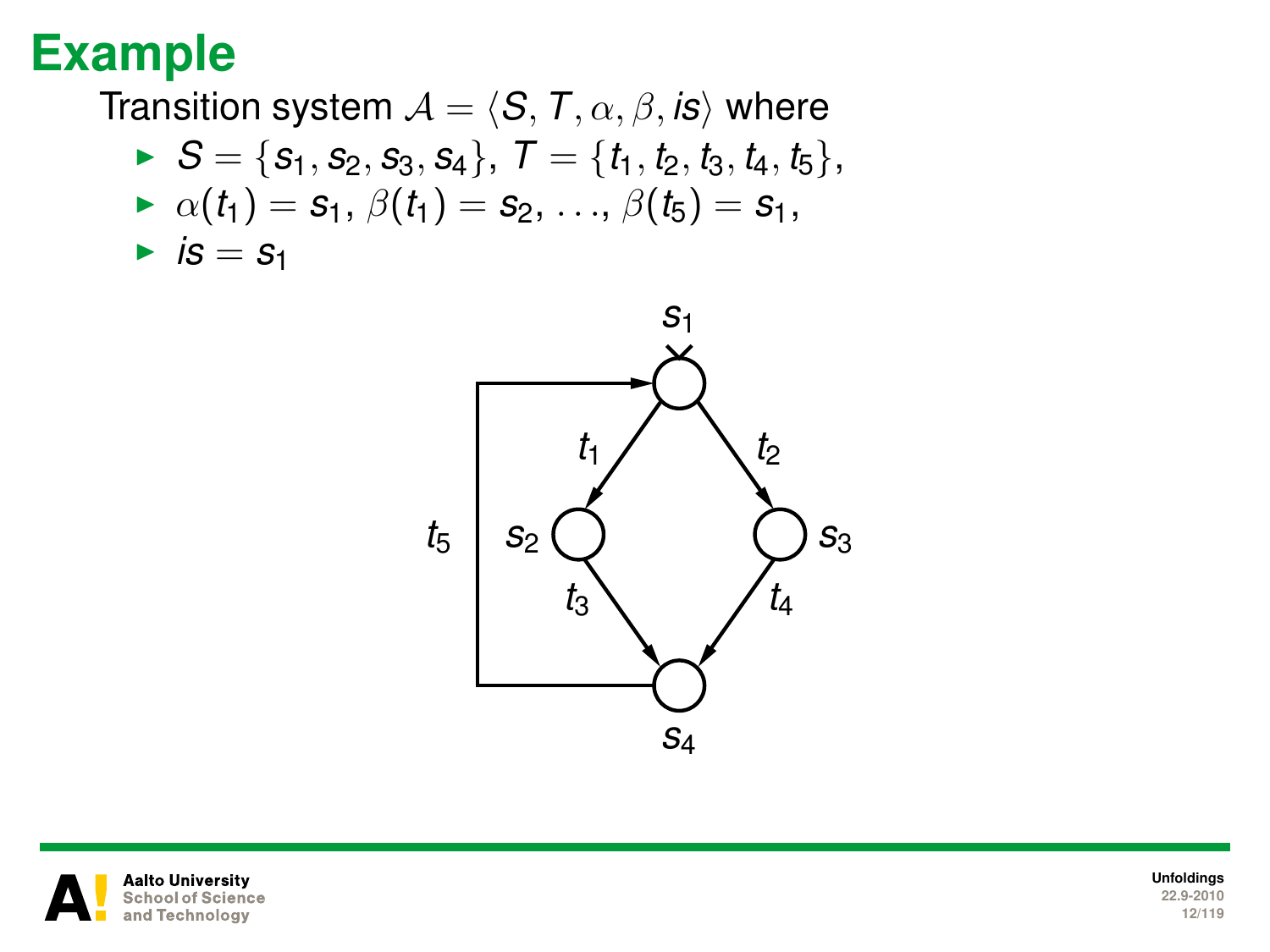# Example

Transition system $\mathcal{A} = \langle S, T, \alpha, \beta, is \rangle$ where

- $S = \{s_1, s_2, s_3, s_4\}$, $T = \{t_1, t_2, t_3, t_4, t_5\}$,
- $\alpha(t_1) = s_1$, $\beta(t_1) = s_2$, ..., $\beta(t_5) = s_1$,
- $is = s_1$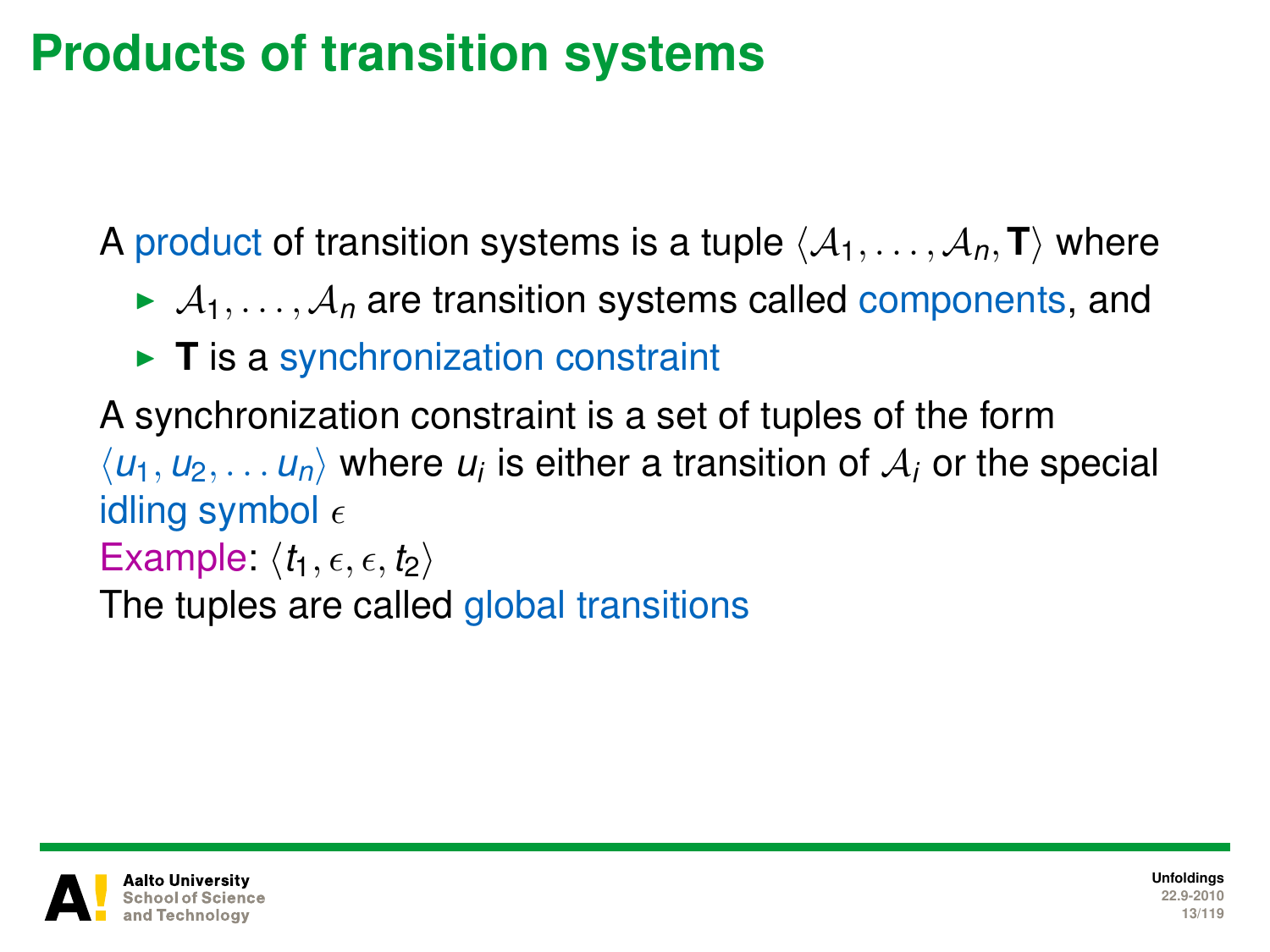# Products of transition systems

A product of transition systems is a tuple $\langle \mathcal{A}_1, \ldots, \mathcal{A}_n, \mathbf{T} \rangle$ where

- $\mathcal{A}_1, \ldots, \mathcal{A}_n$ are transition systems called components, and
- **T** is a synchronization constraint

A synchronization constraint is a set of tuples of the form $\langle u_1, u_2, \ldots u_n \rangle$ where $u_i$ is either a transition of $\mathcal{A}_i$ or the special idling symbol $\epsilon$

Example: $\langle t_1, \epsilon, \epsilon, t_2 \rangle$

The tuples are called global transitions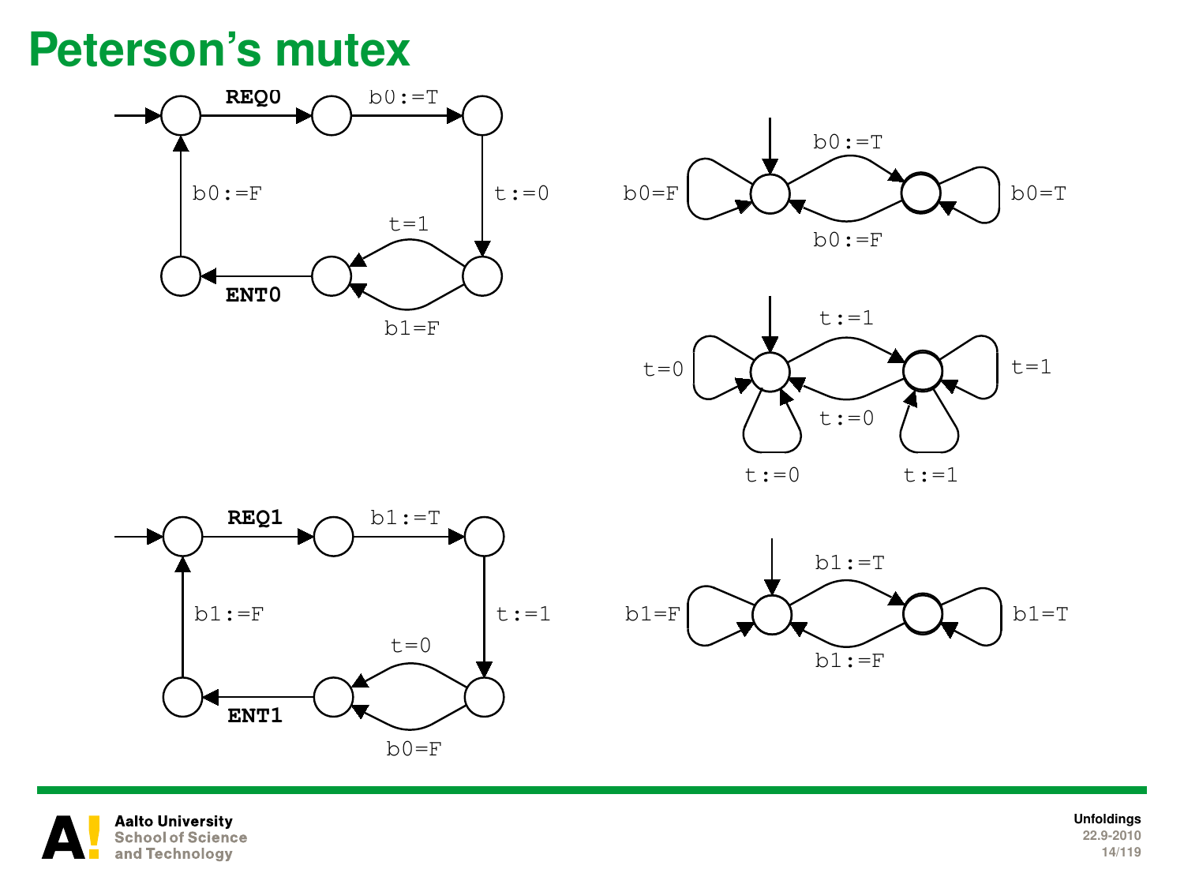# Peterson's mutex

REQ0

b0:=T

t:=0

t=1

b1=F

ENT0

b0:=F

b0:=T

b0=F

b0=T

b0:=F

t:=1

t=0

t=1

t:=0

t:=0

t:=1

REQ1

b1:=T

t:=1

t=0

b0=F

ENT1

b1:=F

b1:=T

b1=F

b1=T

b1:=F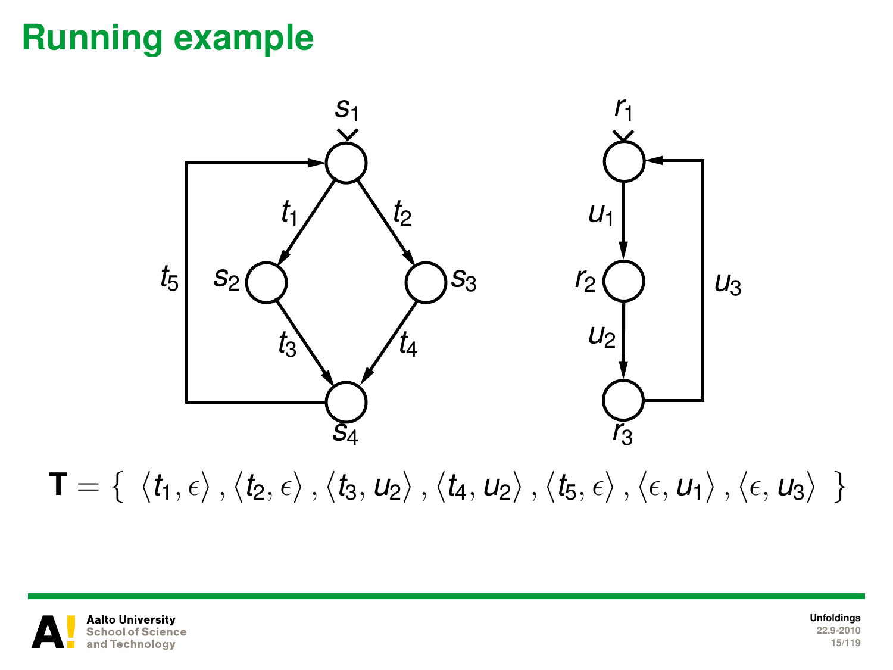# Running example

$$\mathbf{T} = \{ \ \langle t_1, \epsilon \rangle, \langle t_2, \epsilon \rangle, \langle t_3, u_2 \rangle, \langle t_4, u_2 \rangle, \langle t_5, \epsilon \rangle, \langle \epsilon, u_1 \rangle, \langle \epsilon, u_3 \rangle \ \}$$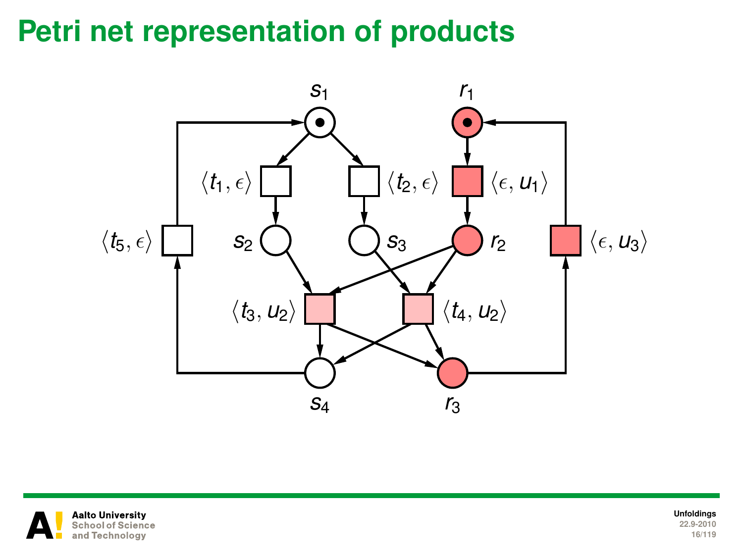# Petri net representation of products

$s_1$ $r_1$

$\langle t_1, \epsilon \rangle$ $\langle t_2, \epsilon \rangle$ $\langle \epsilon, u_1 \rangle$

$\langle t_5, \epsilon \rangle$ $s_2$ $s_3$ $r_2$ $\langle \epsilon, u_3 \rangle$

$\langle t_3, u_2 \rangle$ $\langle t_4, u_2 \rangle$

$s_4$ $r_3$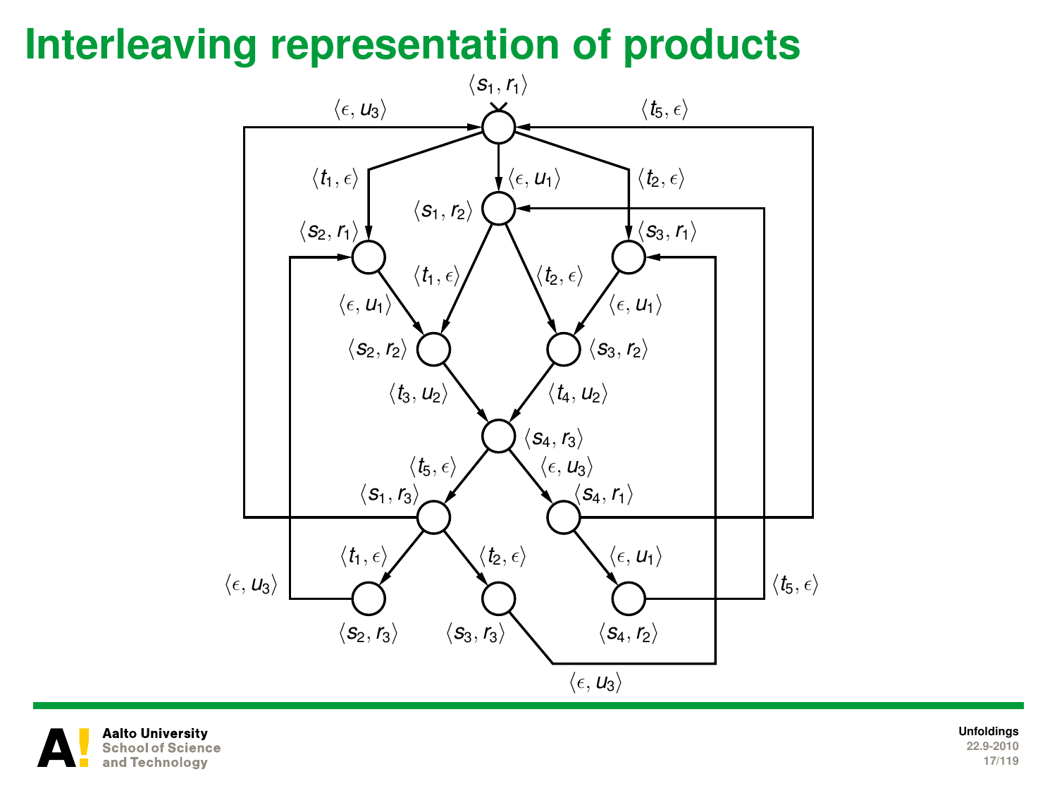# Interleaving representation of products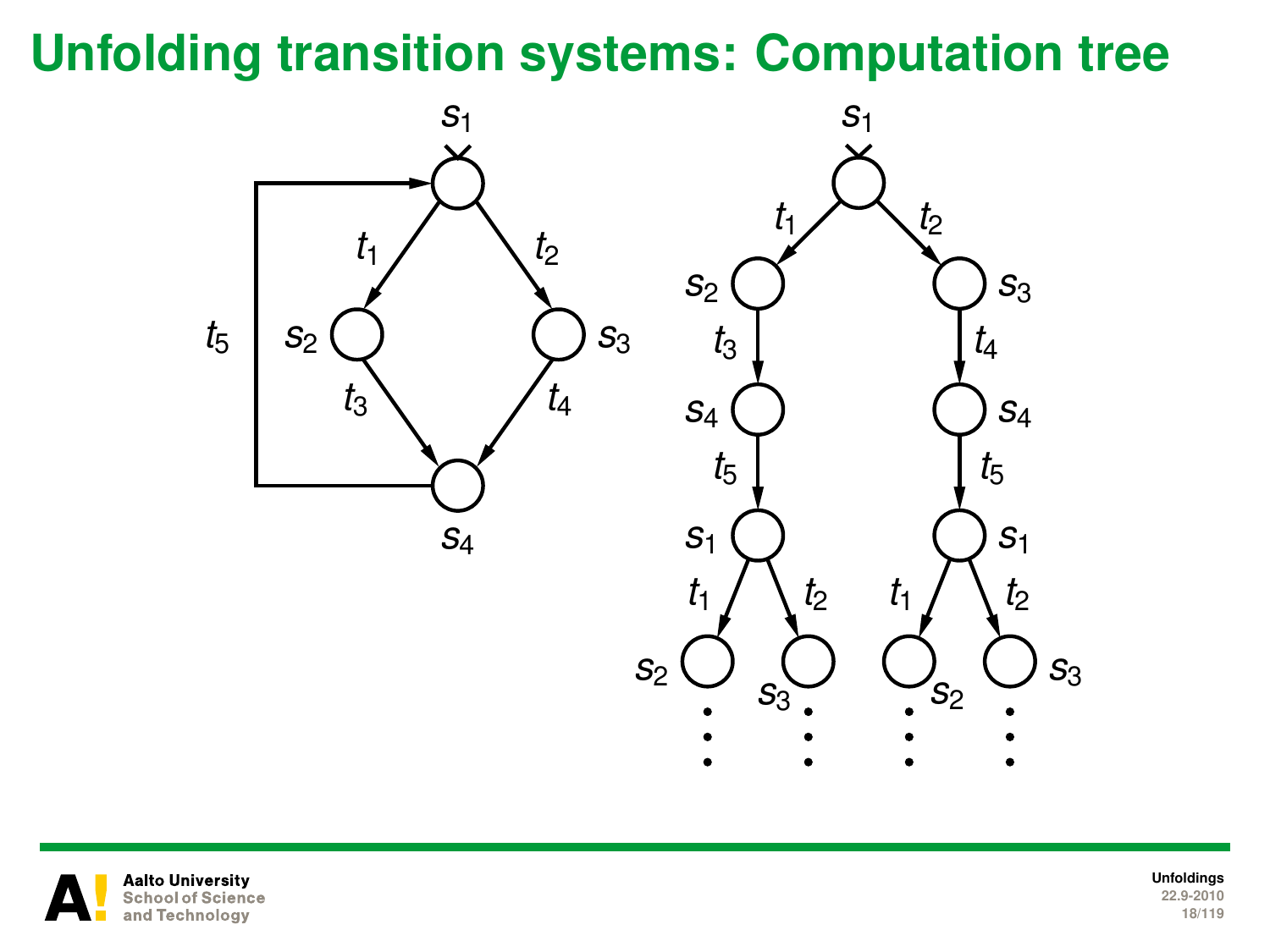# Unfolding transition systems: Computation tree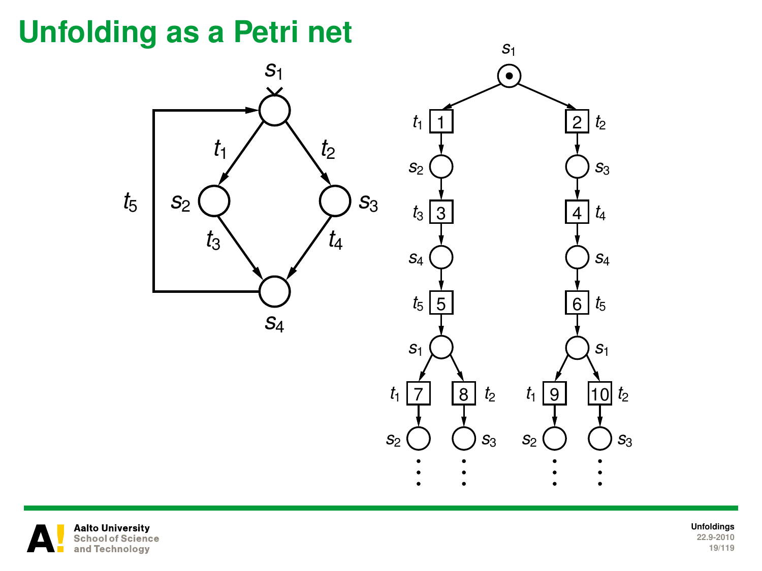# Unfolding as a Petri net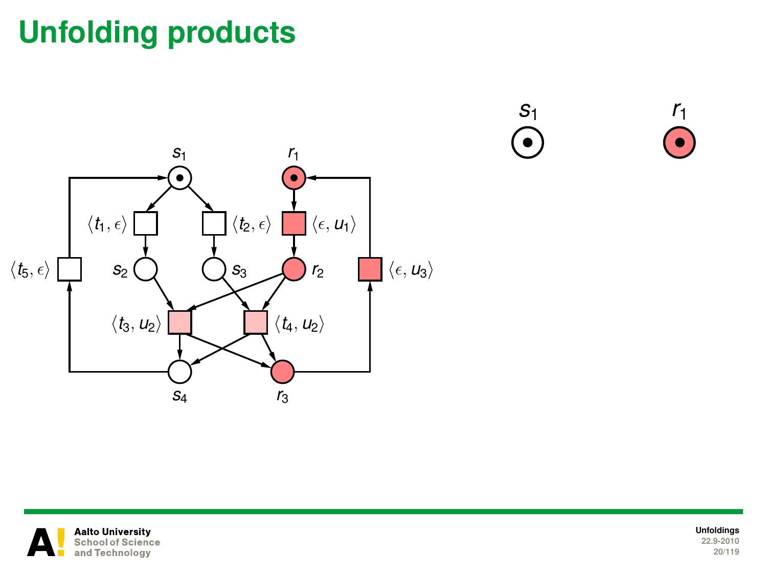# Unfolding products

$\langle t_1, \epsilon \rangle$ $\langle t_2, \epsilon \rangle$ $\langle \epsilon, u_1 \rangle$ $\langle t_5, \epsilon \rangle$ $\langle \epsilon, u_3 \rangle$ $\langle t_3, u_2 \rangle$ $\langle t_4, u_2 \rangle$

$s_1$ $r_1$ $s_2$ $s_3$ $r_2$ $s_4$ $r_3$

$s_1$ $r_1$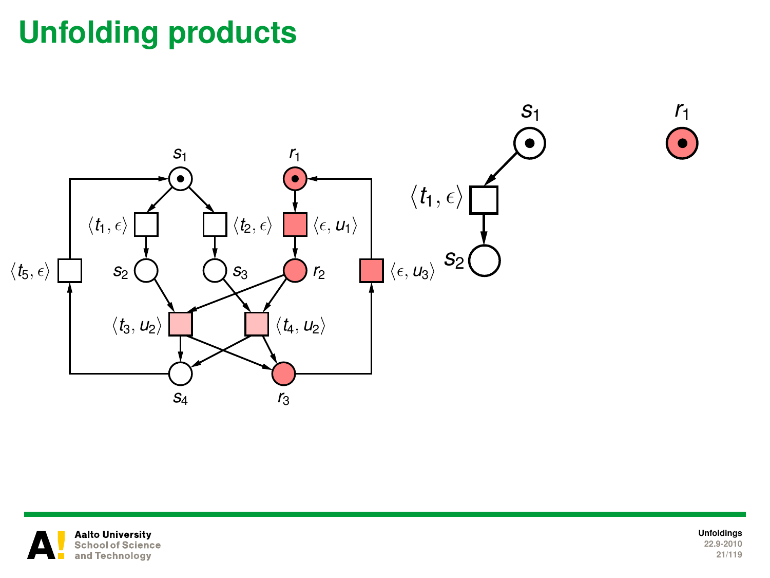# Unfolding products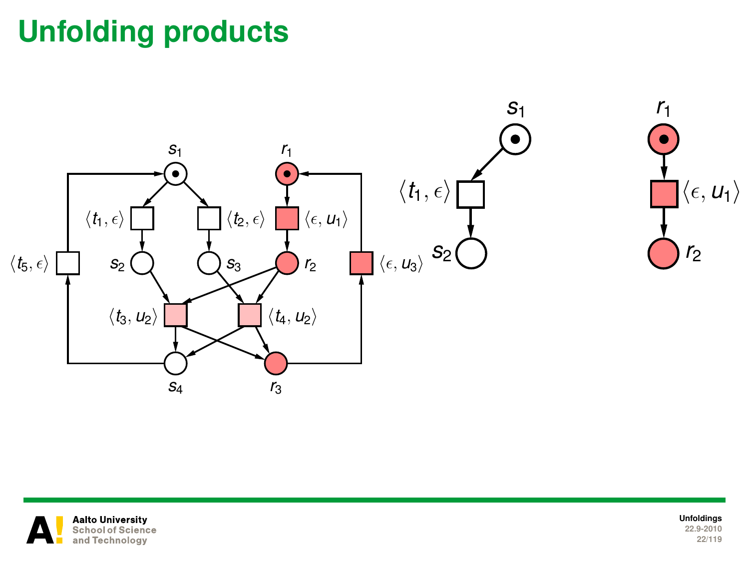# Unfolding products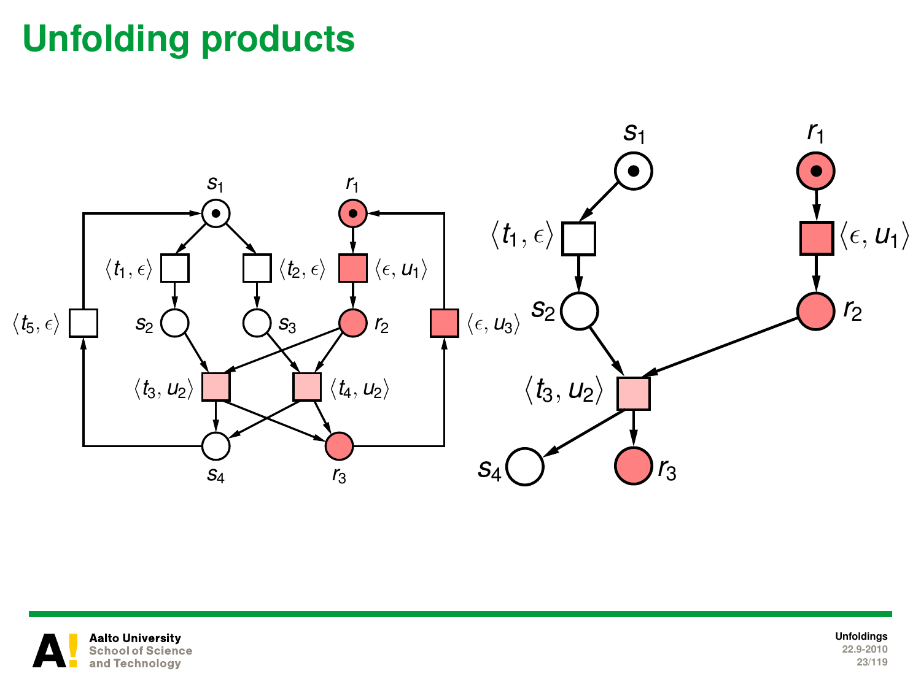# Unfolding products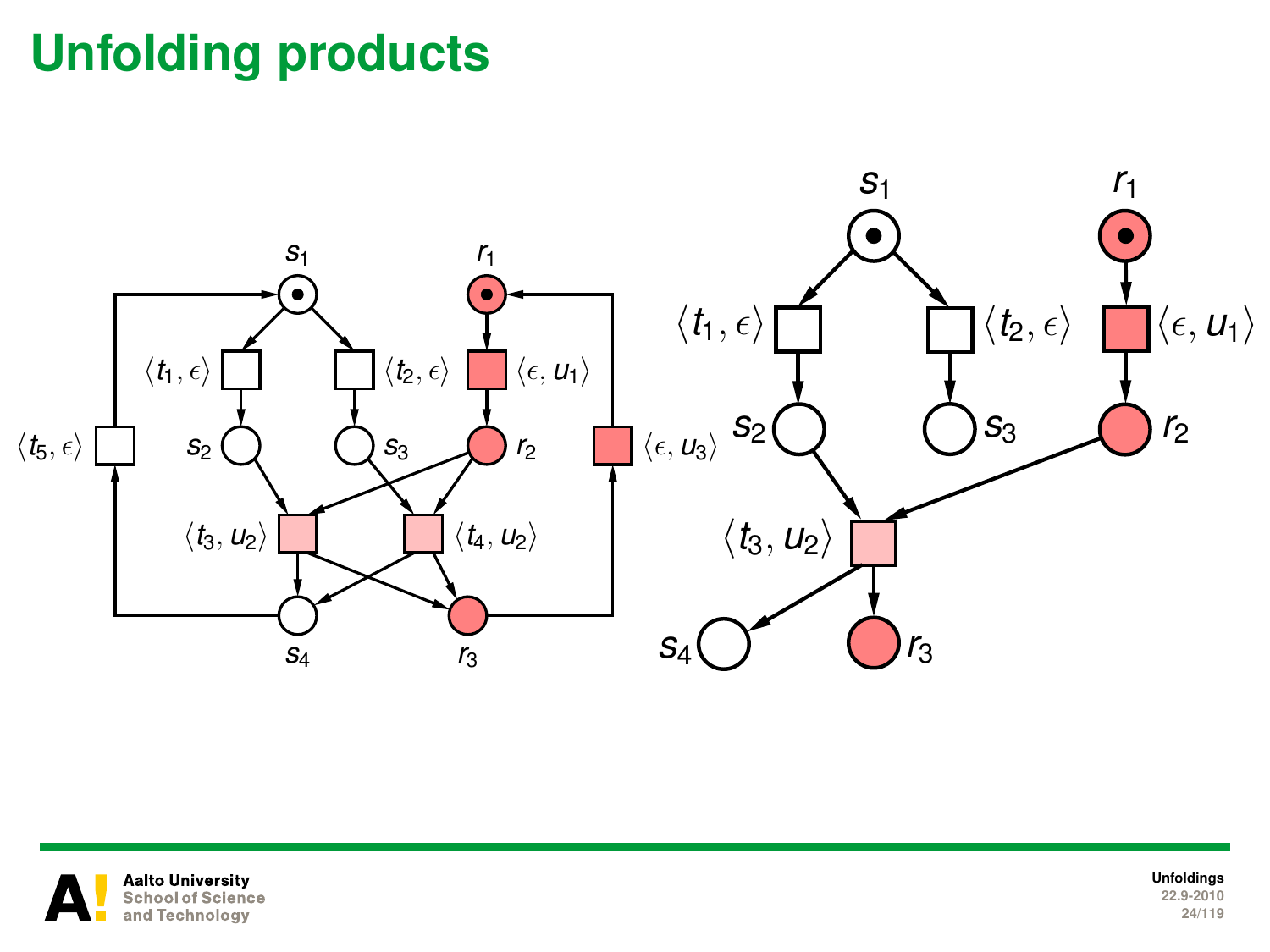# Unfolding products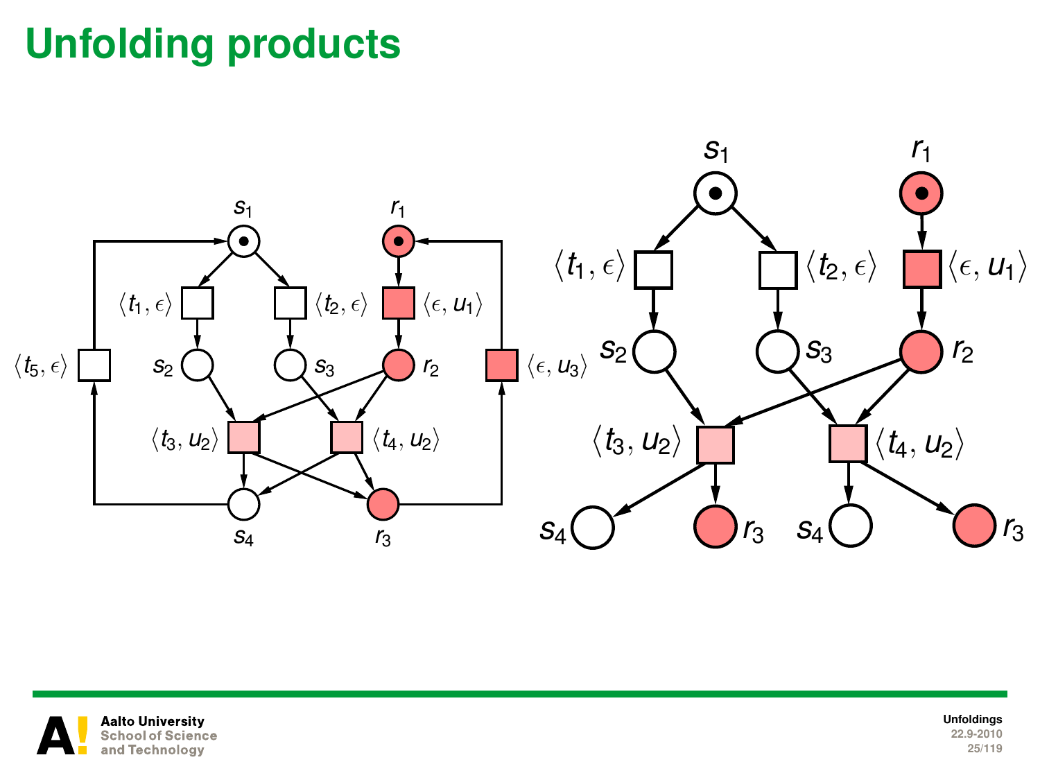# Unfolding products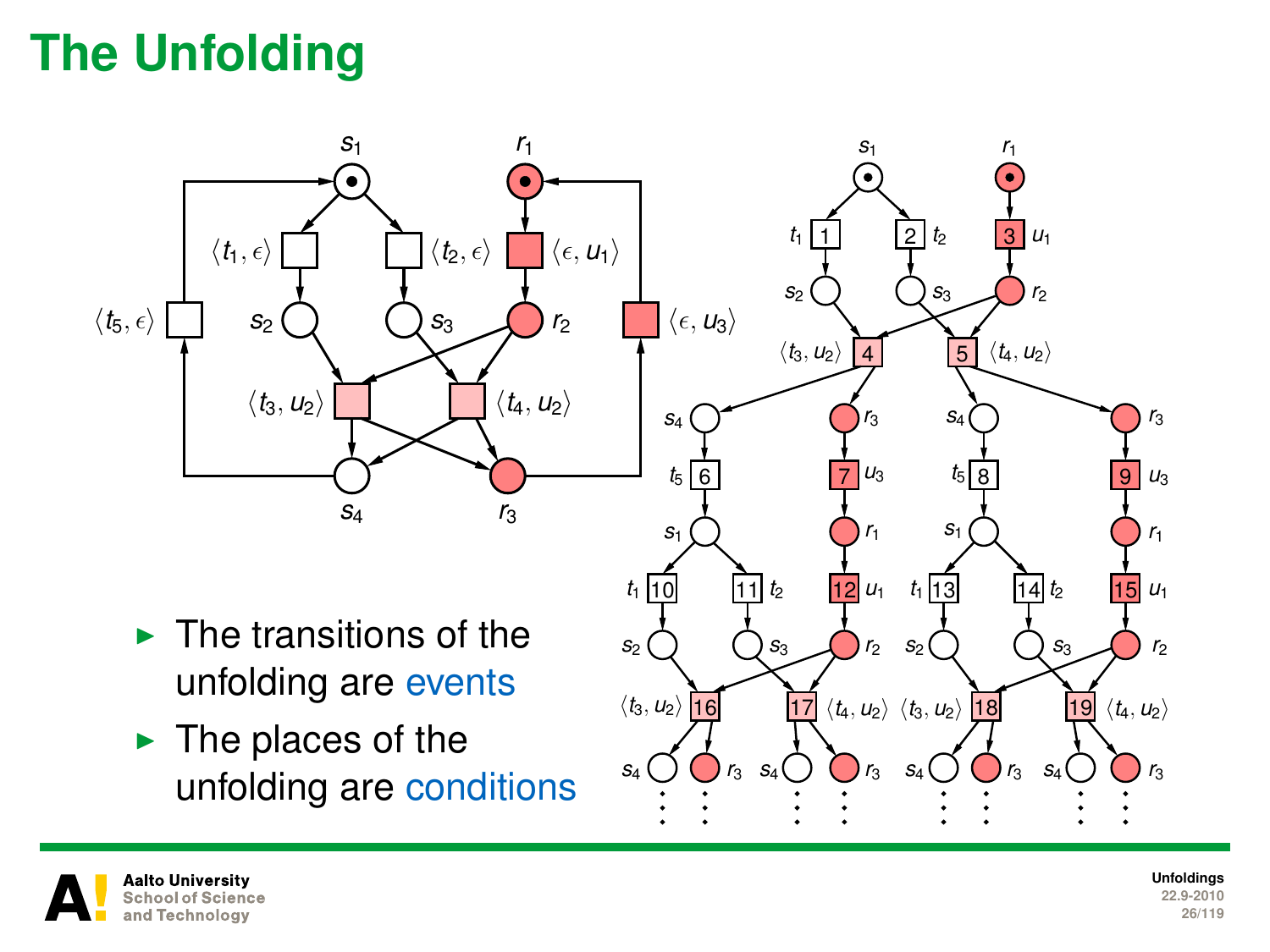# The Unfolding

- The transitions of the unfolding are events
- The places of the unfolding are conditions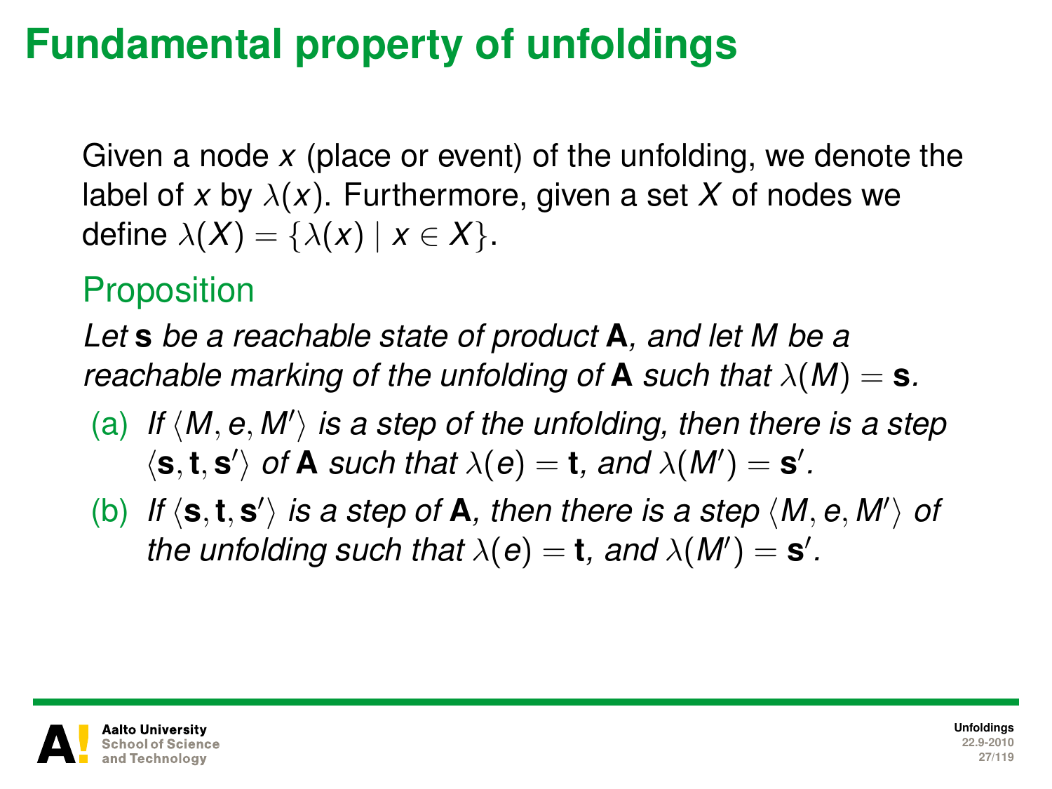# Fundamental property of unfoldings

Given a node $x$ (place or event) of the unfolding, we denote the label of $x$ by $\lambda(x)$. Furthermore, given a set $X$ of nodes we define $\lambda(X) = \{\lambda(x) \mid x \in X\}$.

## Proposition

*Let* $\mathbf{s}$ *be a reachable state of product* $\mathbf{A}$*, and let* $M$ *be a reachable marking of the unfolding of* $\mathbf{A}$ *such that* $\lambda(M) = \mathbf{s}$*.*

(a) *If* $\langle M, e, M' \rangle$ *is a step of the unfolding, then there is a step* $\langle \mathbf{s}, \mathbf{t}, \mathbf{s}' \rangle$ *of* $\mathbf{A}$ *such that* $\lambda(e) = \mathbf{t}$*, and* $\lambda(M') = \mathbf{s}'$*.*

(b) *If* $\langle \mathbf{s}, \mathbf{t}, \mathbf{s}' \rangle$ *is a step of* $\mathbf{A}$*, then there is a step* $\langle M, e, M' \rangle$ *of the unfolding such that* $\lambda(e) = \mathbf{t}$*, and* $\lambda(M') = \mathbf{s}'$*.*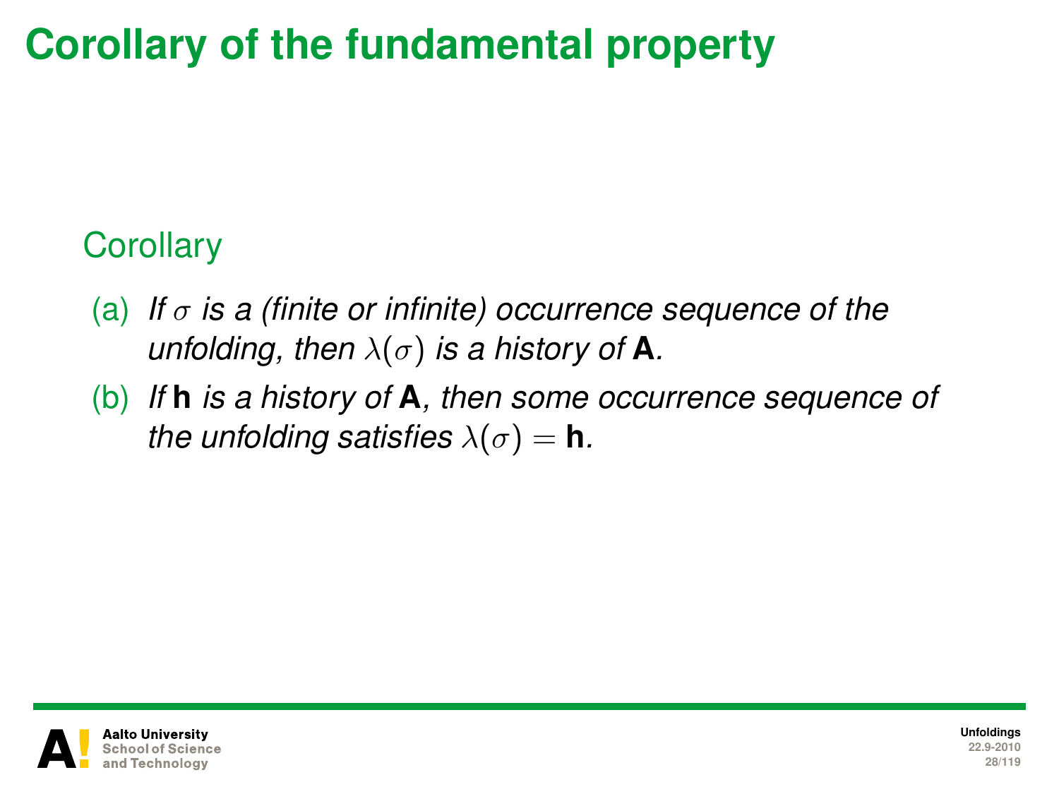# Corollary of the fundamental property

### Corollary

(a) *If $\sigma$ is a (finite or infinite) occurrence sequence of the unfolding, then $\lambda(\sigma)$ is a history of* **A***.*

(b) *If* **h** *is a history of* **A***, then some occurrence sequence of the unfolding satisfies $\lambda(\sigma) =$* **h***.*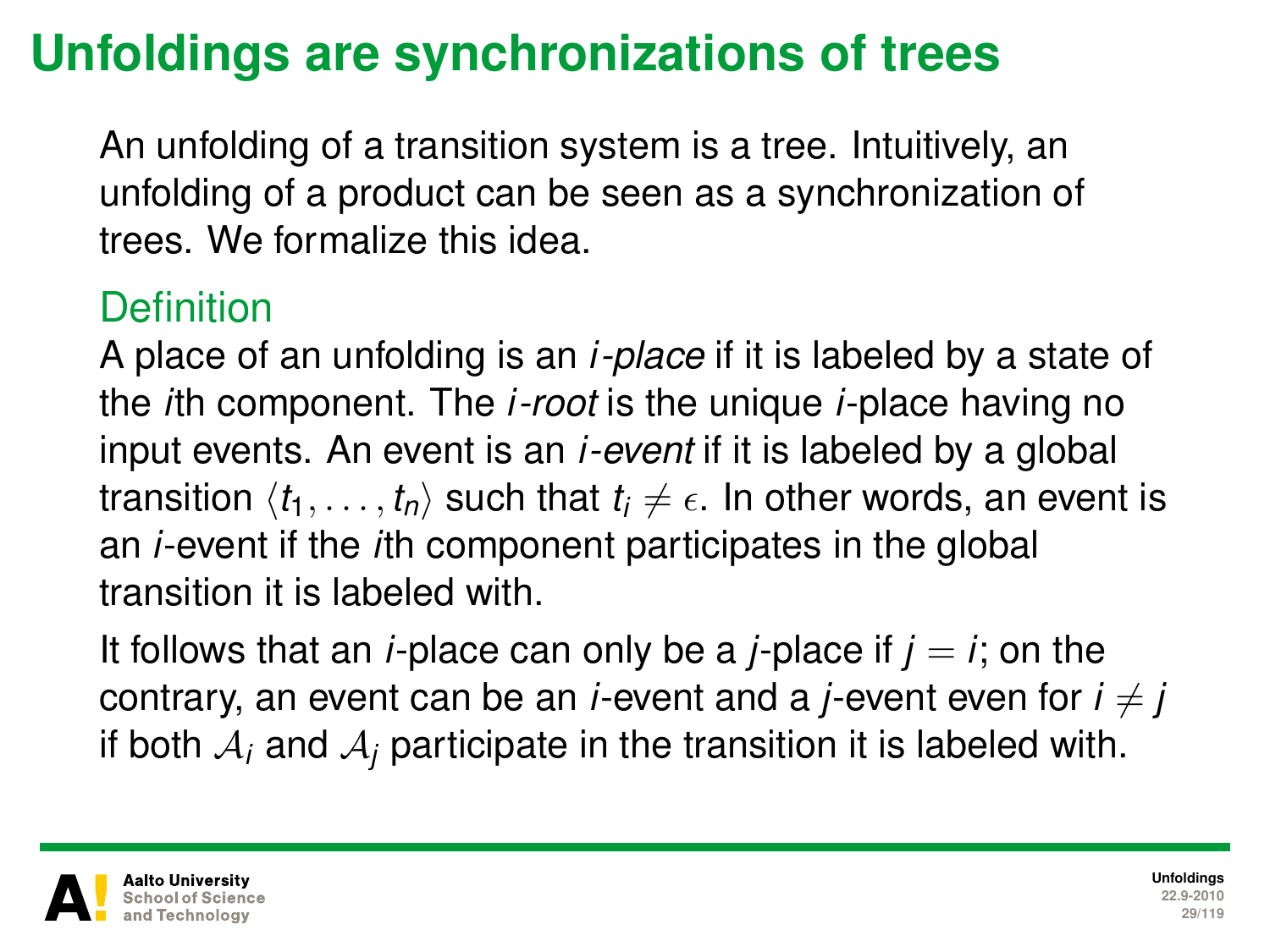# Unfoldings are synchronizations of trees

An unfolding of a transition system is a tree. Intuitively, an unfolding of a product can be seen as a synchronization of trees. We formalize this idea.

## Definition

A place of an unfolding is an *$i$-place* if it is labeled by a state of the $i$th component. The *$i$-root* is the unique $i$-place having no input events. An event is an *$i$-event* if it is labeled by a global transition $\langle t_1, \ldots, t_n \rangle$ such that $t_i \neq \epsilon$. In other words, an event is an $i$-event if the $i$th component participates in the global transition it is labeled with.

It follows that an $i$-place can only be a $j$-place if $j = i$; on the contrary, an event can be an $i$-event and a $j$-event even for $i \neq j$ if both $\mathcal{A}_i$ and $\mathcal{A}_j$ participate in the transition it is labeled with.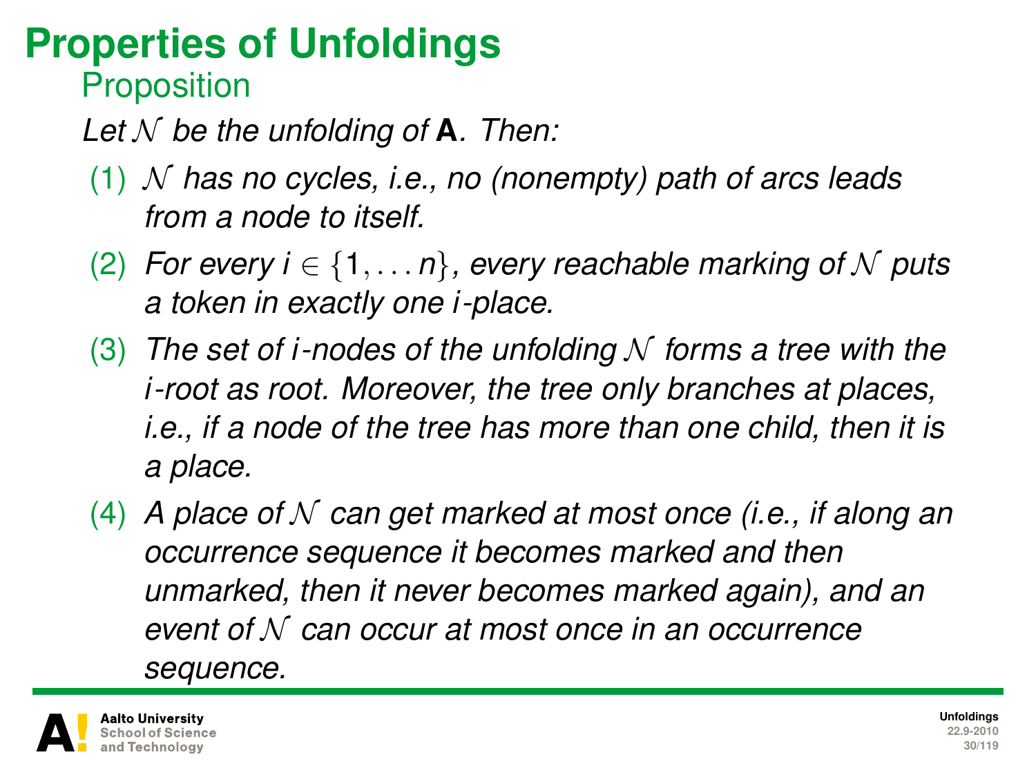# Properties of Unfoldings

## Proposition

*Let $\mathcal{N}$ be the unfolding of* **A**. *Then:*

(1) *$\mathcal{N}$ has no cycles, i.e., no (nonempty) path of arcs leads from a node to itself.*

(2) *For every $i \in \{1, \ldots n\}$, every reachable marking of $\mathcal{N}$ puts a token in exactly one $i$-place.*

(3) *The set of $i$-nodes of the unfolding $\mathcal{N}$ forms a tree with the $i$-root as root. Moreover, the tree only branches at places, i.e., if a node of the tree has more than one child, then it is a place.*

(4) *A place of $\mathcal{N}$ can get marked at most once (i.e., if along an occurrence sequence it becomes marked and then unmarked, then it never becomes marked again), and an event of $\mathcal{N}$ can occur at most once in an occurrence sequence.*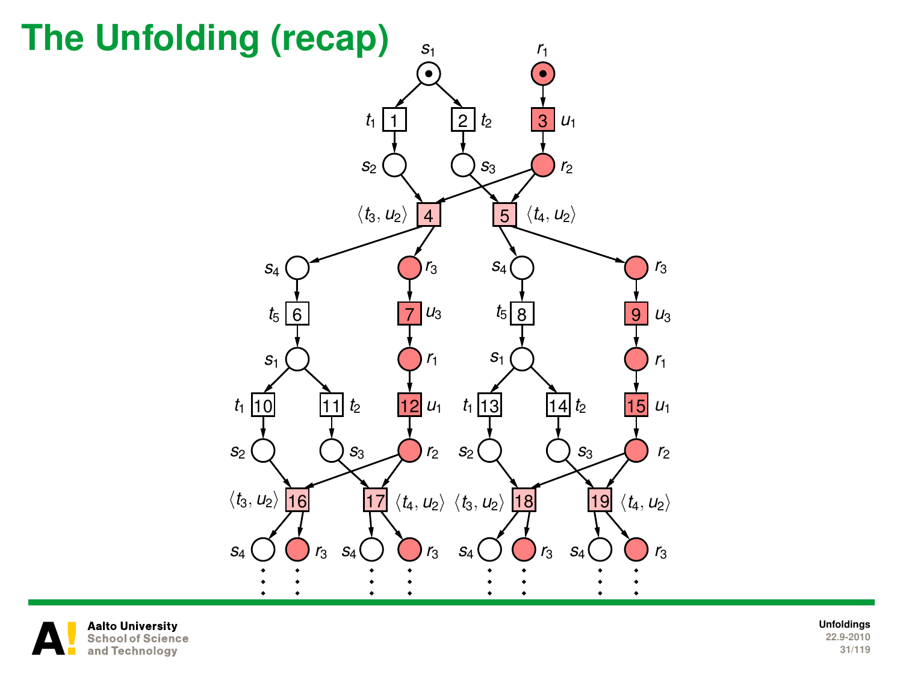# The Unfolding (recap)

$s_1$ $r_1$

$t_1$ 1 2 $t_2$ 3 $u_1$

$s_2$ $s_3$ $r_2$

$\langle t_3, u_2 \rangle$ 4 5 $\langle t_4, u_2 \rangle$

$s_4$ $r_3$ $s_4$ $r_3$

$t_5$ 6 7 $u_3$ $t_5$ 8 9 $u_3$

$s_1$ $r_1$ $s_1$ $r_1$

$t_1$ 10 11 $t_2$ 12 $u_1$ $t_1$ 13 14 $t_2$ 15 $u_1$

$s_2$ $s_3$ $r_2$ $s_2$ $s_3$ $r_2$

$\langle t_3, u_2 \rangle$ 16 17 $\langle t_4, u_2 \rangle$ $\langle t_3, u_2 \rangle$ 18 19 $\langle t_4, u_2 \rangle$

$s_4$ $r_3$ $s_4$ $r_3$ $s_4$ $r_3$ $s_4$ $r_3$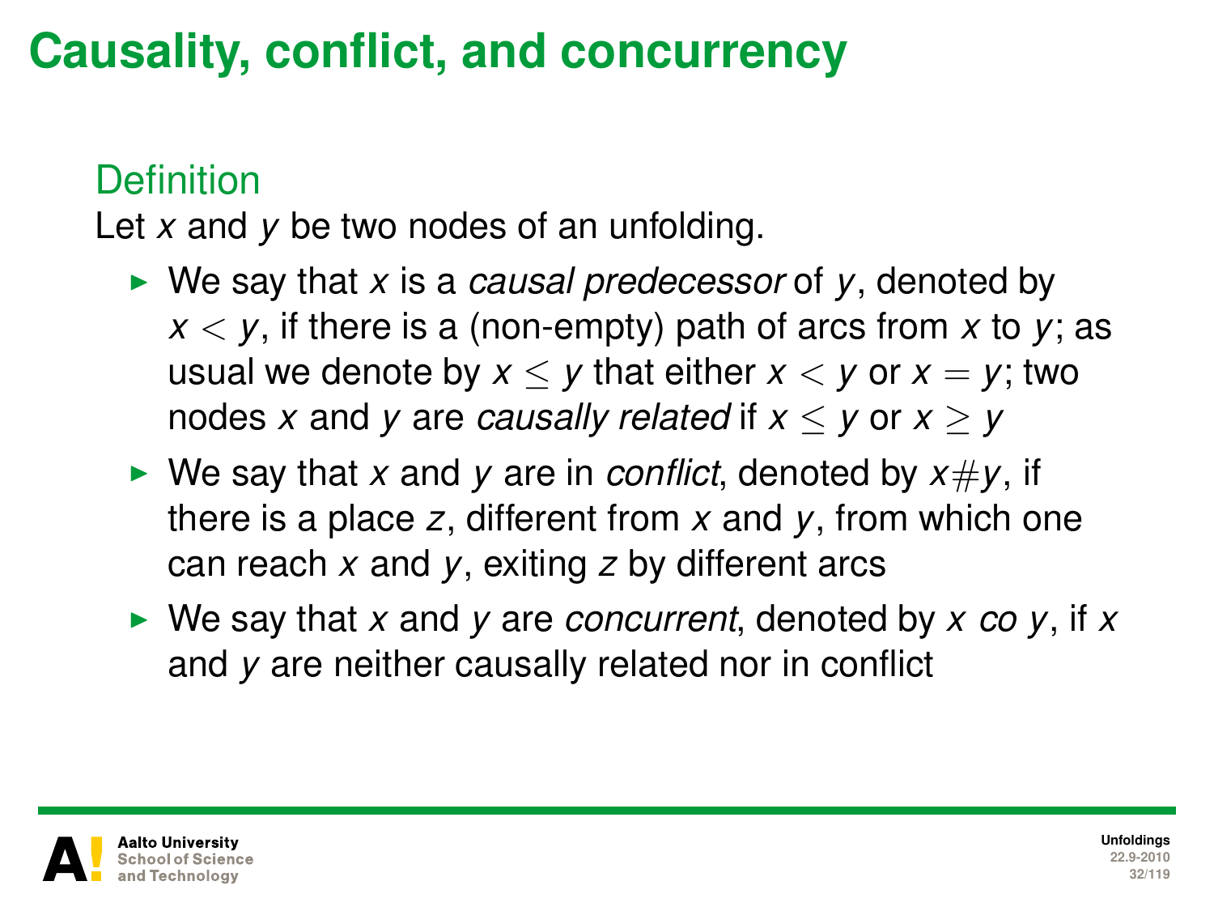# Causality, conflict, and concurrency

## Definition

Let $x$ and $y$ be two nodes of an unfolding.

- We say that $x$ is a *causal predecessor* of $y$, denoted by $x < y$, if there is a (non-empty) path of arcs from $x$ to $y$; as usual we denote by $x \leq y$ that either $x < y$ or $x = y$; two nodes $x$ and $y$ are *causally related* if $x \leq y$ or $x \geq y$
- We say that $x$ and $y$ are in *conflict*, denoted by $x \# y$, if there is a place $z$, different from $x$ and $y$, from which one can reach $x$ and $y$, exiting $z$ by different arcs
- We say that $x$ and $y$ are *concurrent*, denoted by $x \; co \; y$, if $x$ and $y$ are neither causally related nor in conflict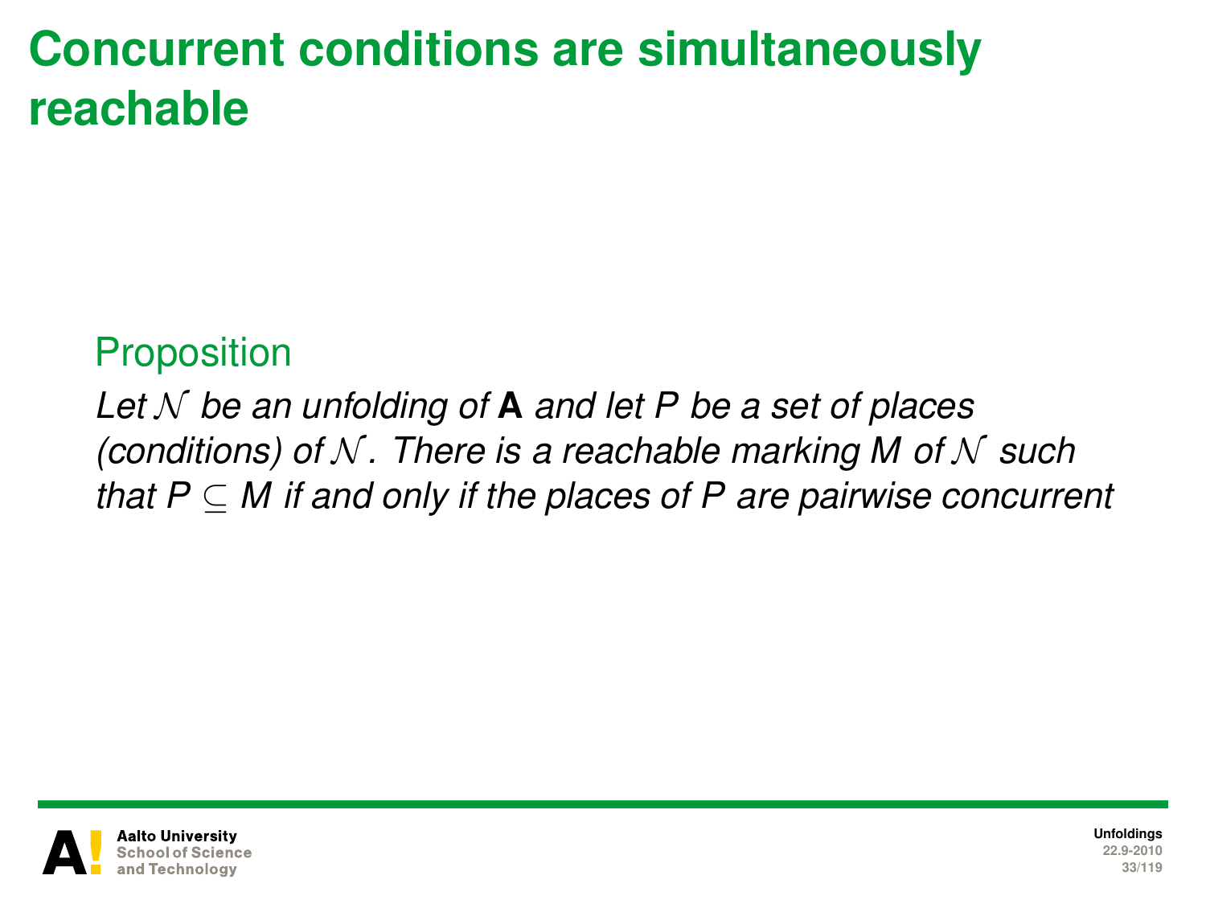# Concurrent conditions are simultaneously reachable

**Proposition**

*Let $\mathcal{N}$ be an unfolding of* **A** *and let $P$ be a set of places (conditions) of $\mathcal{N}$. There is a reachable marking $M$ of $\mathcal{N}$ such that $P \subseteq M$ if and only if the places of $P$ are pairwise concurrent*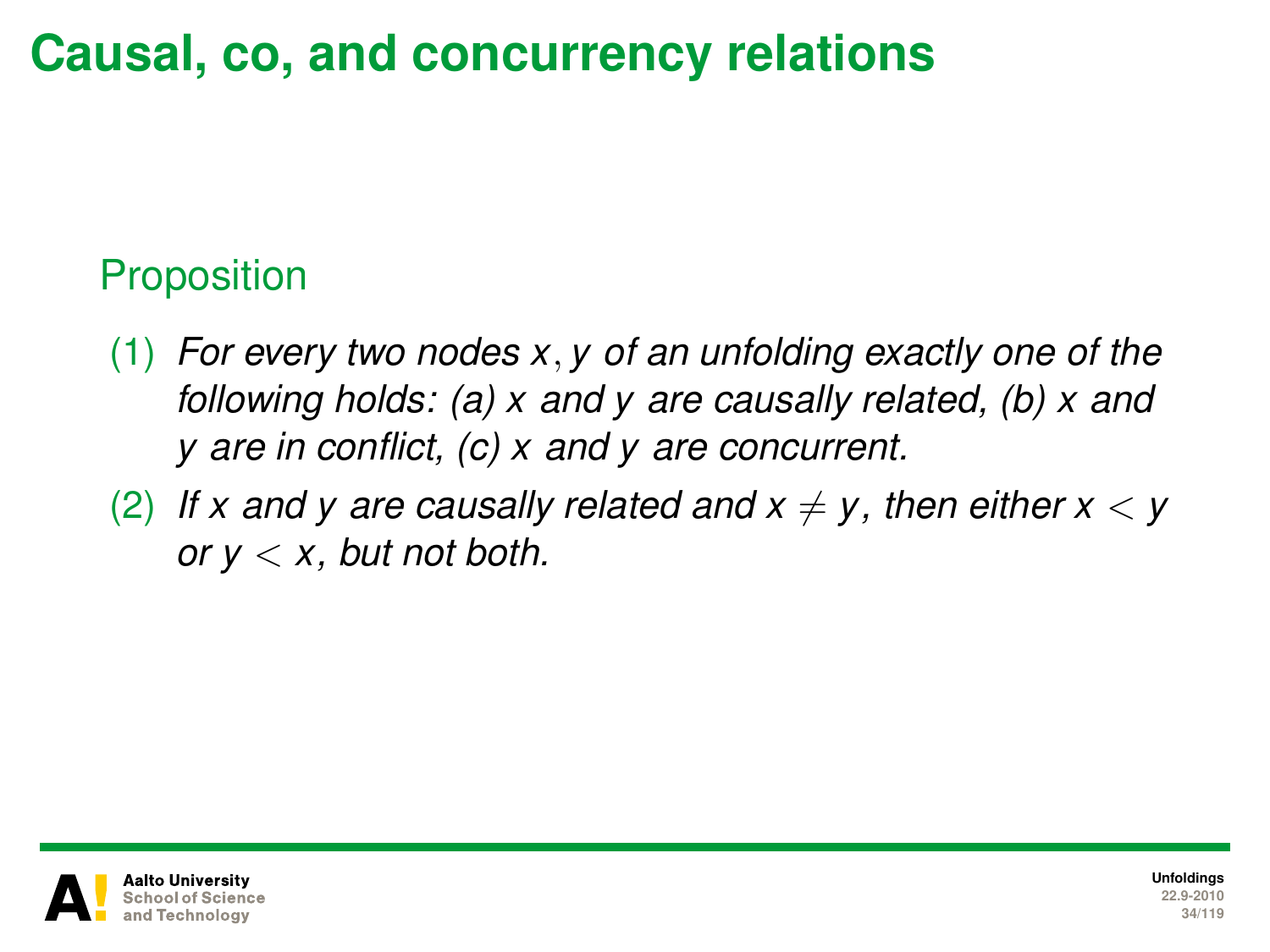# Causal, co, and concurrency relations

**Proposition**

(1) *For every two nodes $x, y$ of an unfolding exactly one of the following holds: (a) $x$ and $y$ are causally related, (b) $x$ and $y$ are in conflict, (c) $x$ and $y$ are concurrent.*

(2) *If $x$ and $y$ are causally related and $x \neq y$, then either $x < y$ or $y < x$, but not both.*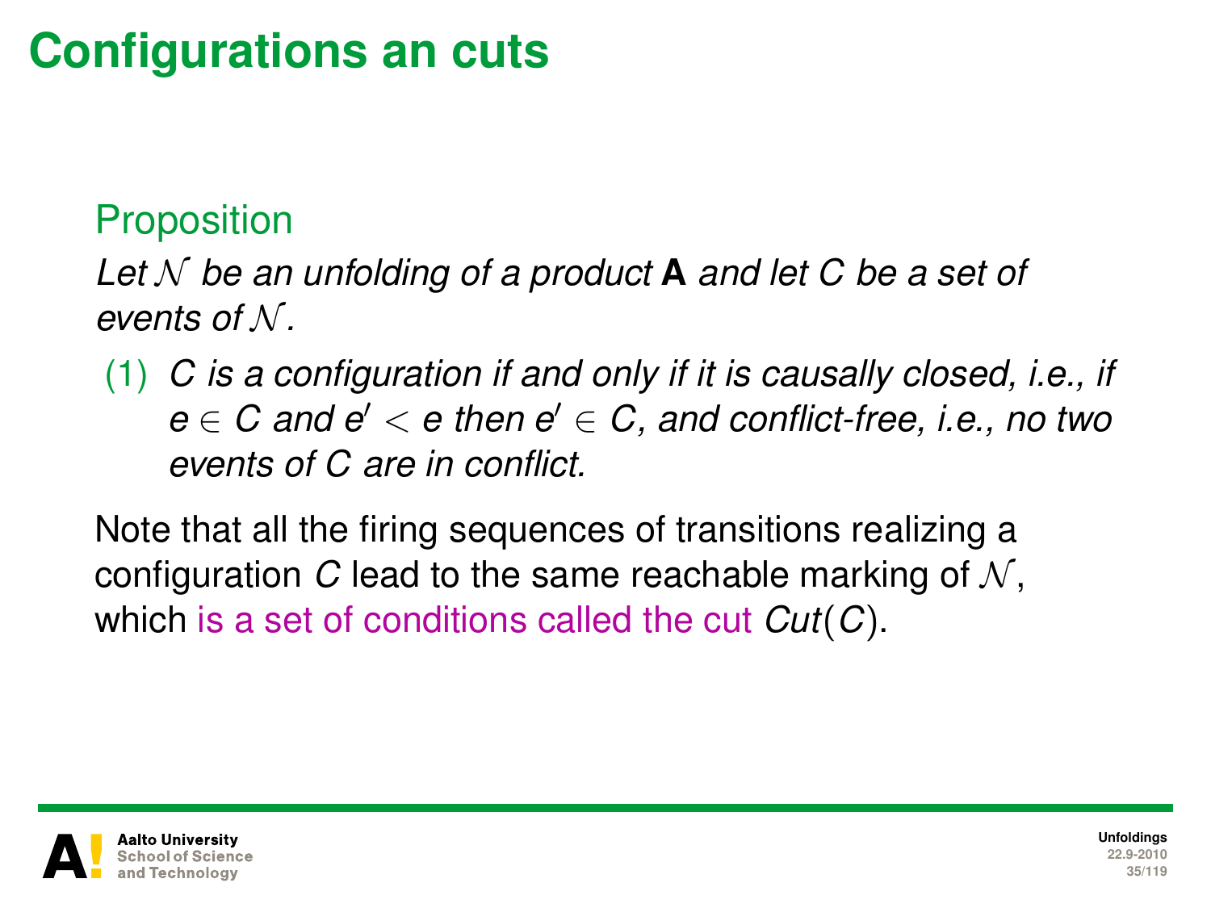# Configurations an cuts

**Proposition**

*Let $\mathcal{N}$ be an unfolding of a product* **A** *and let $C$ be a set of events of $\mathcal{N}$.*

(1) *$C$ is a configuration if and only if it is causally closed, i.e., if $e \in C$ and $e' < e$ then $e' \in C$, and conflict-free, i.e., no two events of $C$ are in conflict.*

Note that all the firing sequences of transitions realizing a configuration $C$ lead to the same reachable marking of $\mathcal{N}$, which is a set of conditions called the cut $Cut(C)$.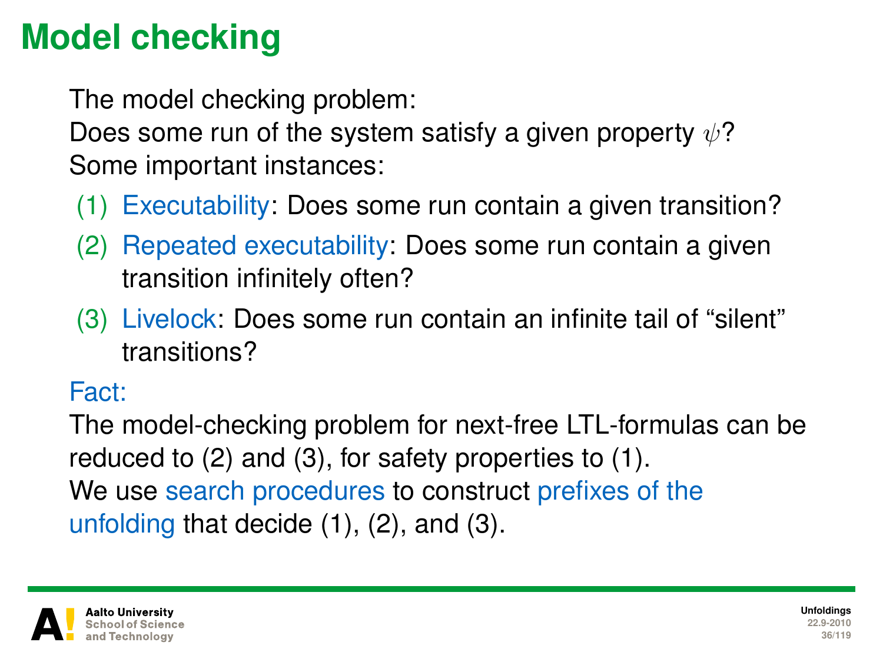# Model checking

The model checking problem:
Does some run of the system satisfy a given property $\psi$?
Some important instances:

(1) Executability: Does some run contain a given transition?
(2) Repeated executability: Does some run contain a given transition infinitely often?
(3) Livelock: Does some run contain an infinite tail of "silent" transitions?

Fact:
The model-checking problem for next-free LTL-formulas can be reduced to (2) and (3), for safety properties to (1).
We use search procedures to construct prefixes of the unfolding that decide (1), (2), and (3).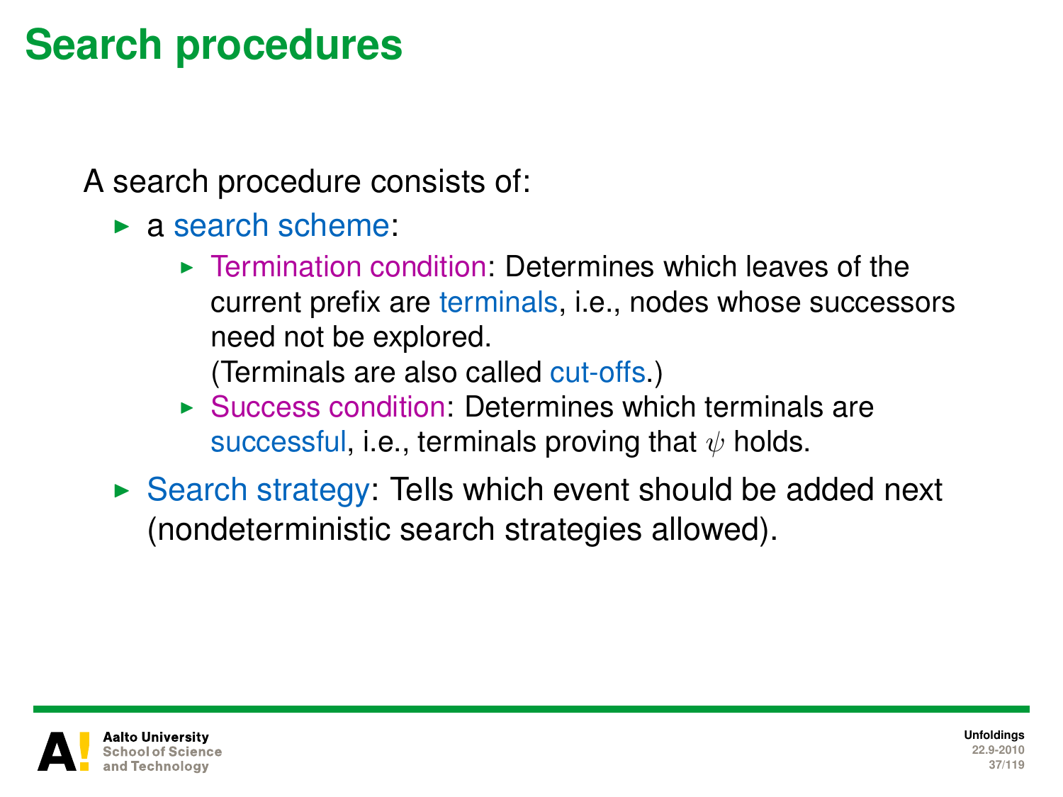# Search procedures

A search procedure consists of:

- a search scheme:
  - Termination condition: Determines which leaves of the current prefix are terminals, i.e., nodes whose successors need not be explored.
    (Terminals are also called cut-offs.)
  - Success condition: Determines which terminals are successful, i.e., terminals proving that $\psi$ holds.
- Search strategy: Tells which event should be added next (nondeterministic search strategies allowed).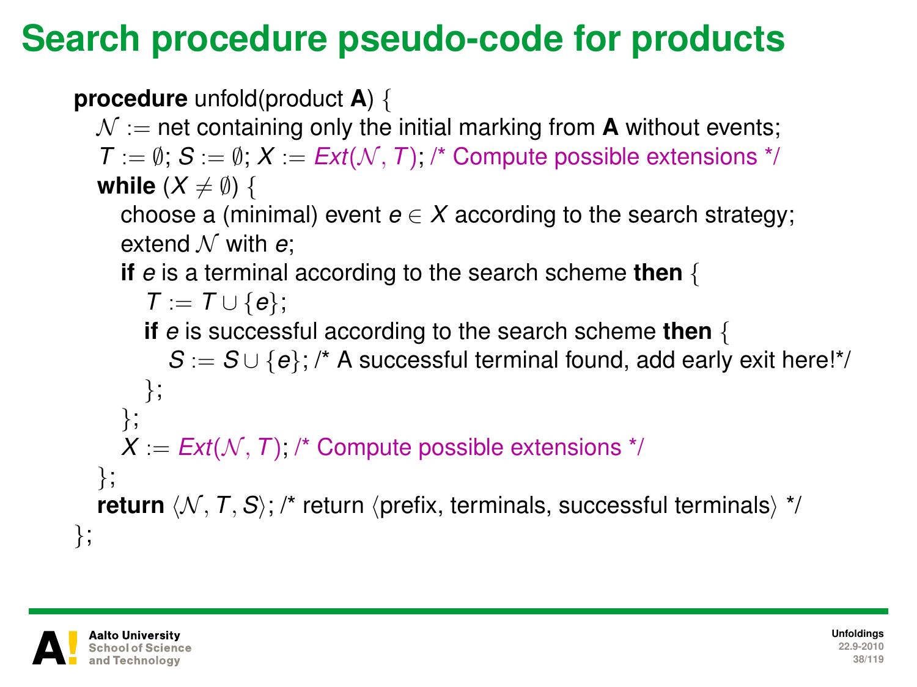# Search procedure pseudo-code for products

```
procedure unfold(product A) {
  𝒩 := net containing only the initial marking from A without events;
  T := ∅; S := ∅; X := Ext(𝒩, T); /* Compute possible extensions */
  while (X ≠ ∅) {
    choose a (minimal) event e ∈ X according to the search strategy;
    extend 𝒩 with e;
    if e is a terminal according to the search scheme then {
      T := T ∪ {e};
      if e is successful according to the search scheme then {
        S := S ∪ {e}; /* A successful terminal found, add early exit here!*/
      };
    };
    X := Ext(𝒩, T); /* Compute possible extensions */
  };
  return ⟨𝒩, T, S⟩; /* return ⟨prefix, terminals, successful terminals⟩ */
};
```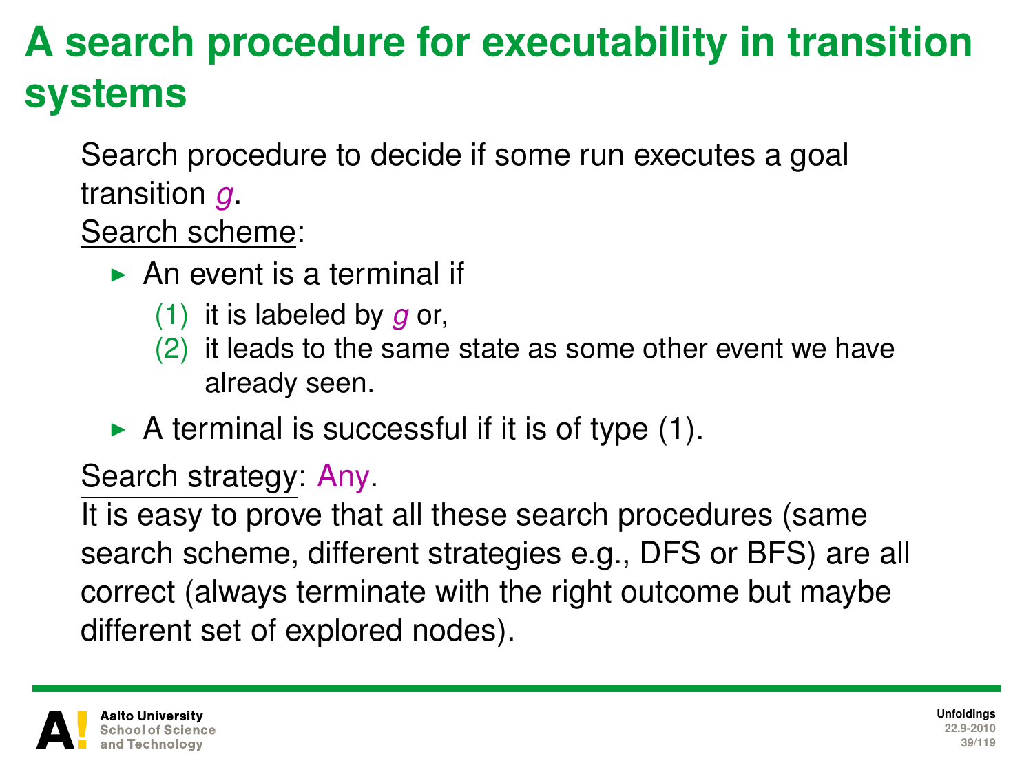# A search procedure for executability in transition systems

Search procedure to decide if some run executes a goal transition *g*.

<u>Search scheme</u>:

- An event is a terminal if
  1. it is labeled by *g* or,
  2. it leads to the same state as some other event we have already seen.
- A terminal is successful if it is of type (1).

<u>Search strategy</u>: Any.

It is easy to prove that all these search procedures (same search scheme, different strategies e.g., DFS or BFS) are all correct (always terminate with the right outcome but maybe different set of explored nodes).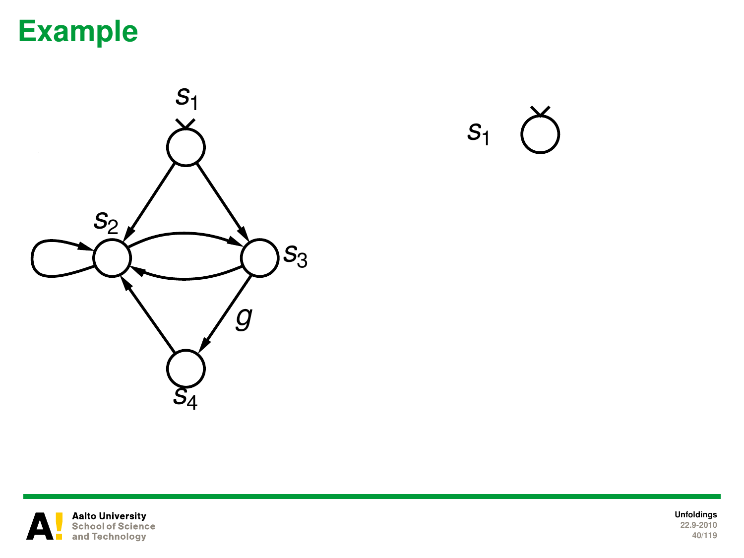# Example

$s_1$

$s_2$

$s_3$

$g$

$s_4$

$s_1$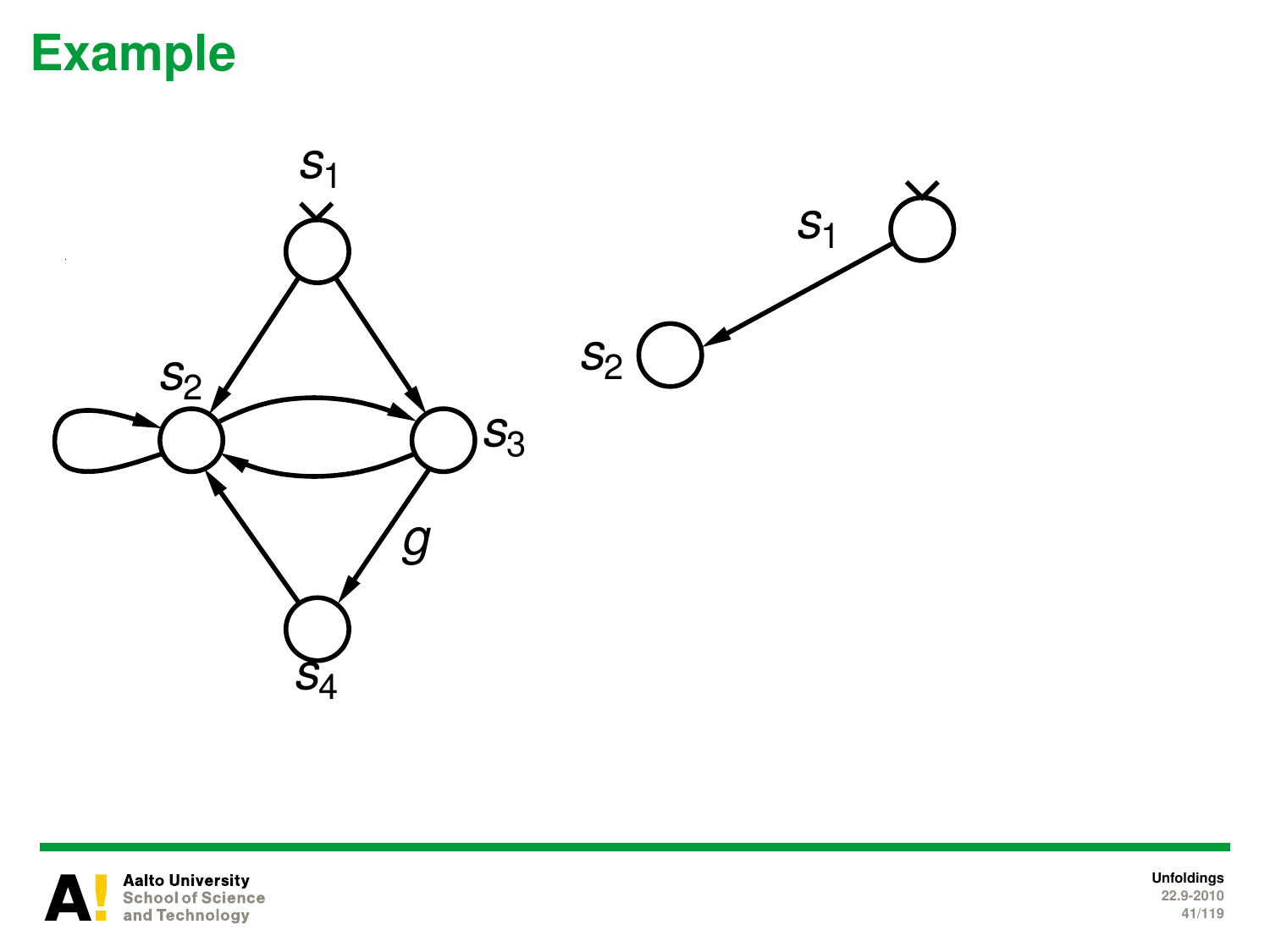# Example

$s_1$

$s_2$

$s_3$

$g$

$s_4$

$s_1$

$s_2$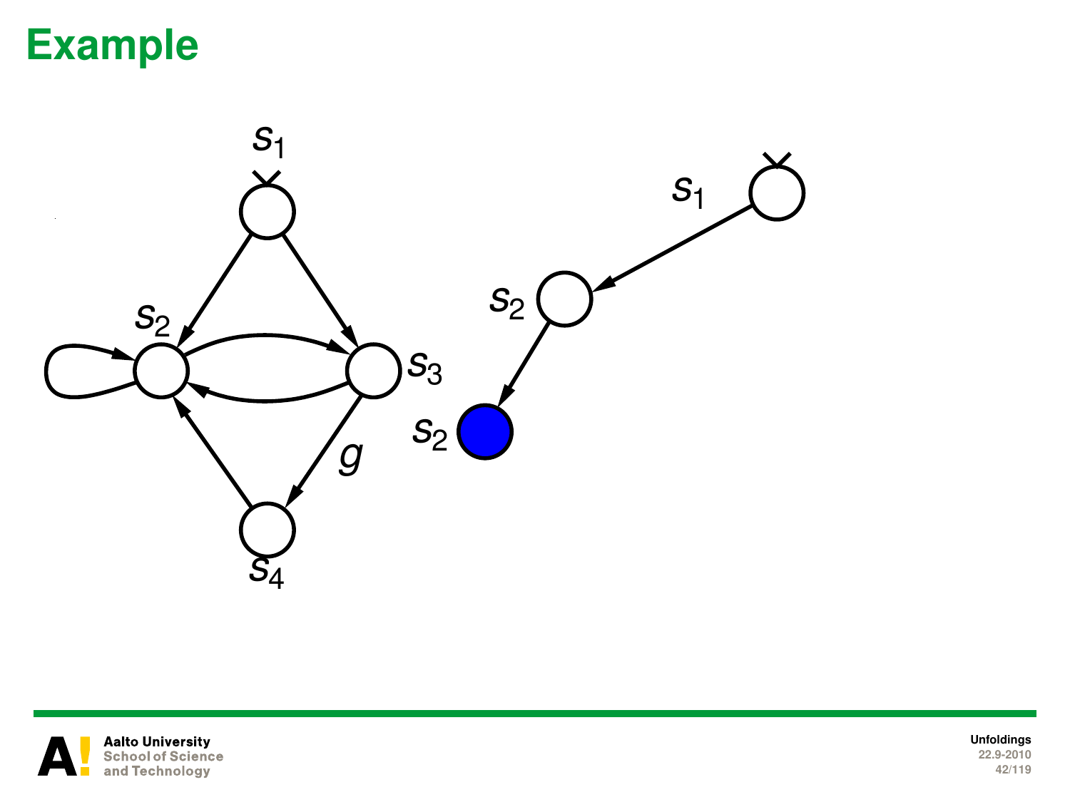# Example

$s_1$

$s_2$

$s_3$

$g$

$s_4$

$s_1$

$s_2$

$s_2$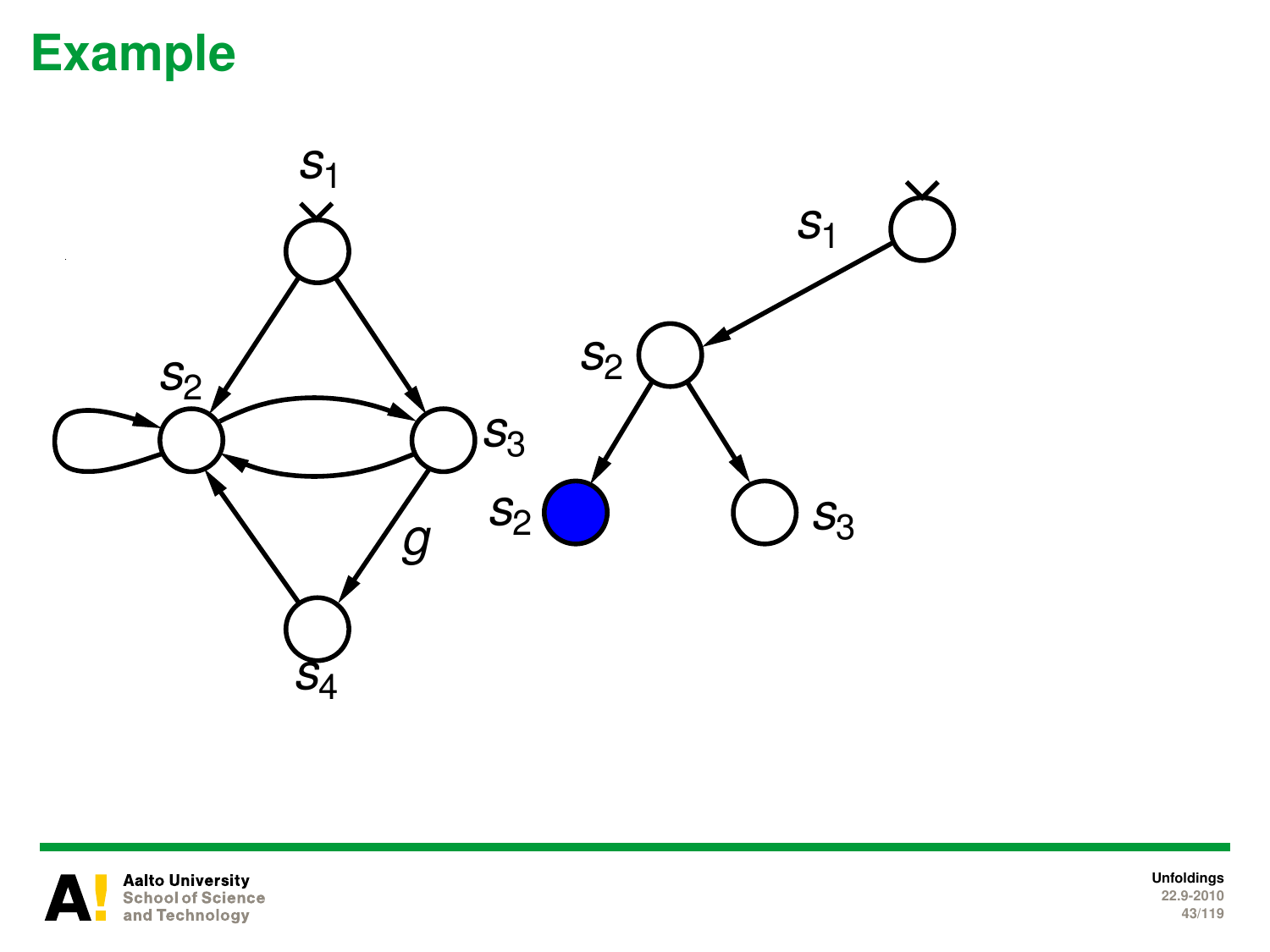# Example

$s_1$

$s_2$

$s_3$

$g$

$s_4$

$s_1$

$s_2$

$s_2$

$s_3$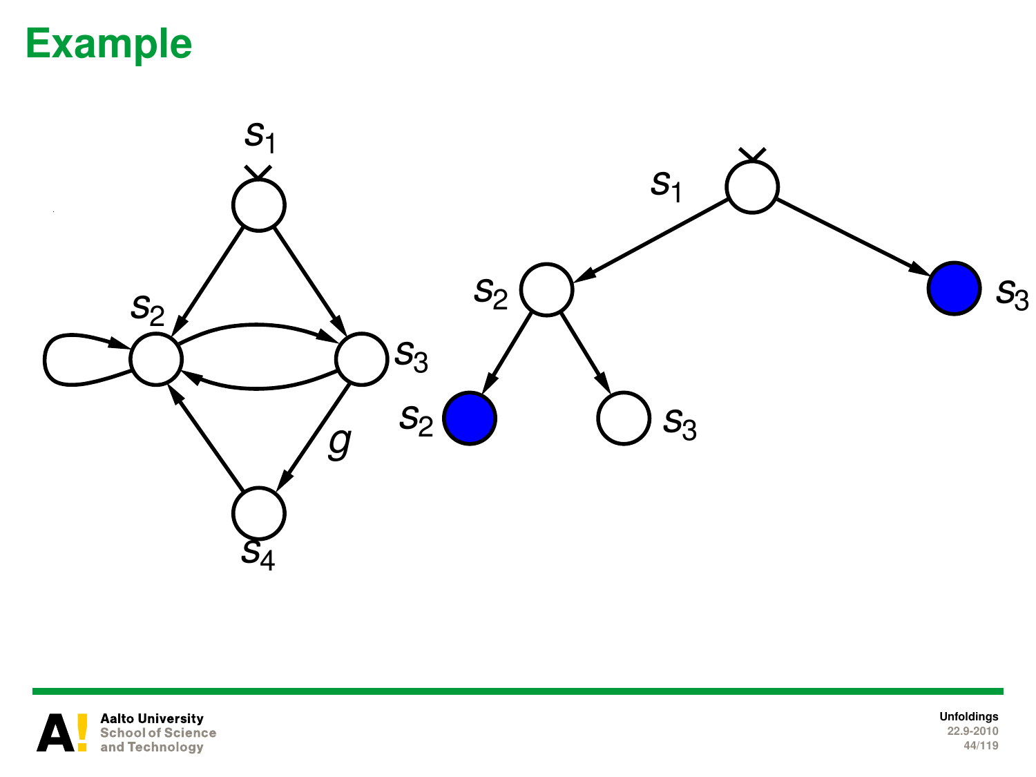# Example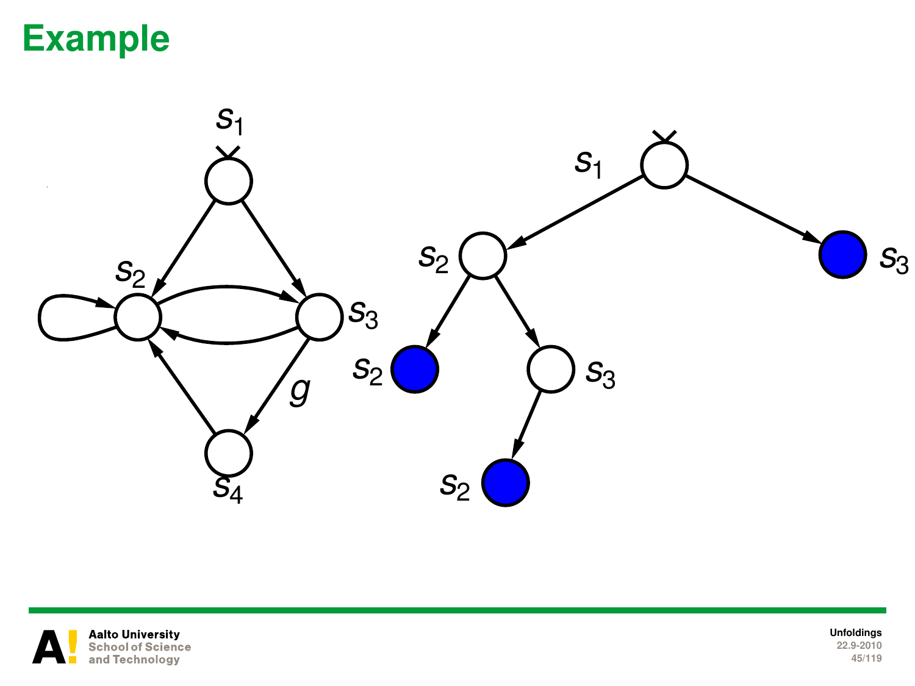# Example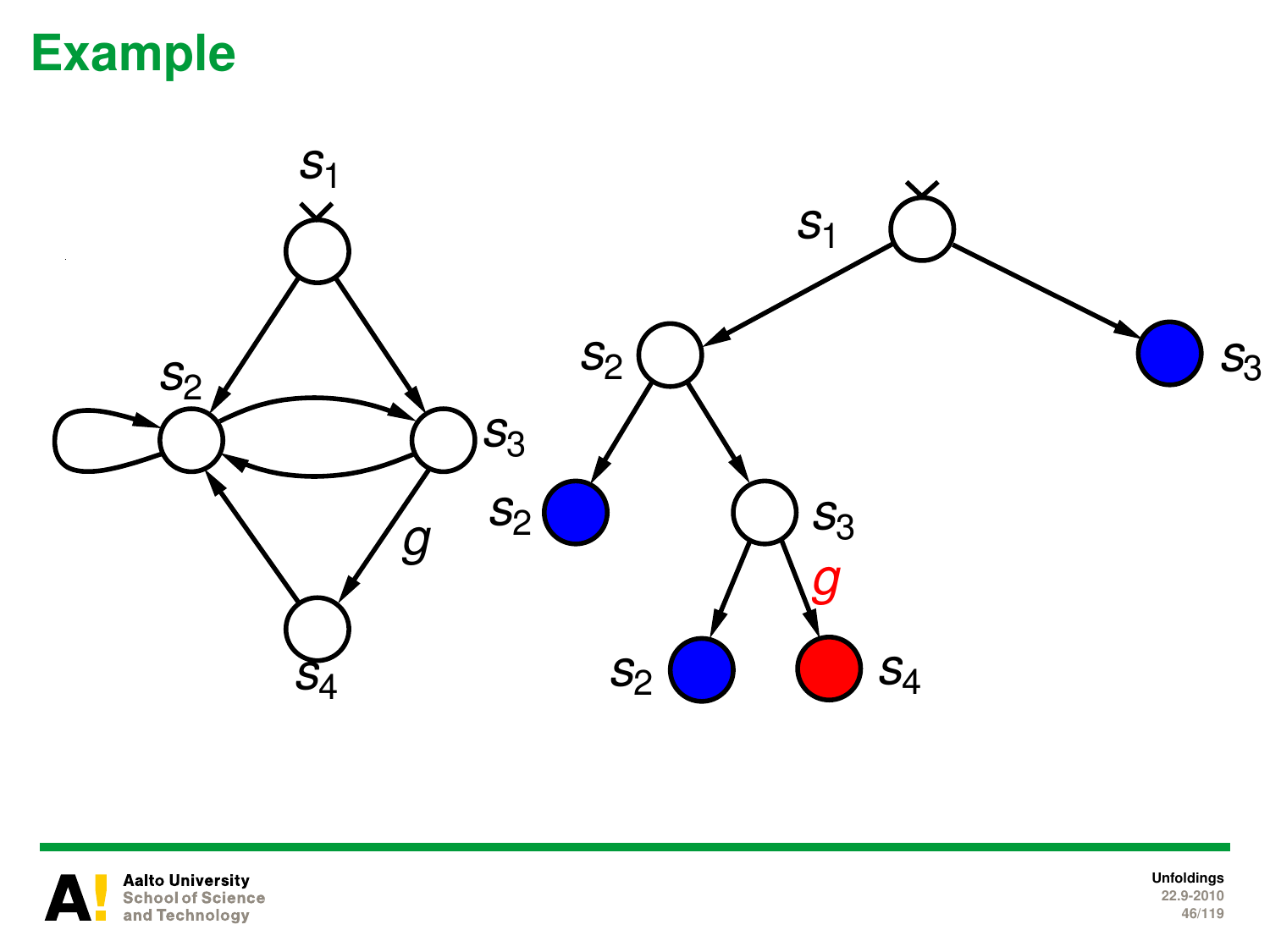# Example

$s_1$

$s_2$

$s_3$

$g$

$s_4$

$s_1$

$s_2$

$s_3$

$s_2$

$s_3$

$g$

$s_2$

$s_4$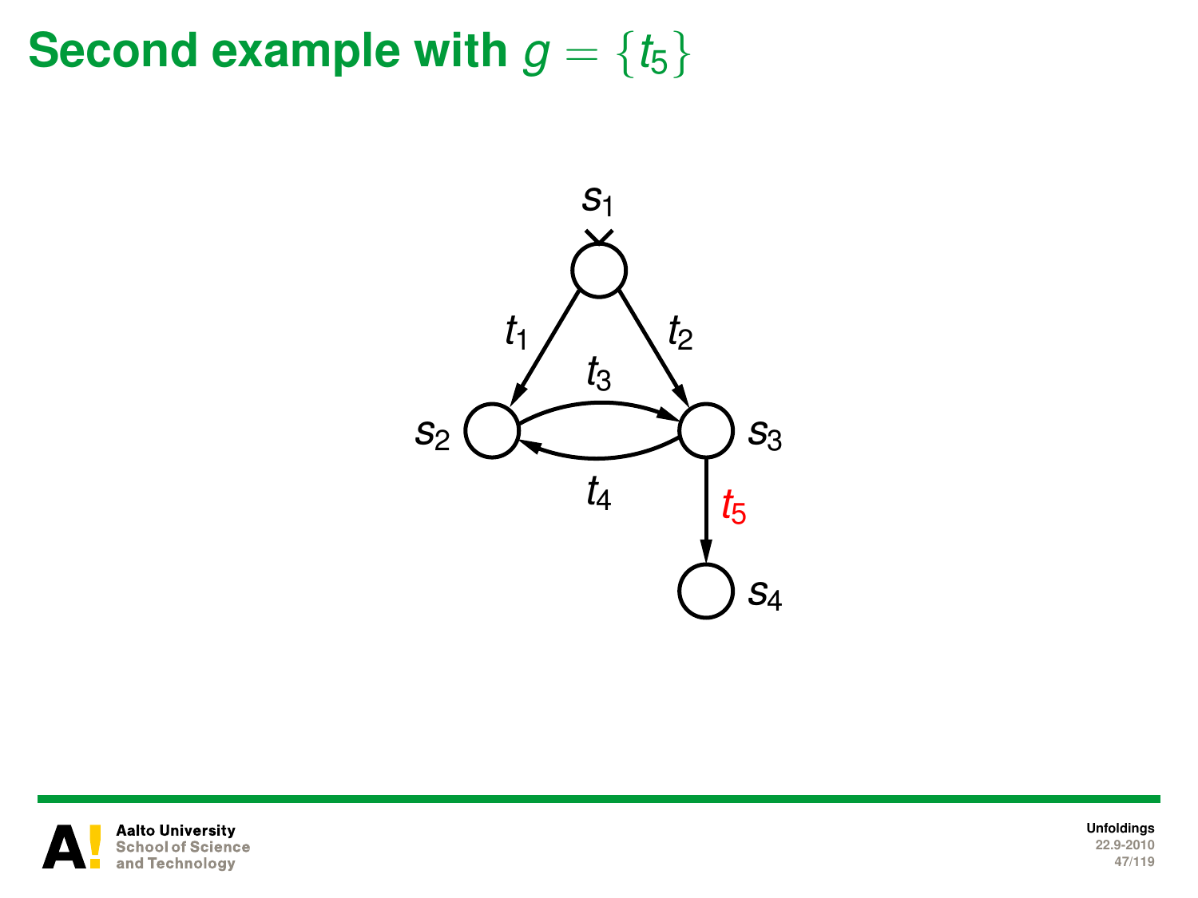# Second example with $g = \{t_5\}$

$s_1$

$t_1$ $t_2$

$t_3$

$s_2$ $s_3$

$t_4$

$t_5$

$s_4$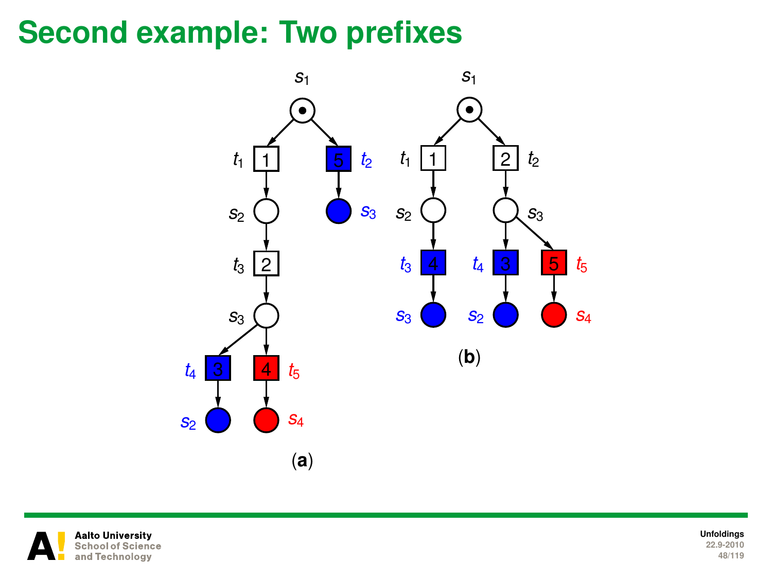# Second example: Two prefixes

(a)

(b)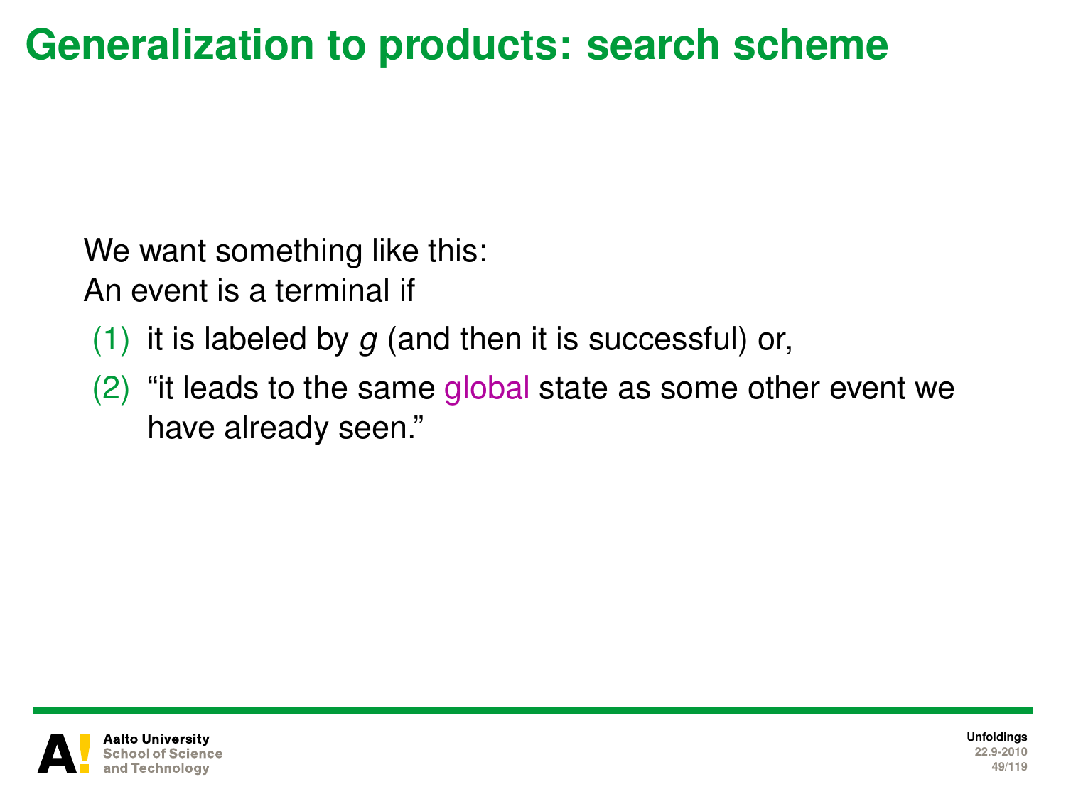# Generalization to products: search scheme

We want something like this:
An event is a terminal if

(1) it is labeled by $g$ (and then it is successful) or,

(2) "it leads to the same global state as some other event we have already seen."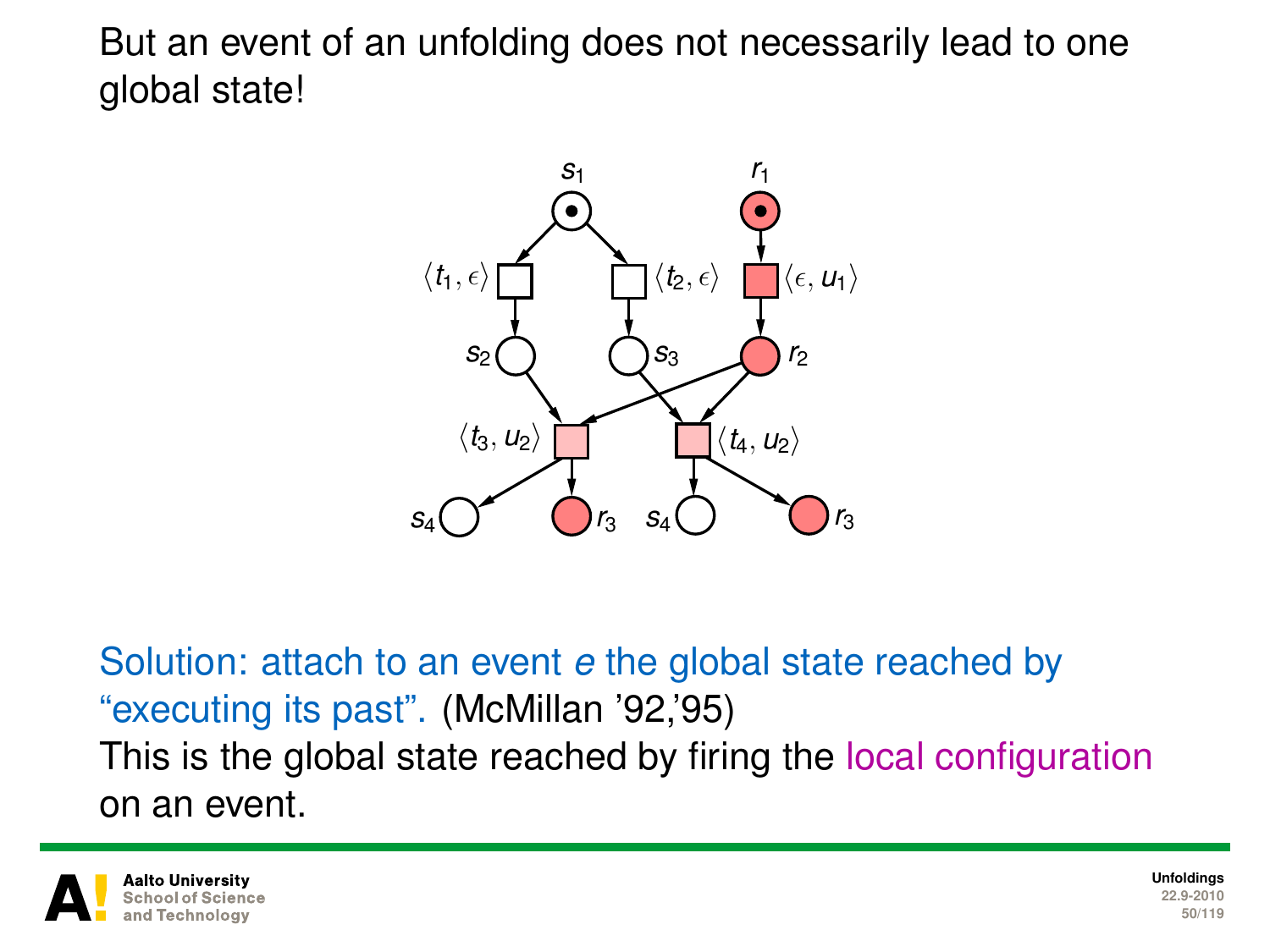But an event of an unfolding does not necessarily lead to one global state!

Solution: attach to an event $e$ the global state reached by "executing its past". (McMillan '92,'95)

This is the global state reached by firing the local configuration on an event.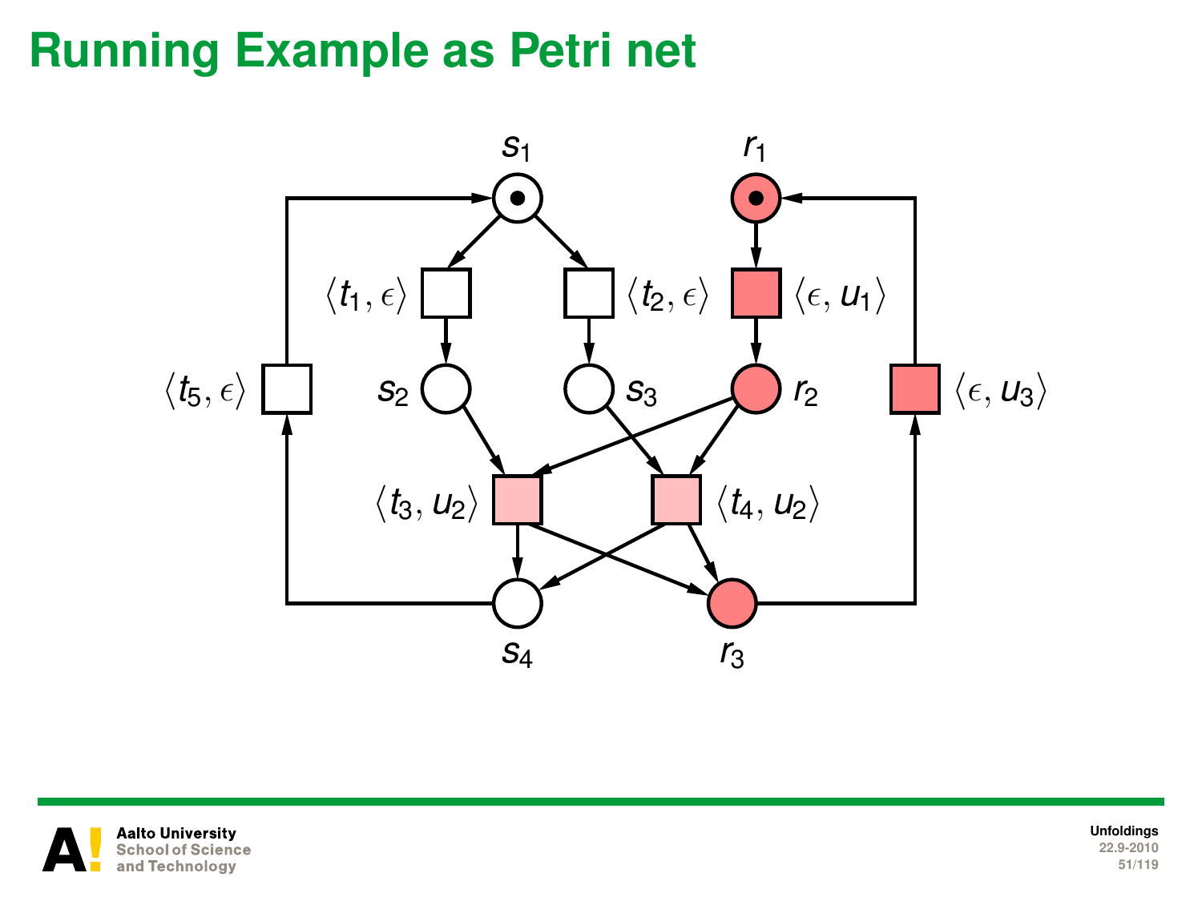# Running Example as Petri net

$s_1$ $r_1$

$\langle t_1, \epsilon \rangle$ $\langle t_2, \epsilon \rangle$ $\langle \epsilon, u_1 \rangle$

$\langle t_5, \epsilon \rangle$ $s_2$ $s_3$ $r_2$ $\langle \epsilon, u_3 \rangle$

$\langle t_3, u_2 \rangle$ $\langle t_4, u_2 \rangle$

$s_4$ $r_3$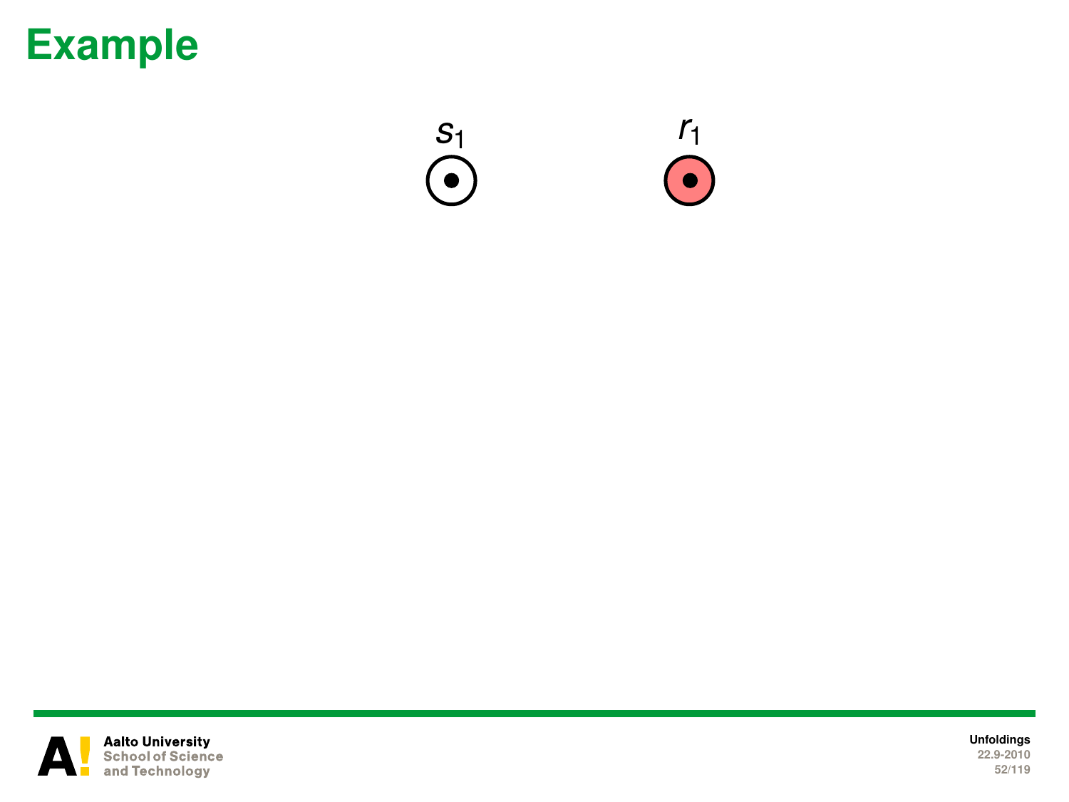# Example

$s_1$ $r_1$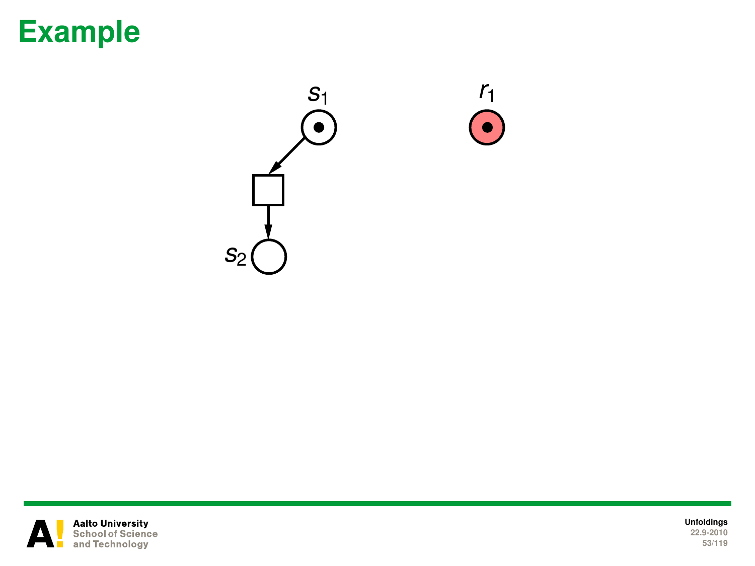# Example

$s_1$

$r_1$

$s_2$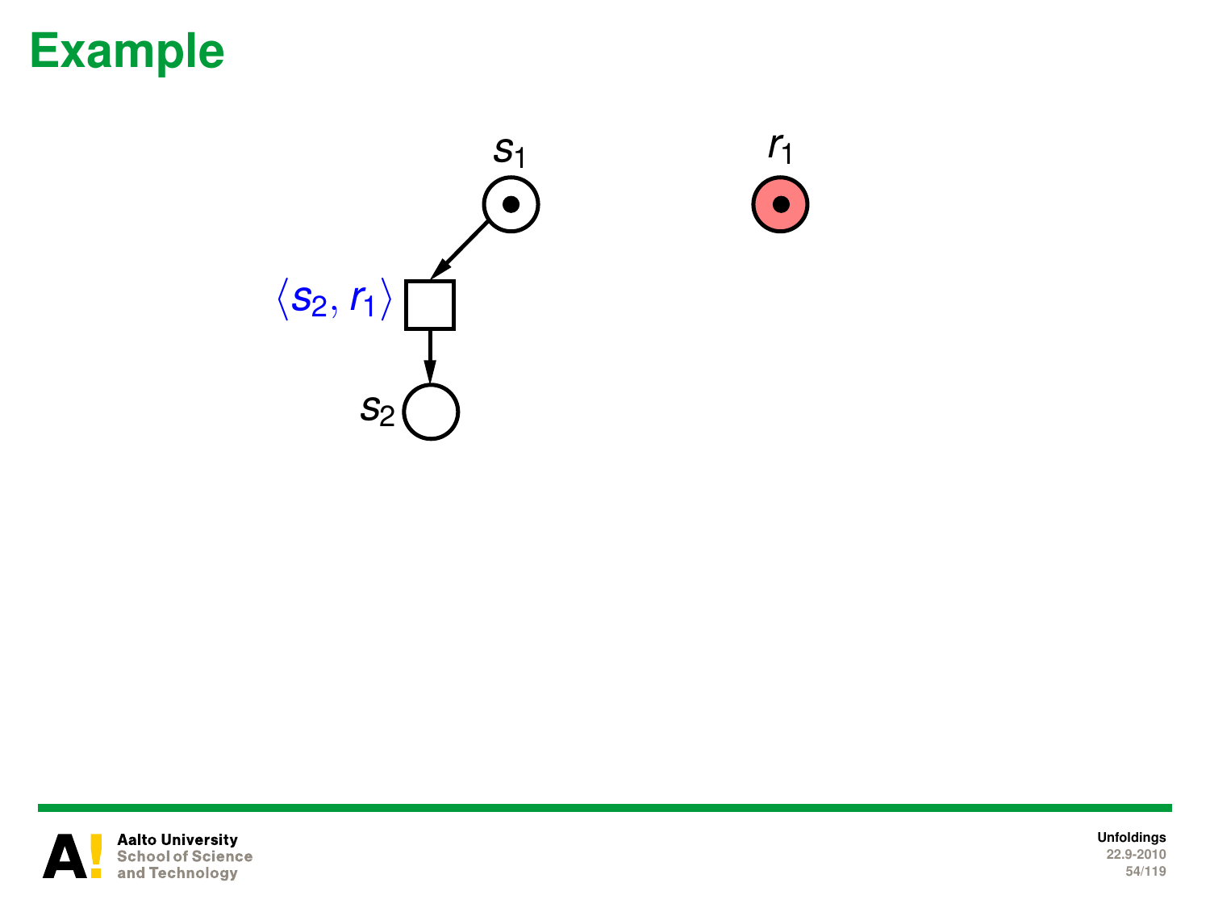# Example

$s_1$

$r_1$

$\langle s_2, r_1 \rangle$

$s_2$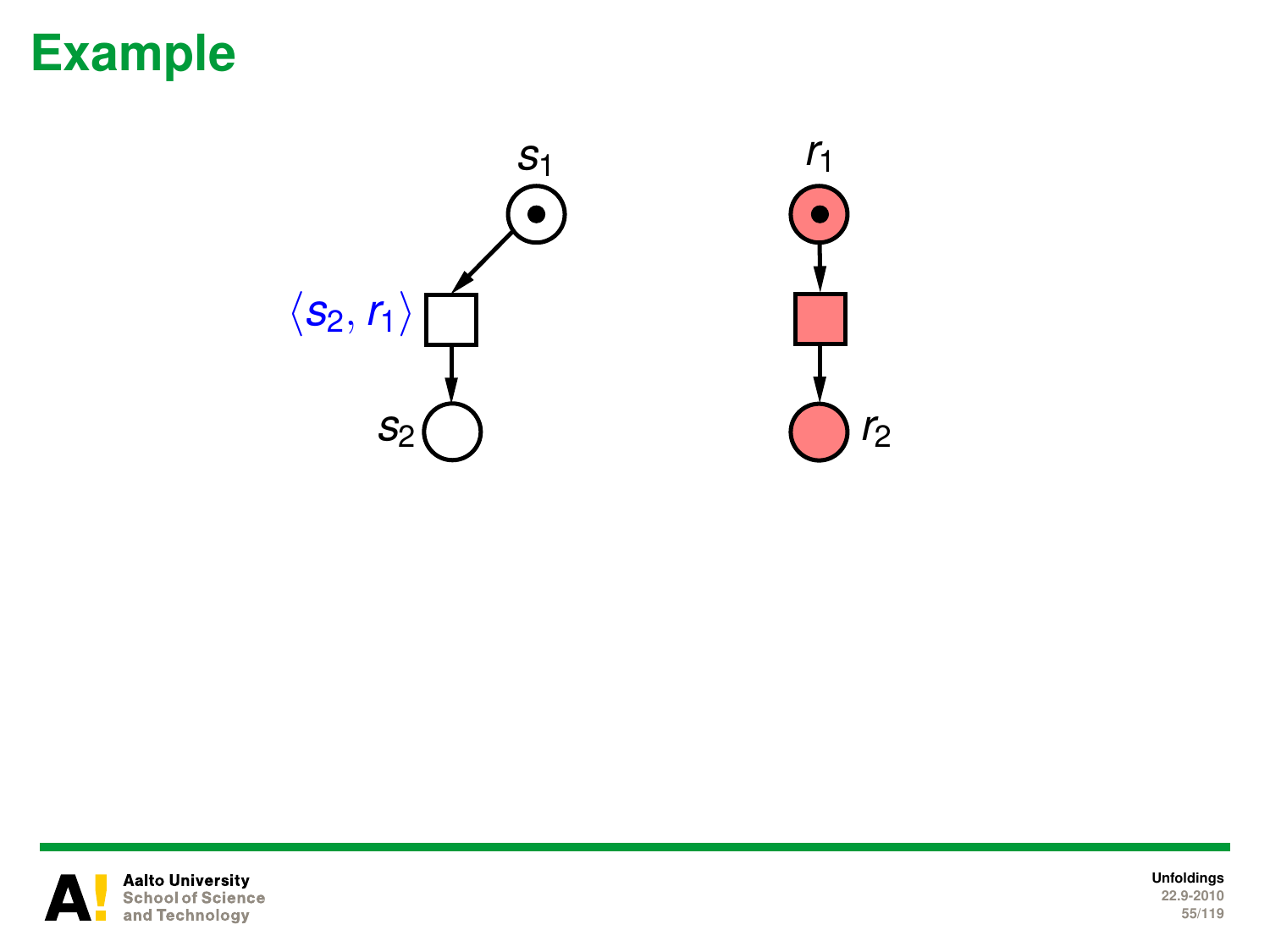# Example

$s_1$

$r_1$

$\langle s_2, r_1 \rangle$

$s_2$

$r_2$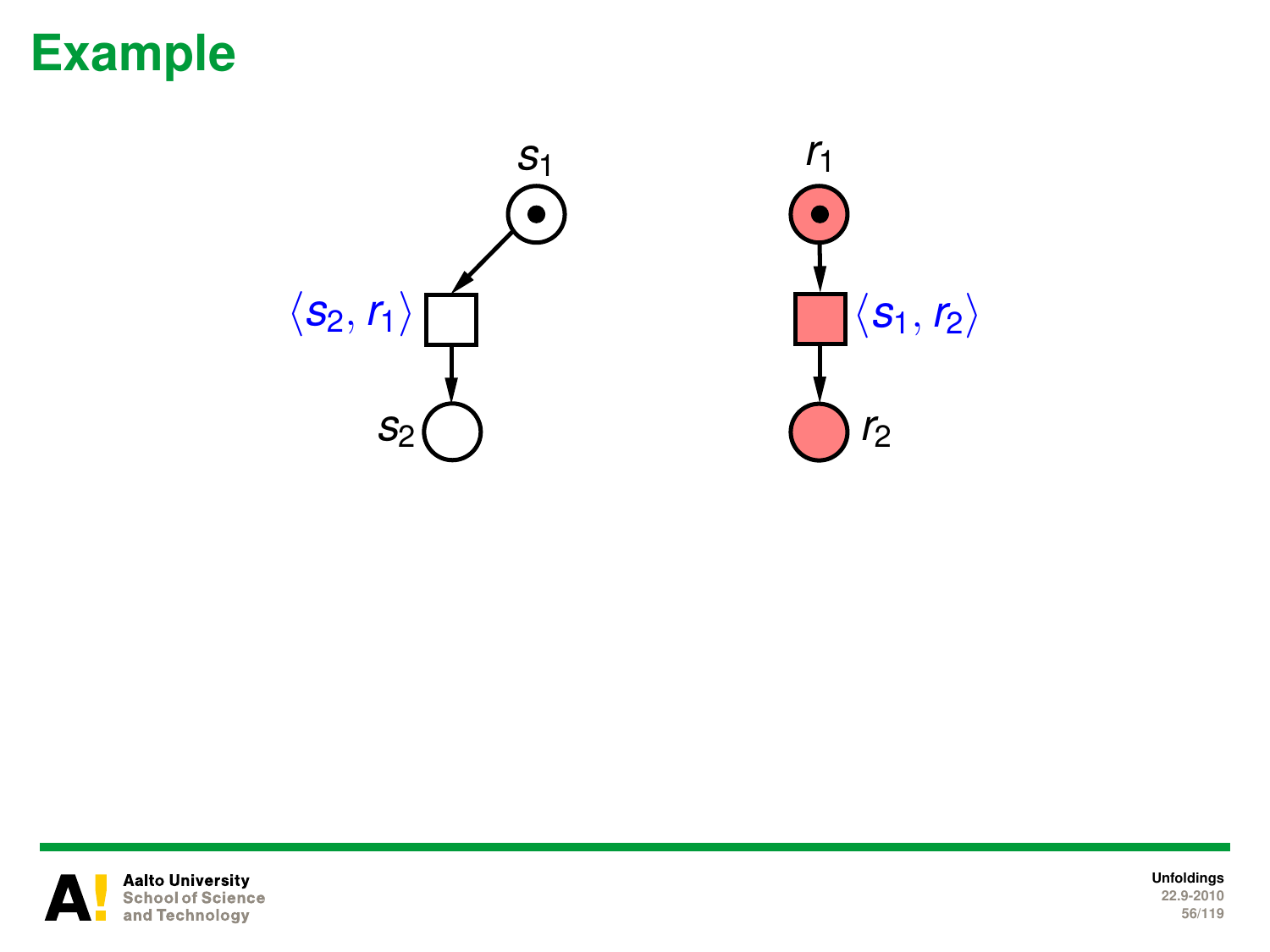# Example

$s_1$ $\langle s_2, r_1 \rangle$ $s_2$

$r_1$ $\langle s_1, r_2 \rangle$ $r_2$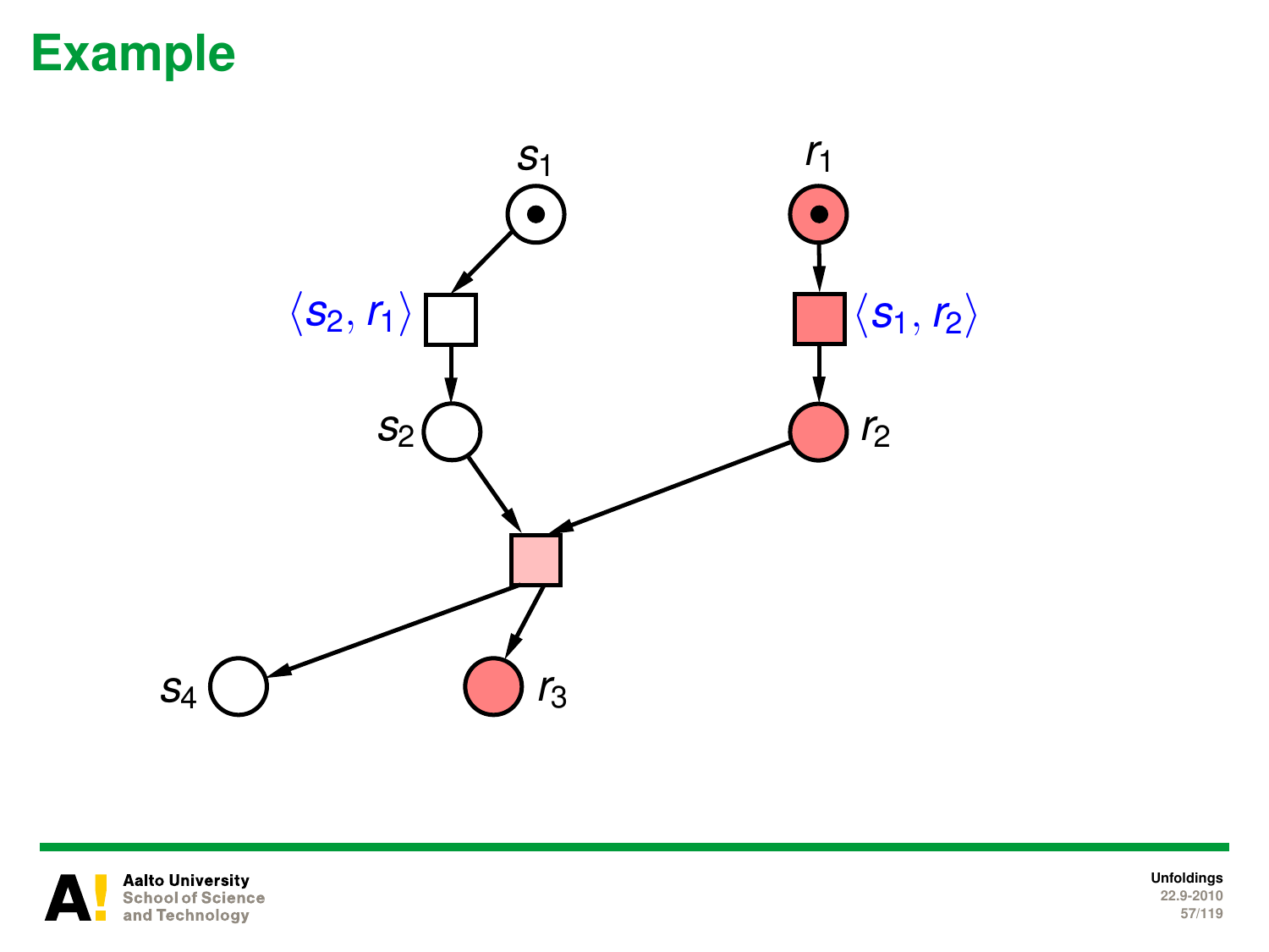# Example

$s_1$

$r_1$

$\langle s_2, r_1 \rangle$

$\langle s_1, r_2 \rangle$

$s_2$

$r_2$

$s_4$

$r_3$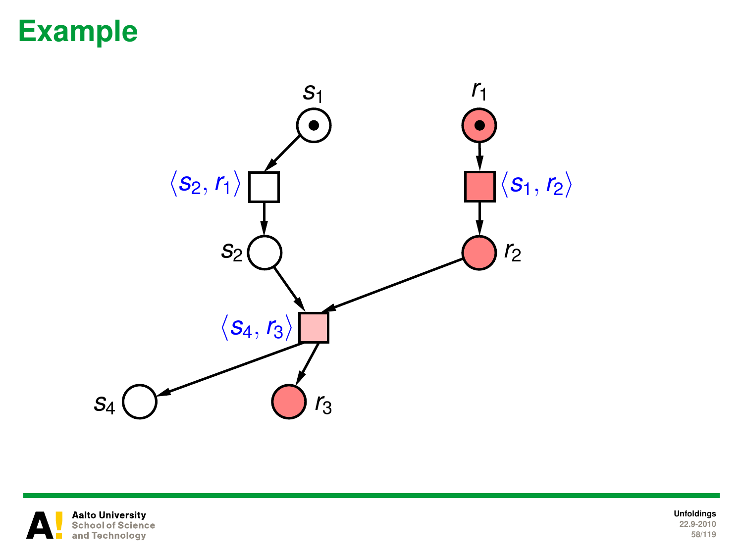# Example

$s_1$ $r_1$

$\langle s_2, r_1 \rangle$ $\langle s_1, r_2 \rangle$

$s_2$ $r_2$

$\langle s_4, r_3 \rangle$

$s_4$ $r_3$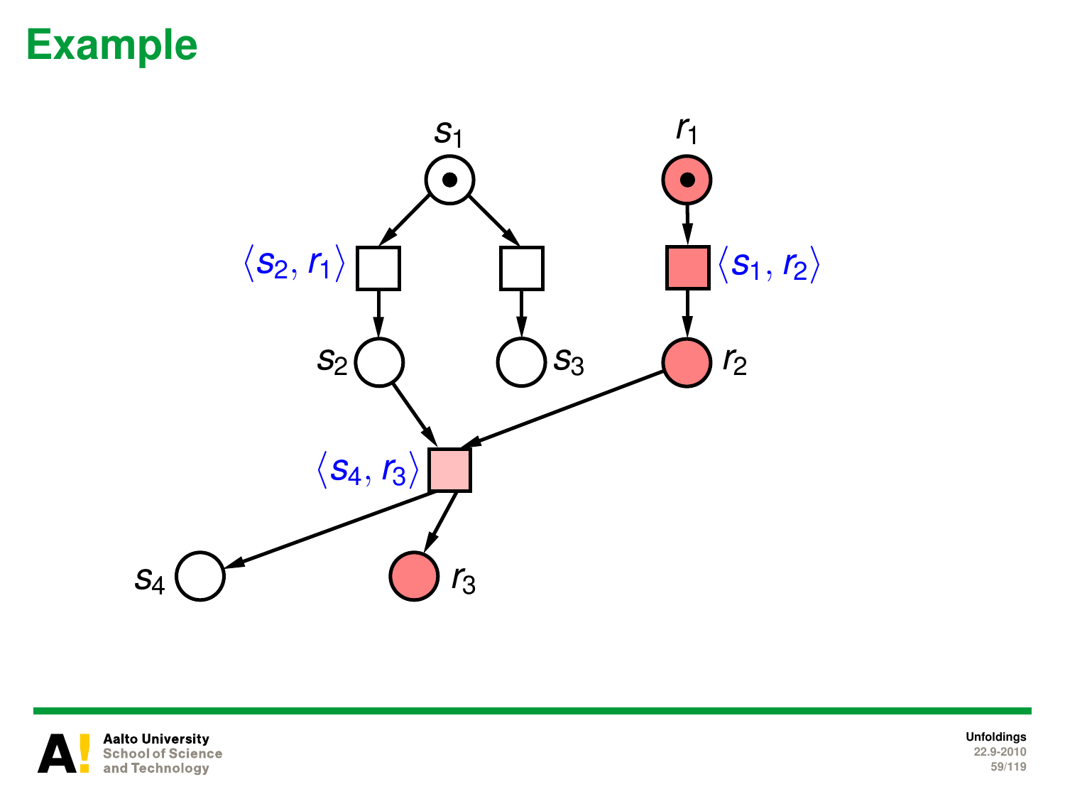# Example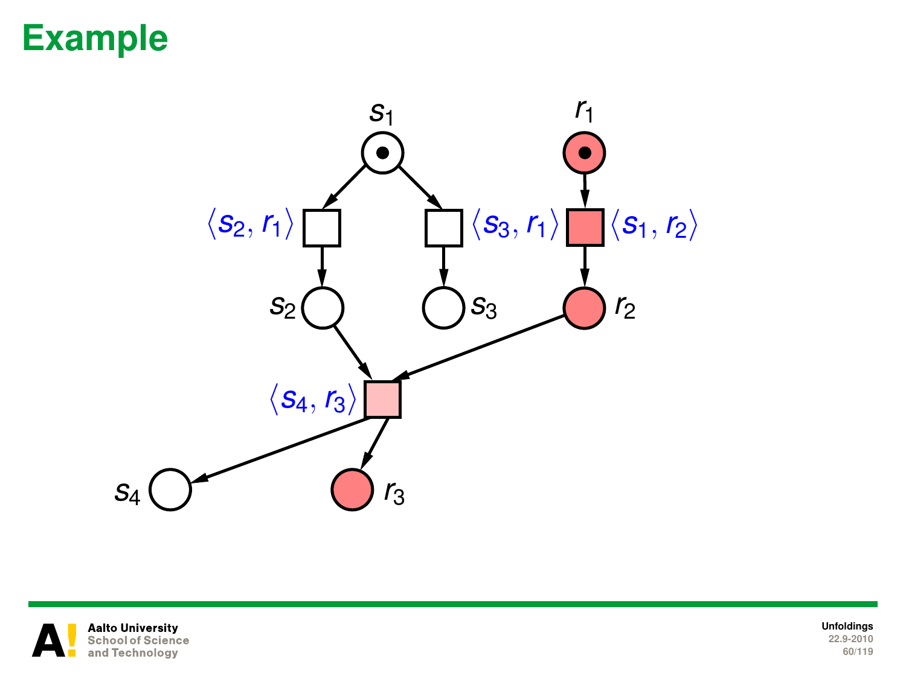# Example

$s_1$ $r_1$

$\langle s_2, r_1 \rangle$ $\langle s_3, r_1 \rangle$ $\langle s_1, r_2 \rangle$

$s_2$ $s_3$ $r_2$

$\langle s_4, r_3 \rangle$

$s_4$ $r_3$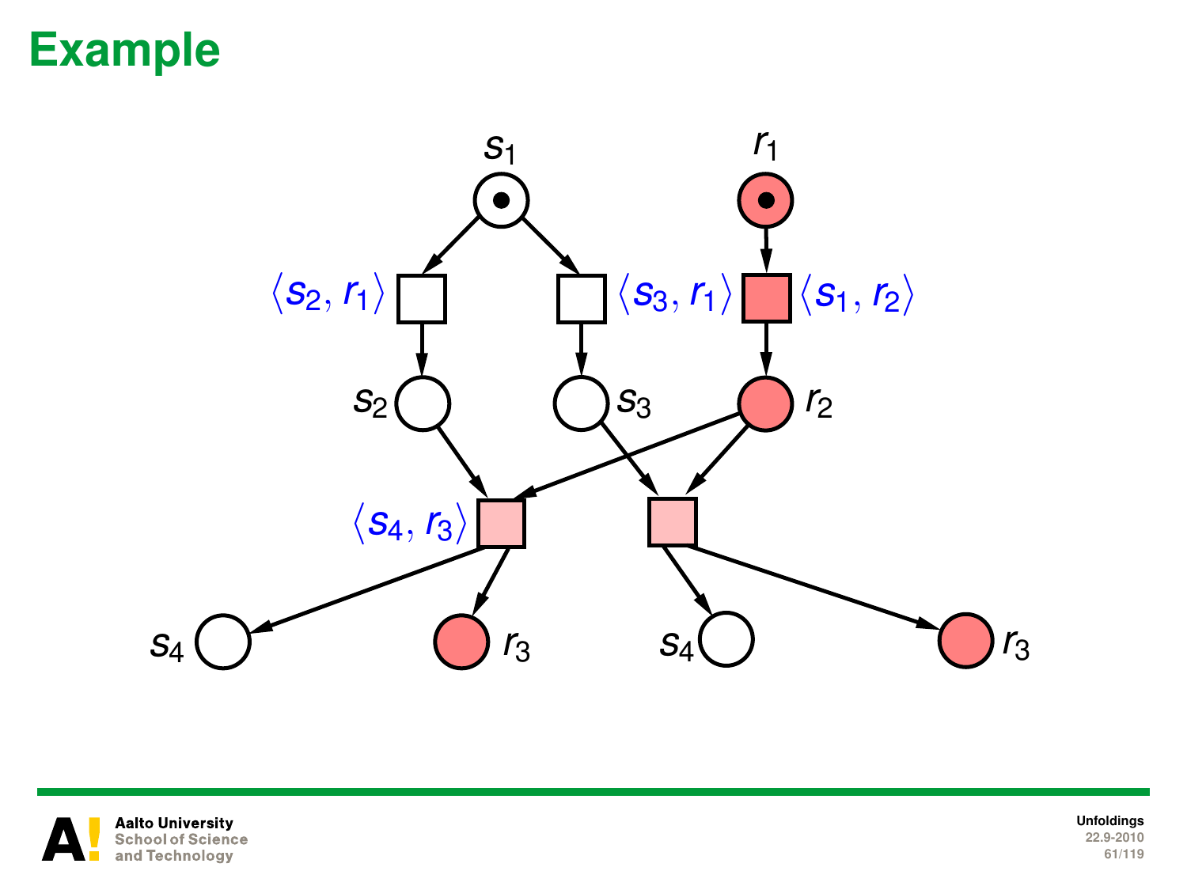# Example

$s_1$ $r_1$

$\langle s_2, r_1 \rangle$ $\langle s_3, r_1 \rangle$ $\langle s_1, r_2 \rangle$

$s_2$ $s_3$ $r_2$

$\langle s_4, r_3 \rangle$

$s_4$ $r_3$ $s_4$ $r_3$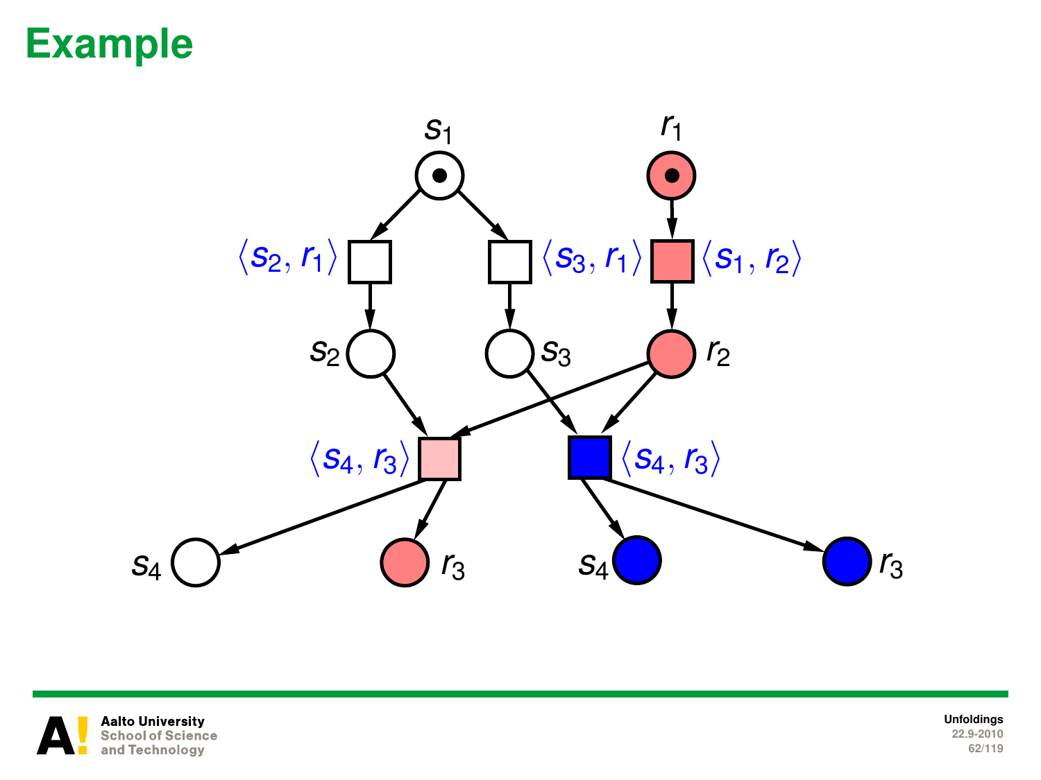# Example

$s_1$ $r_1$

$\langle s_2, r_1 \rangle$ $\langle s_3, r_1 \rangle$ $\langle s_1, r_2 \rangle$

$s_2$ $s_3$ $r_2$

$\langle s_4, r_3 \rangle$ $\langle s_4, r_3 \rangle$

$s_4$ $r_3$ $s_4$ $r_3$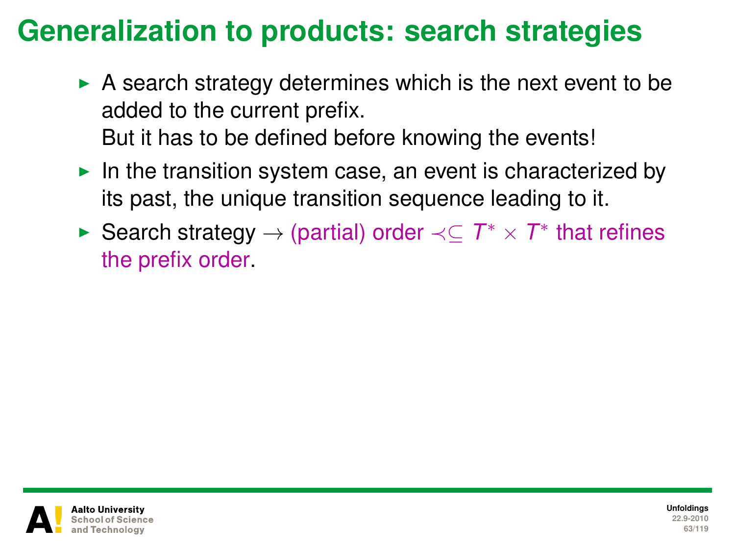# Generalization to products: search strategies

- A search strategy determines which is the next event to be added to the current prefix.
  But it has to be defined before knowing the events!
- In the transition system case, an event is characterized by its past, the unique transition sequence leading to it.
- Search strategy $\rightarrow$ (partial) order $\prec \subseteq T^* \times T^*$ that refines the prefix order.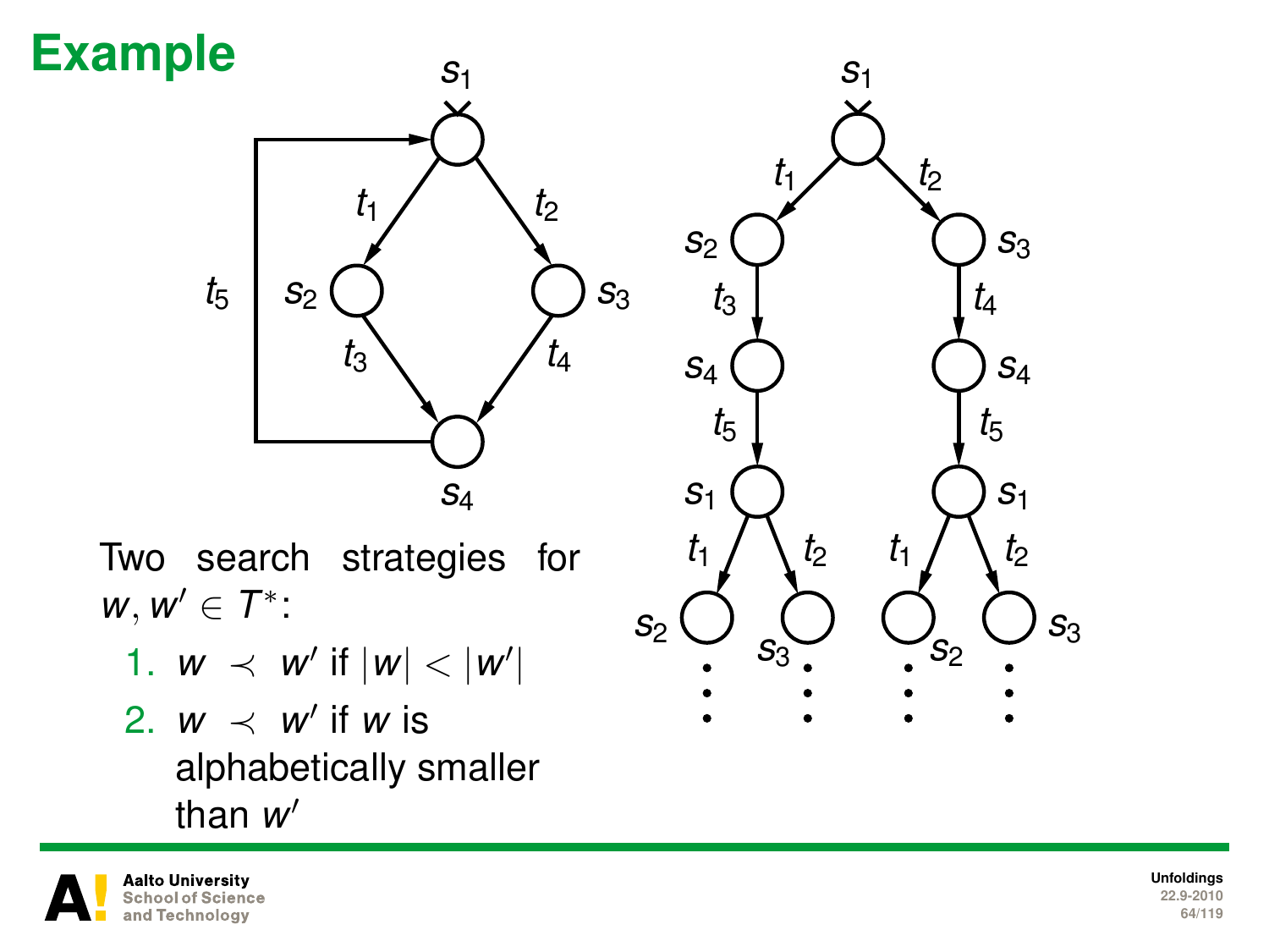# Example

Two search strategies for $w, w' \in T^*$:

1. $w \prec w'$ if $|w| < |w'|$
2. $w \prec w'$ if $w$ is alphabetically smaller than $w'$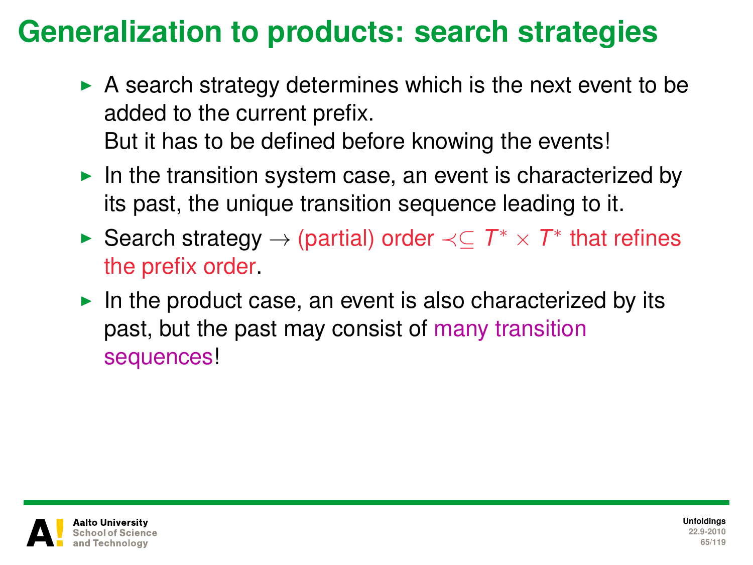# Generalization to products: search strategies

- A search strategy determines which is the next event to be added to the current prefix.
  But it has to be defined before knowing the events!
- In the transition system case, an event is characterized by its past, the unique transition sequence leading to it.
- Search strategy $\rightarrow$ (partial) order $\prec \subseteq T^* \times T^*$ that refines the prefix order.
- In the product case, an event is also characterized by its past, but the past may consist of many transition sequences!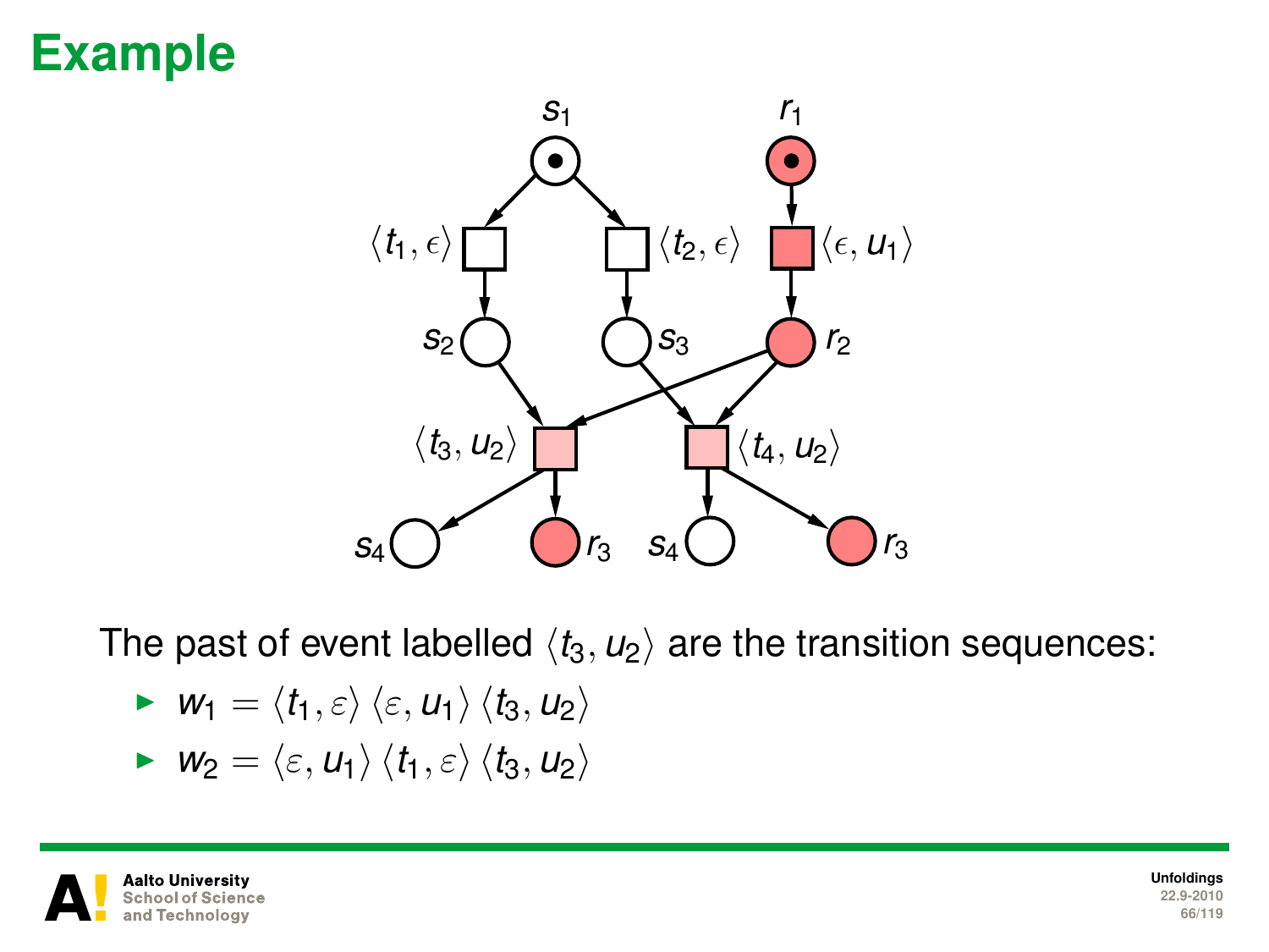# Example

The past of event labelled $\langle t_3, u_2 \rangle$ are the transition sequences:

- $w_1 = \langle t_1, \varepsilon \rangle \, \langle \varepsilon, u_1 \rangle \, \langle t_3, u_2 \rangle$
- $w_2 = \langle \varepsilon, u_1 \rangle \, \langle t_1, \varepsilon \rangle \, \langle t_3, u_2 \rangle$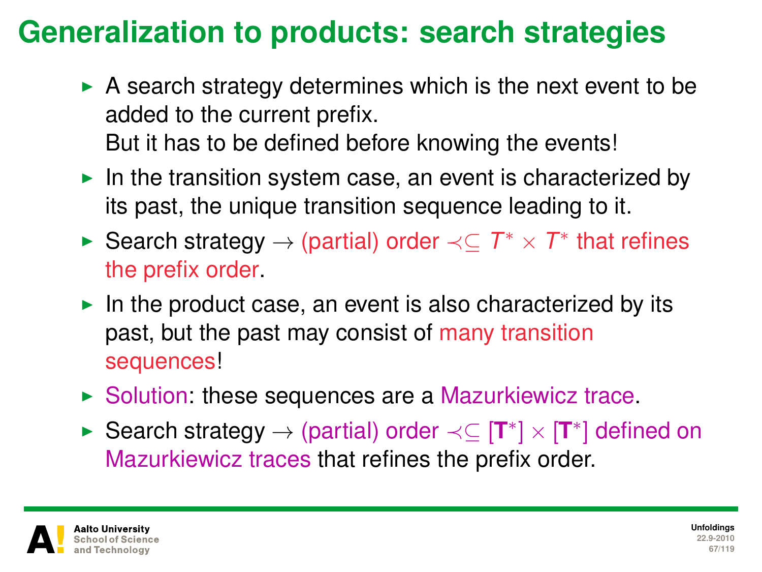# Generalization to products: search strategies

- A search strategy determines which is the next event to be added to the current prefix.
  But it has to be defined before knowing the events!
- In the transition system case, an event is characterized by its past, the unique transition sequence leading to it.
- Search strategy $\rightarrow$ (partial) order $\prec \subseteq T^* \times T^*$ that refines the prefix order.
- In the product case, an event is also characterized by its past, but the past may consist of many transition sequences!
- Solution: these sequences are a Mazurkiewicz trace.
- Search strategy $\rightarrow$ (partial) order $\prec \subseteq [\mathbf{T}^*] \times [\mathbf{T}^*]$ defined on Mazurkiewicz traces that refines the prefix order.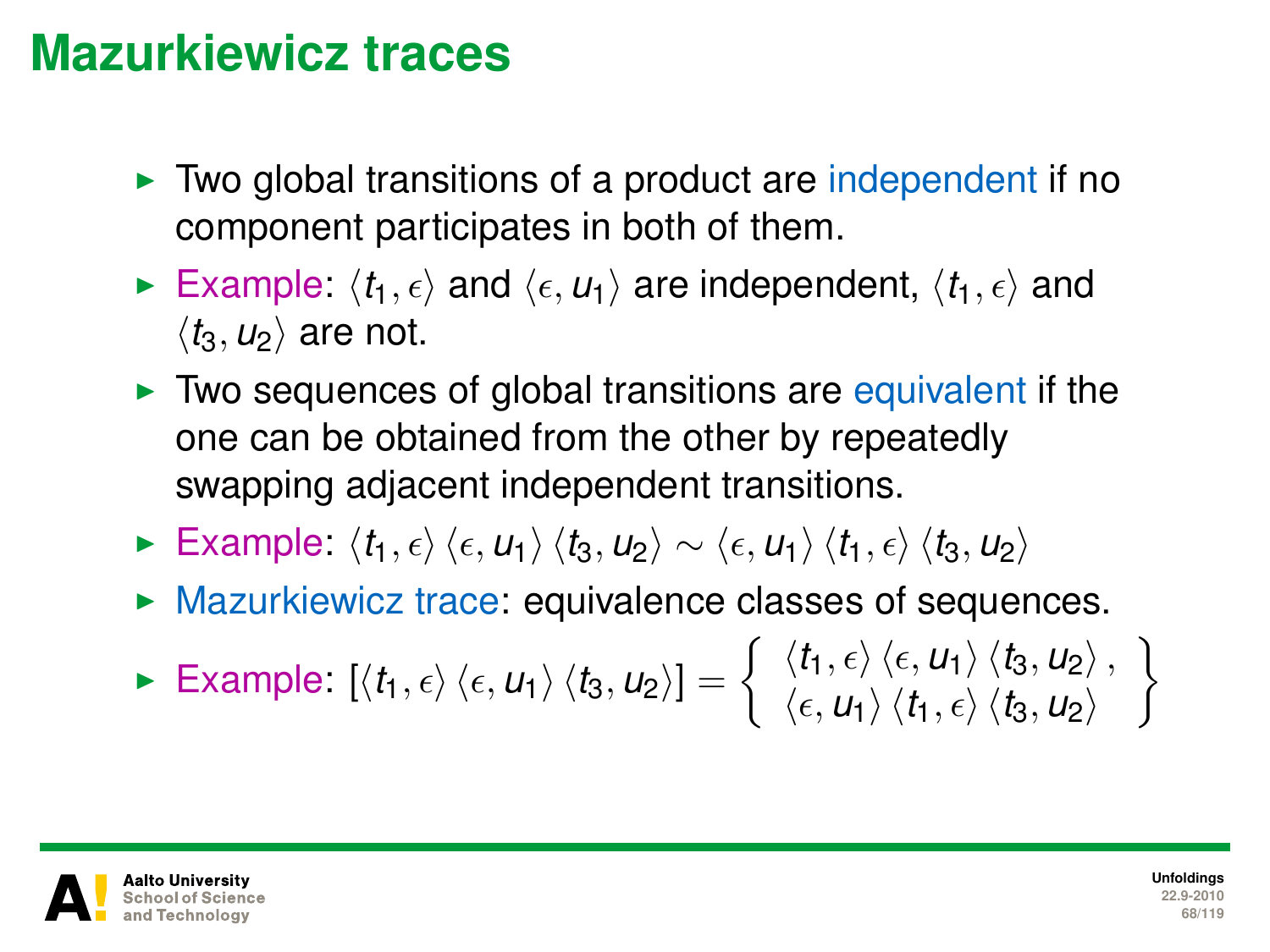# Mazurkiewicz traces

- Two global transitions of a product are independent if no component participates in both of them.
- Example: $\langle t_1, \epsilon \rangle$ and $\langle \epsilon, u_1 \rangle$ are independent, $\langle t_1, \epsilon \rangle$ and $\langle t_3, u_2 \rangle$ are not.
- Two sequences of global transitions are equivalent if the one can be obtained from the other by repeatedly swapping adjacent independent transitions.
- Example: $\langle t_1, \epsilon \rangle \langle \epsilon, u_1 \rangle \langle t_3, u_2 \rangle \sim \langle \epsilon, u_1 \rangle \langle t_1, \epsilon \rangle \langle t_3, u_2 \rangle$
- Mazurkiewicz trace: equivalence classes of sequences.
- Example: $[\langle t_1, \epsilon \rangle \langle \epsilon, u_1 \rangle \langle t_3, u_2 \rangle] = \left\{ \begin{array}{l} \langle t_1, \epsilon \rangle \langle \epsilon, u_1 \rangle \langle t_3, u_2 \rangle, \\ \langle \epsilon, u_1 \rangle \langle t_1, \epsilon \rangle \langle t_3, u_2 \rangle \end{array} \right\}$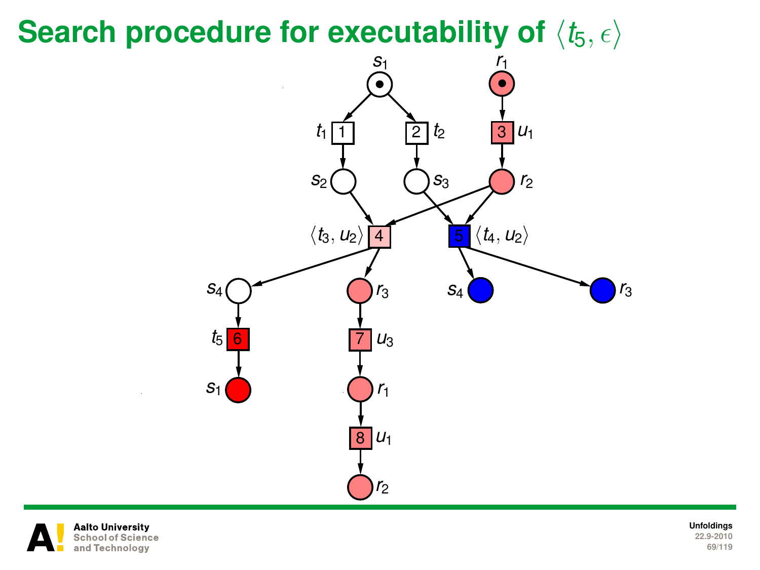# Search procedure for executability of $\langle t_5, \epsilon \rangle$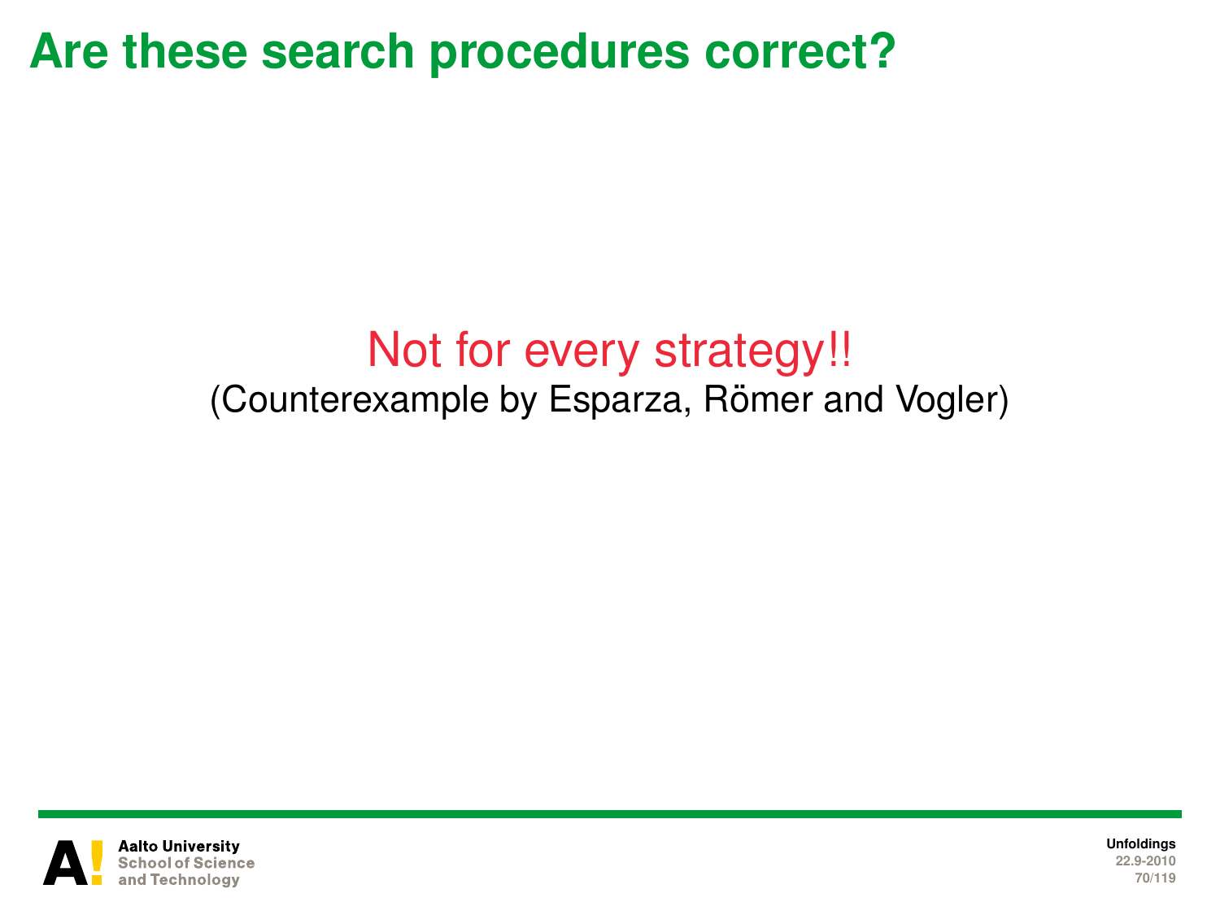# Are these search procedures correct?

Not for every strategy!!

(Counterexample by Esparza, Römer and Vogler)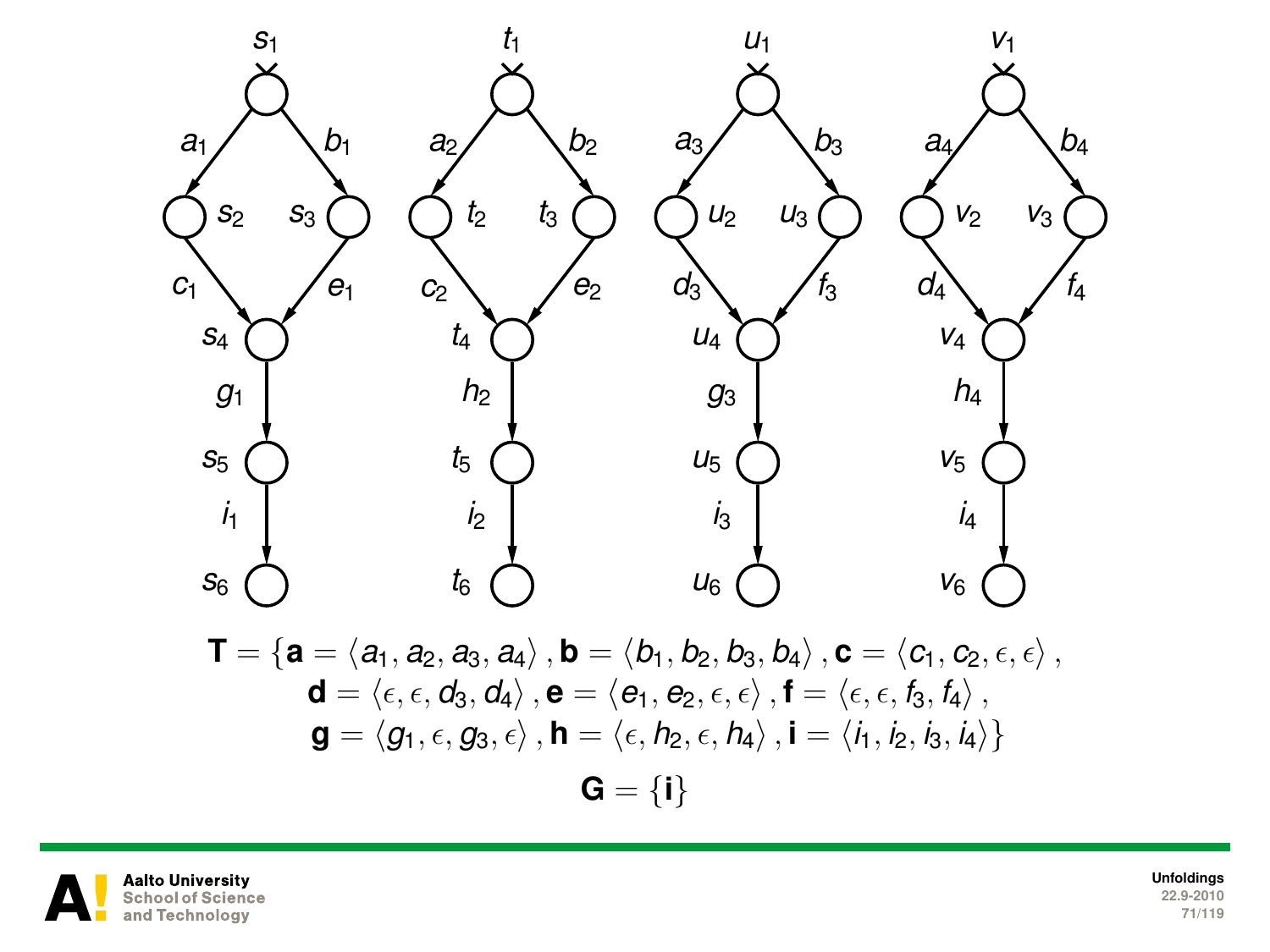$$\mathbf{T} = \{\mathbf{a} = \langle a_1, a_2, a_3, a_4 \rangle, \mathbf{b} = \langle b_1, b_2, b_3, b_4 \rangle, \mathbf{c} = \langle c_1, c_2, \epsilon, \epsilon \rangle,$$

$$\mathbf{d} = \langle \epsilon, \epsilon, d_3, d_4 \rangle, \mathbf{e} = \langle e_1, e_2, \epsilon, \epsilon \rangle, \mathbf{f} = \langle \epsilon, \epsilon, f_3, f_4 \rangle,$$

$$\mathbf{g} = \langle g_1, \epsilon, g_3, \epsilon \rangle, \mathbf{h} = \langle \epsilon, h_2, \epsilon, h_4 \rangle, \mathbf{i} = \langle i_1, i_2, i_3, i_4 \rangle\}$$

$$\mathbf{G} = \{\mathbf{i}\}$$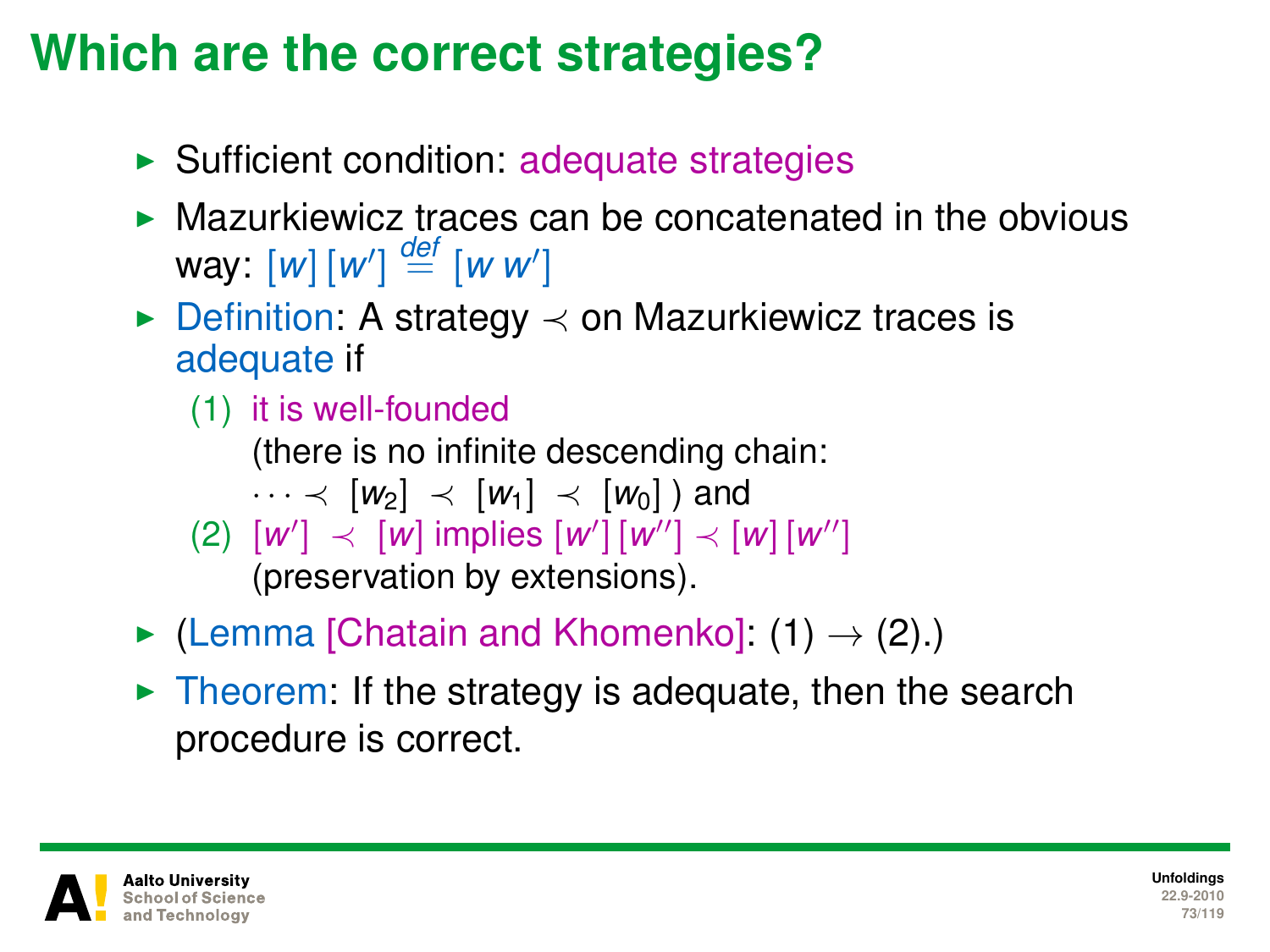# Which are the correct strategies?

- Sufficient condition: adequate strategies
- Mazurkiewicz traces can be concatenated in the obvious way: $[w]\,[w'] \stackrel{def}{=} [w\,w']$
- Definition: A strategy $\prec$ on Mazurkiewicz traces is adequate if
  1. it is well-founded
     (there is no infinite descending chain:
     $\cdots \prec [w_2] \prec [w_1] \prec [w_0]$ ) and
  2. $[w'] \prec [w]$ implies $[w']\,[w''] \prec [w]\,[w'']$
     (preservation by extensions).
- (Lemma [Chatain and Khomenko]: (1) $\rightarrow$ (2).)
- Theorem: If the strategy is adequate, then the search procedure is correct.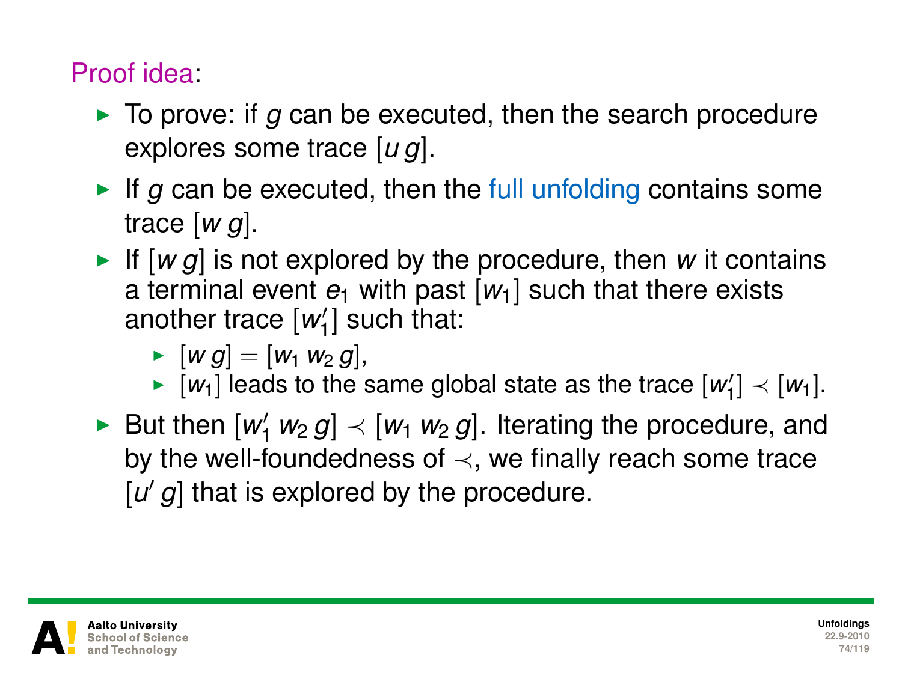Proof idea:

- To prove: if $g$ can be executed, then the search procedure explores some trace $[u\, g]$.
- If $g$ can be executed, then the full unfolding contains some trace $[w\, g]$.
- If $[w\, g]$ is not explored by the procedure, then $w$ it contains a terminal event $e_1$ with past $[w_1]$ such that there exists another trace $[w_1']$ such that:
  - $[w\, g] = [w_1\, w_2\, g]$,
  - $[w_1]$ leads to the same global state as the trace $[w_1'] \prec [w_1]$.
- But then $[w_1'\, w_2\, g] \prec [w_1\, w_2\, g]$. Iterating the procedure, and by the well-foundedness of $\prec$, we finally reach some trace $[u'\, g]$ that is explored by the procedure.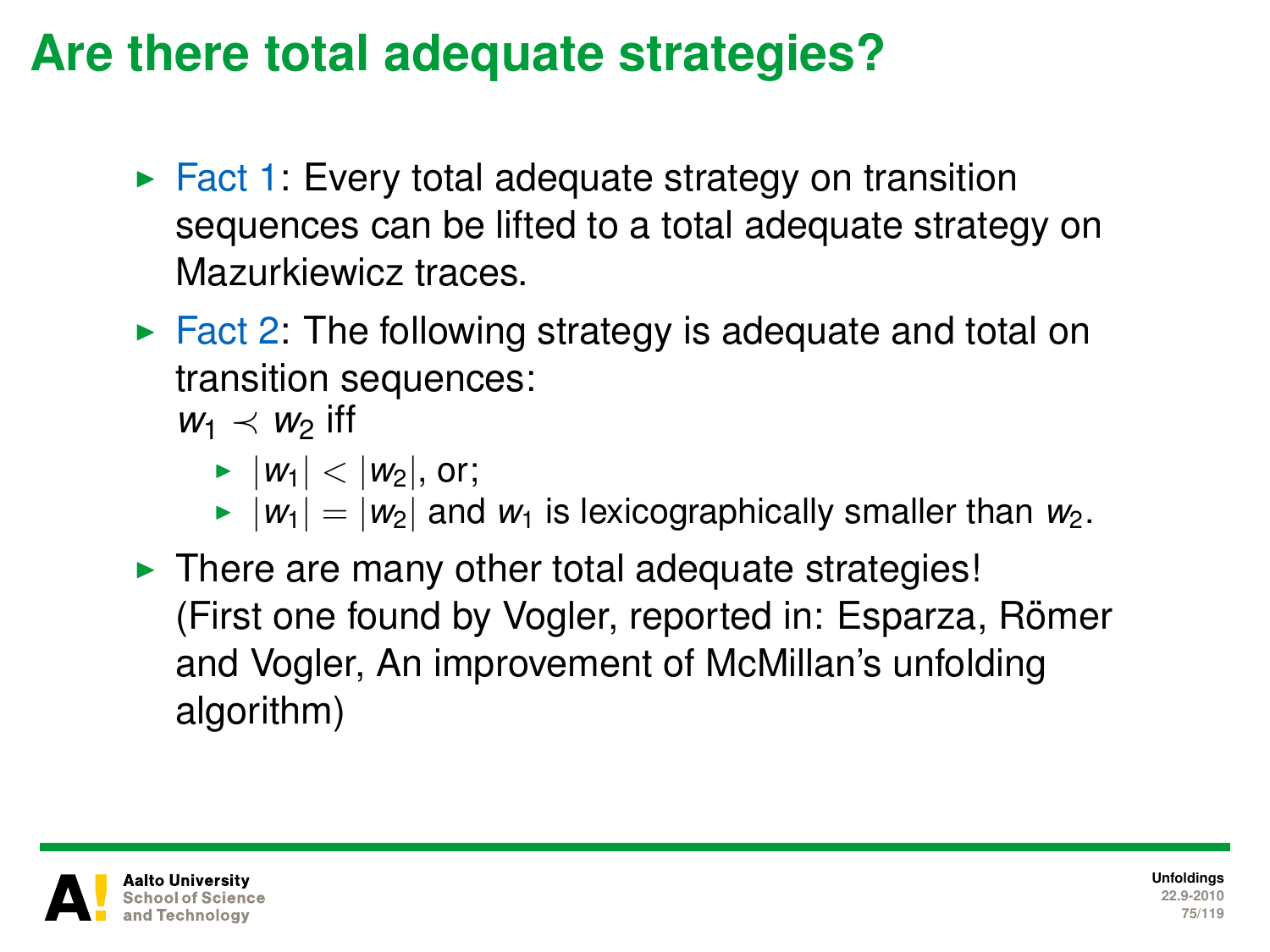# Are there total adequate strategies?

- Fact 1: Every total adequate strategy on transition sequences can be lifted to a total adequate strategy on Mazurkiewicz traces.
- Fact 2: The following strategy is adequate and total on transition sequences:
  $w_1 \prec w_2$ iff
  - $|w_1| < |w_2|$, or;
  - $|w_1| = |w_2|$ and $w_1$ is lexicographically smaller than $w_2$.
- There are many other total adequate strategies! (First one found by Vogler, reported in: Esparza, Römer and Vogler, An improvement of McMillan's unfolding algorithm)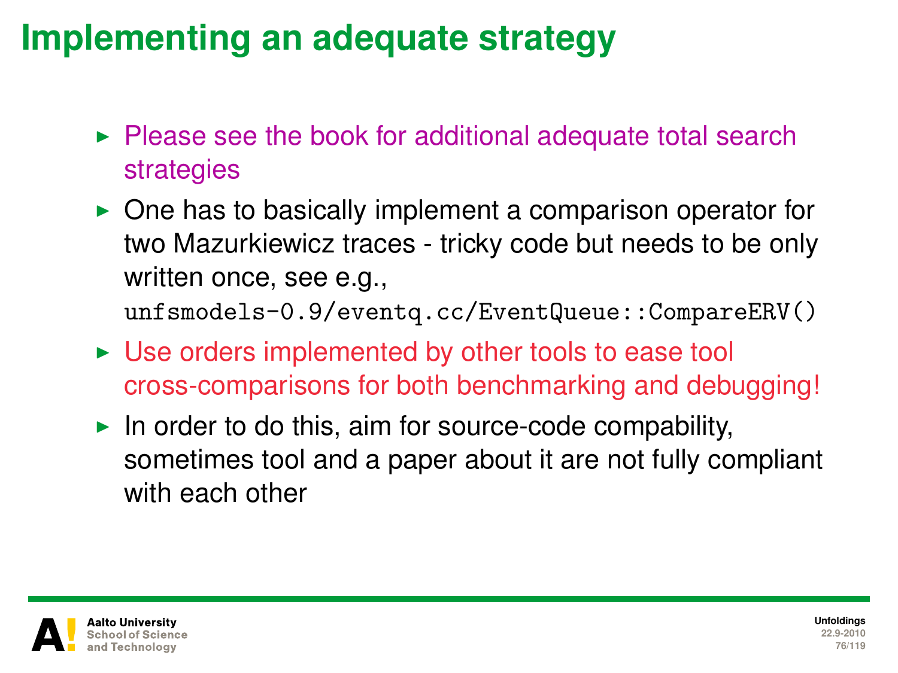# Implementing an adequate strategy

- Please see the book for additional adequate total search strategies
- One has to basically implement a comparison operator for two Mazurkiewicz traces - tricky code but needs to be only written once, see e.g., `unfsmodels-0.9/eventq.cc/EventQueue::CompareERV()`
- Use orders implemented by other tools to ease tool cross-comparisons for both benchmarking and debugging!
- In order to do this, aim for source-code compability, sometimes tool and a paper about it are not fully compliant with each other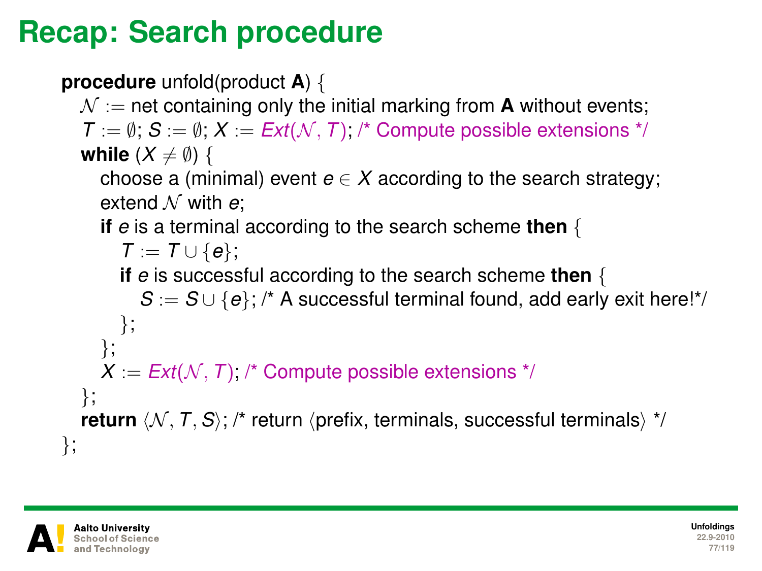# Recap: Search procedure

```
procedure unfold(product A) {
  𝒩 := net containing only the initial marking from A without events;
  T := ∅; S := ∅; X := Ext(𝒩, T); /* Compute possible extensions */
  while (X ≠ ∅) {
    choose a (minimal) event e ∈ X according to the search strategy;
    extend 𝒩 with e;
    if e is a terminal according to the search scheme then {
      T := T ∪ {e};
      if e is successful according to the search scheme then {
        S := S ∪ {e}; /* A successful terminal found, add early exit here!*/
      };
    };
    X := Ext(𝒩, T); /* Compute possible extensions */
  };
  return ⟨𝒩, T, S⟩; /* return ⟨prefix, terminals, successful terminals⟩ */
};
```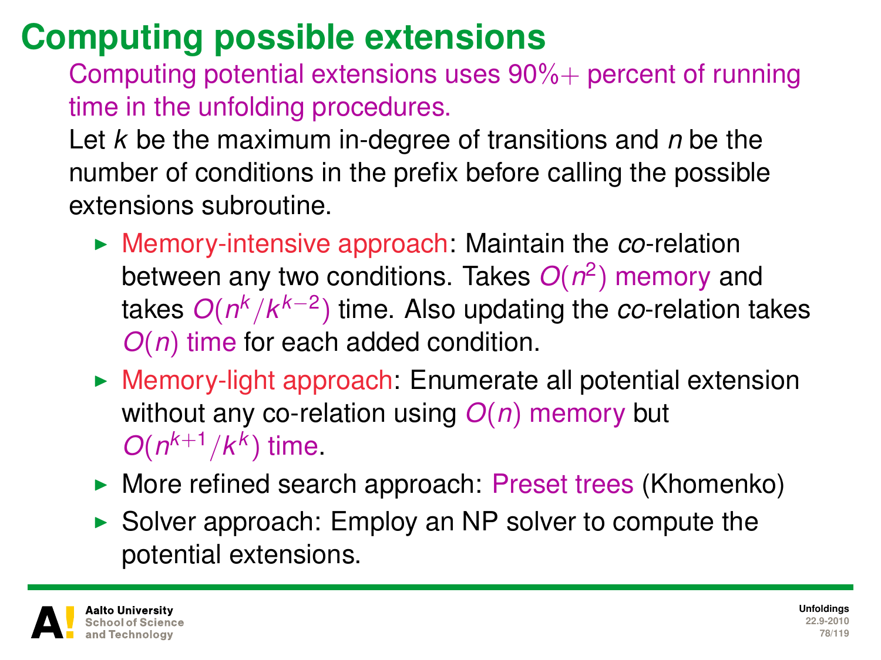# Computing possible extensions

Computing potential extensions uses 90%+ percent of running time in the unfolding procedures.

Let $k$ be the maximum in-degree of transitions and $n$ be the number of conditions in the prefix before calling the possible extensions subroutine.

- Memory-intensive approach: Maintain the *co*-relation between any two conditions. Takes $O(n^2)$ memory and takes $O(n^k/k^{k-2})$ time. Also updating the *co*-relation takes $O(n)$ time for each added condition.
- Memory-light approach: Enumerate all potential extension without any co-relation using $O(n)$ memory but $O(n^{k+1}/k^k)$ time.
- More refined search approach: Preset trees (Khomenko)
- Solver approach: Employ an NP solver to compute the potential extensions.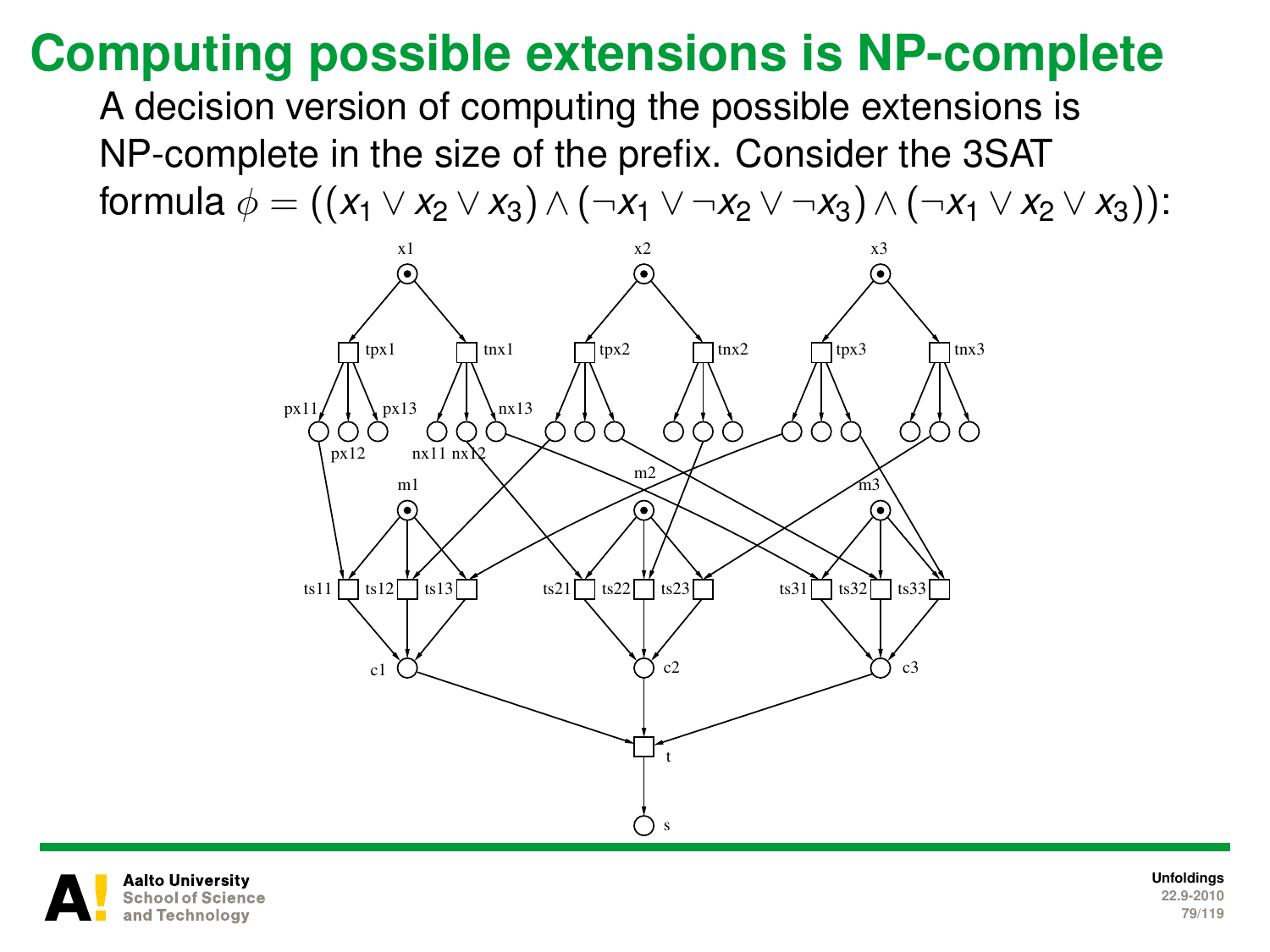# Computing possible extensions is NP-complete

A decision version of computing the possible extensions is NP-complete in the size of the prefix. Consider the 3SAT formula $\phi = ((x_1 \vee x_2 \vee x_3) \wedge (\neg x_1 \vee \neg x_2 \vee \neg x_3) \wedge (\neg x_1 \vee x_2 \vee x_3))$: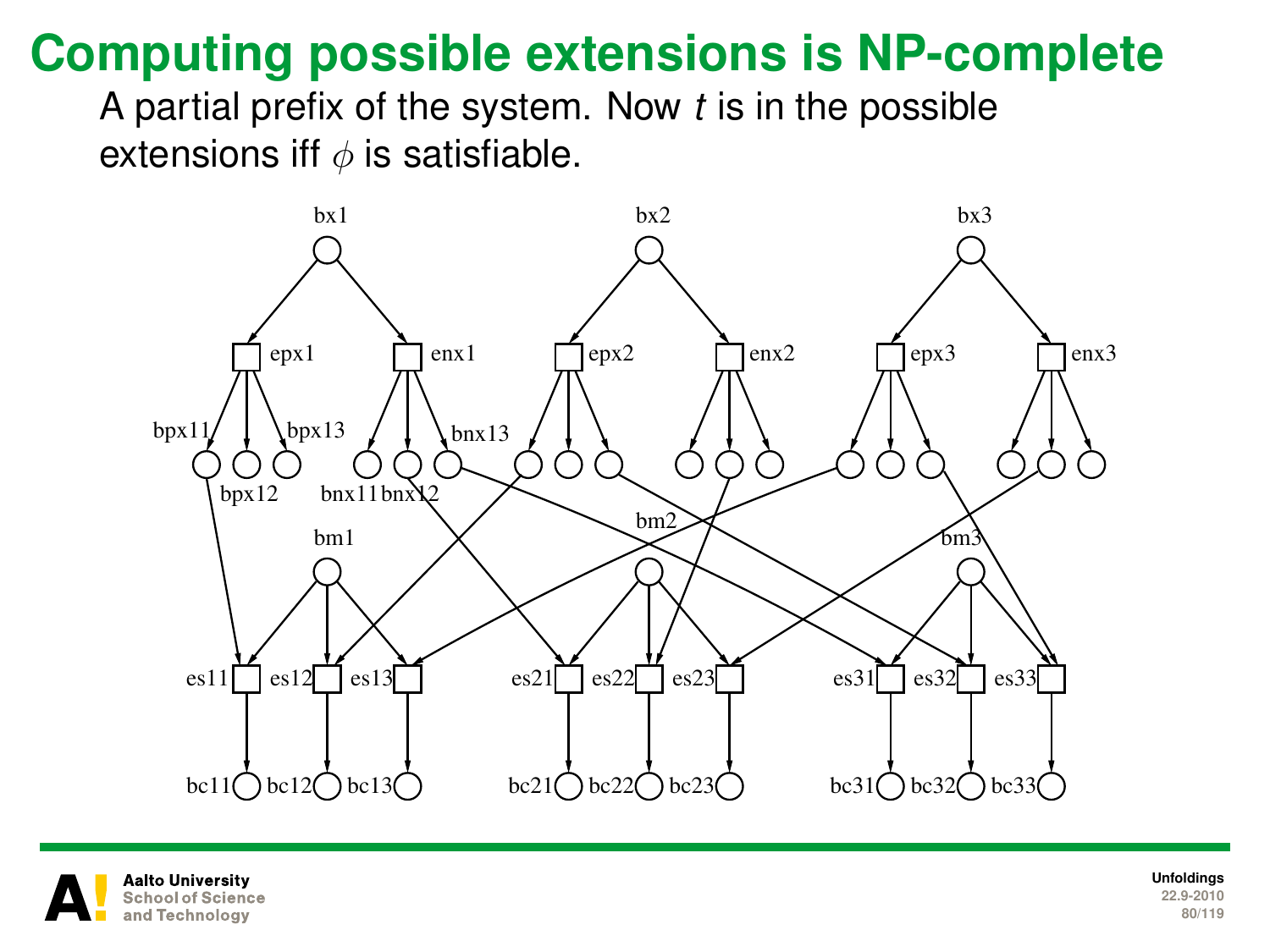# Computing possible extensions is NP-complete

A partial prefix of the system. Now *t* is in the possible extensions iff $\phi$ is satisfiable.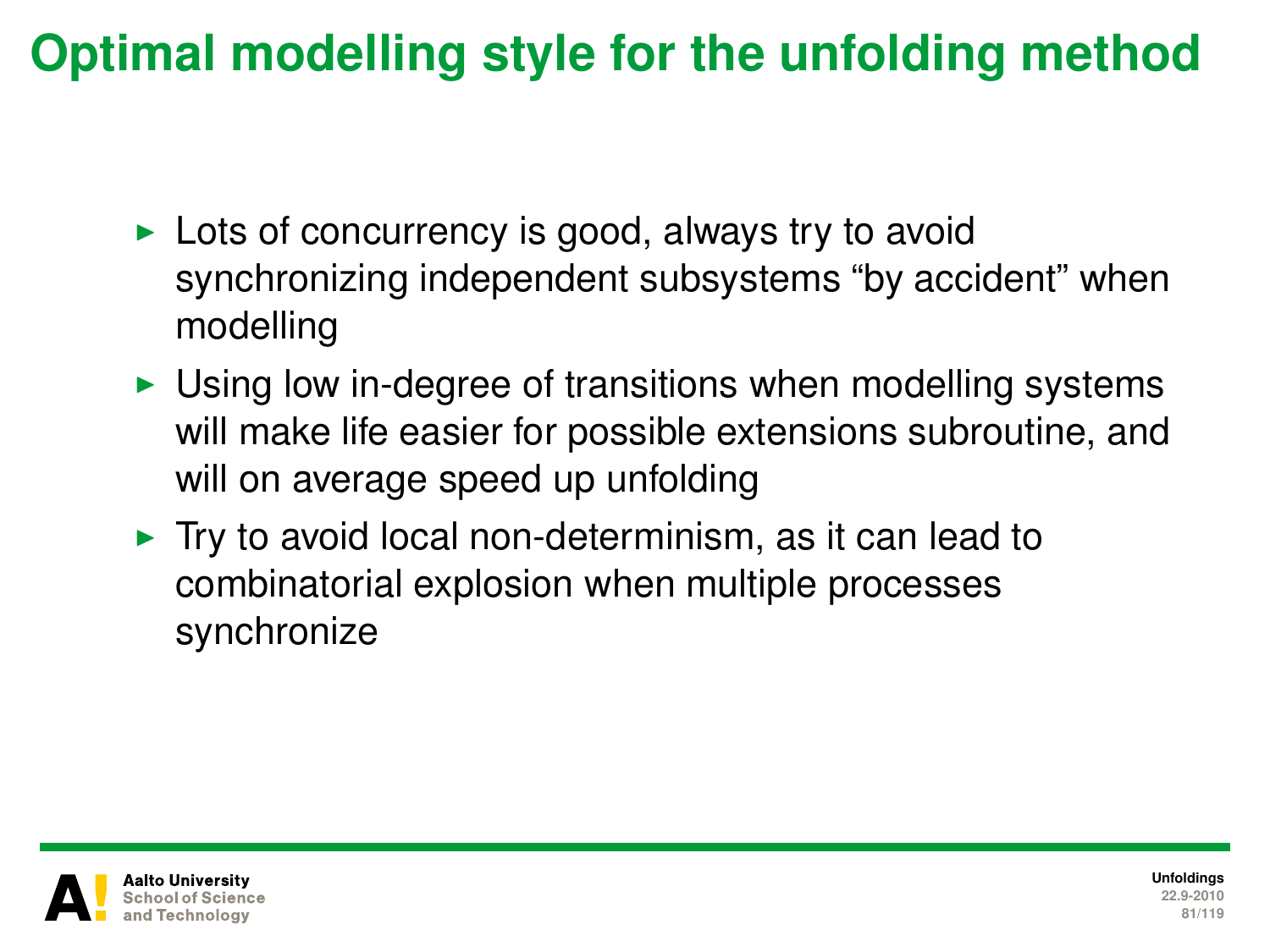# Optimal modelling style for the unfolding method

- Lots of concurrency is good, always try to avoid synchronizing independent subsystems “by accident” when modelling
- Using low in-degree of transitions when modelling systems will make life easier for possible extensions subroutine, and will on average speed up unfolding
- Try to avoid local non-determinism, as it can lead to combinatorial explosion when multiple processes synchronize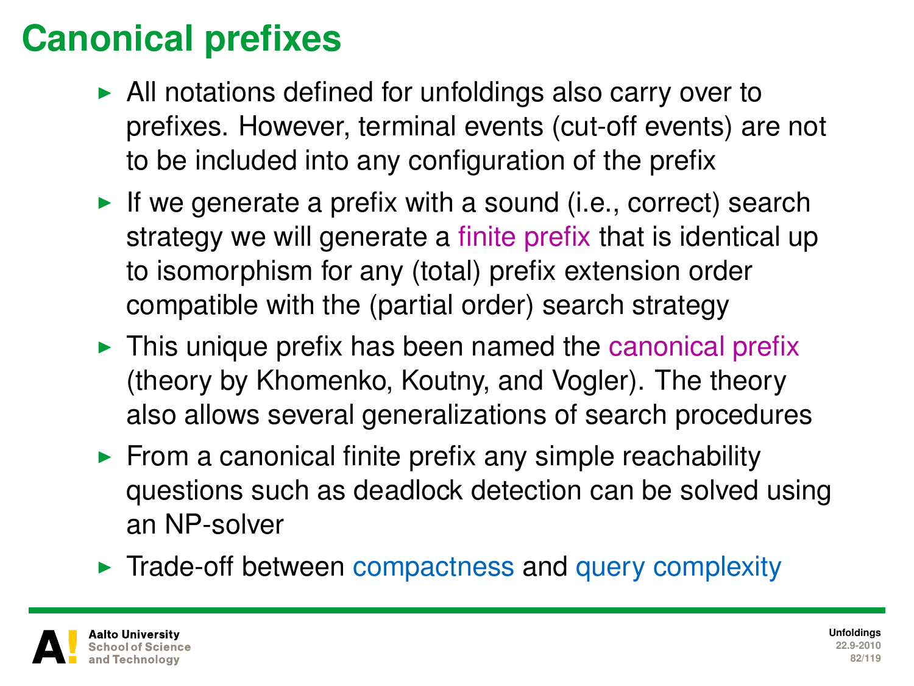# Canonical prefixes

- All notations defined for unfoldings also carry over to prefixes. However, terminal events (cut-off events) are not to be included into any configuration of the prefix
- If we generate a prefix with a sound (i.e., correct) search strategy we will generate a finite prefix that is identical up to isomorphism for any (total) prefix extension order compatible with the (partial order) search strategy
- This unique prefix has been named the canonical prefix (theory by Khomenko, Koutny, and Vogler). The theory also allows several generalizations of search procedures
- From a canonical finite prefix any simple reachability questions such as deadlock detection can be solved using an NP-solver
- Trade-off between compactness and query complexity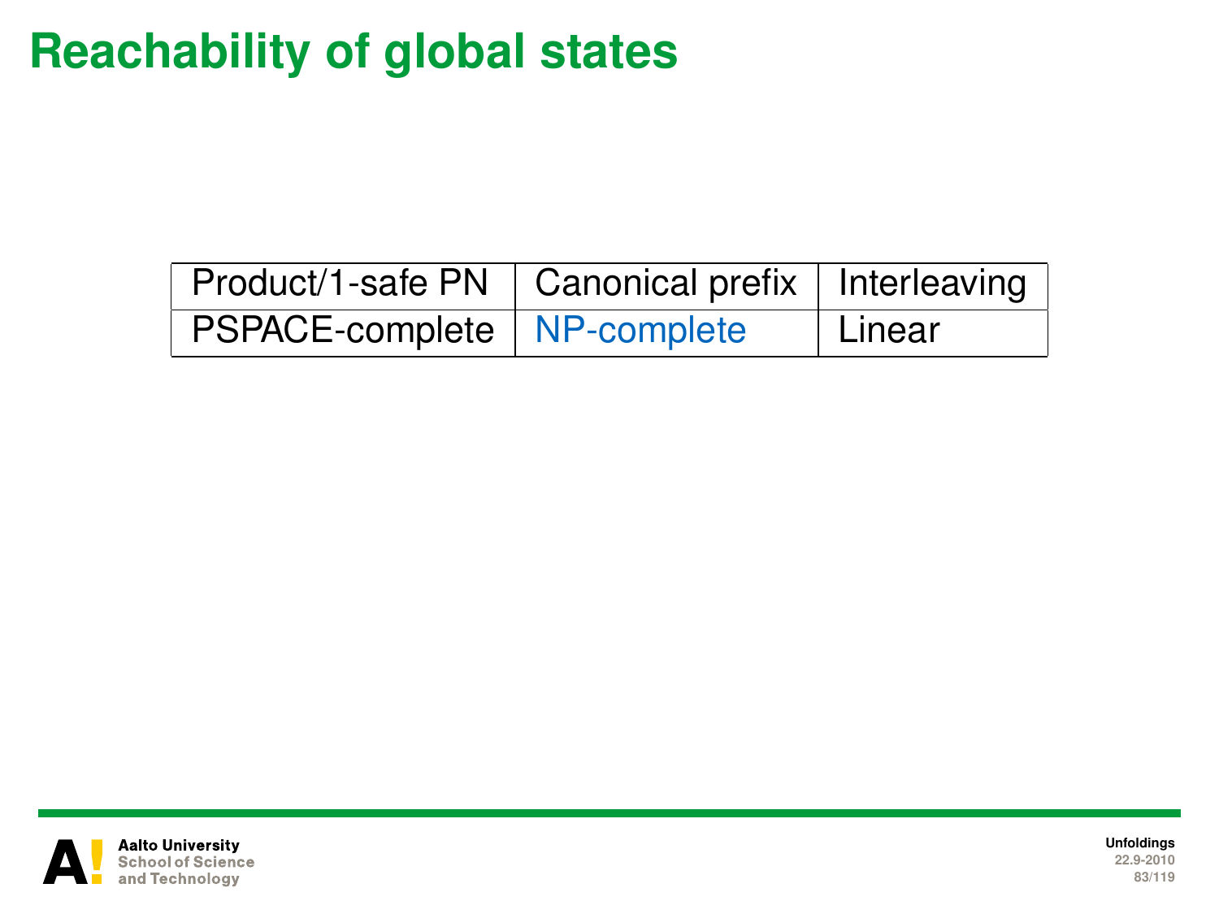# Reachability of global states

| Product/1-safe PN | Canonical prefix | Interleaving |
|---|---|---|
| PSPACE-complete | NP-complete | Linear |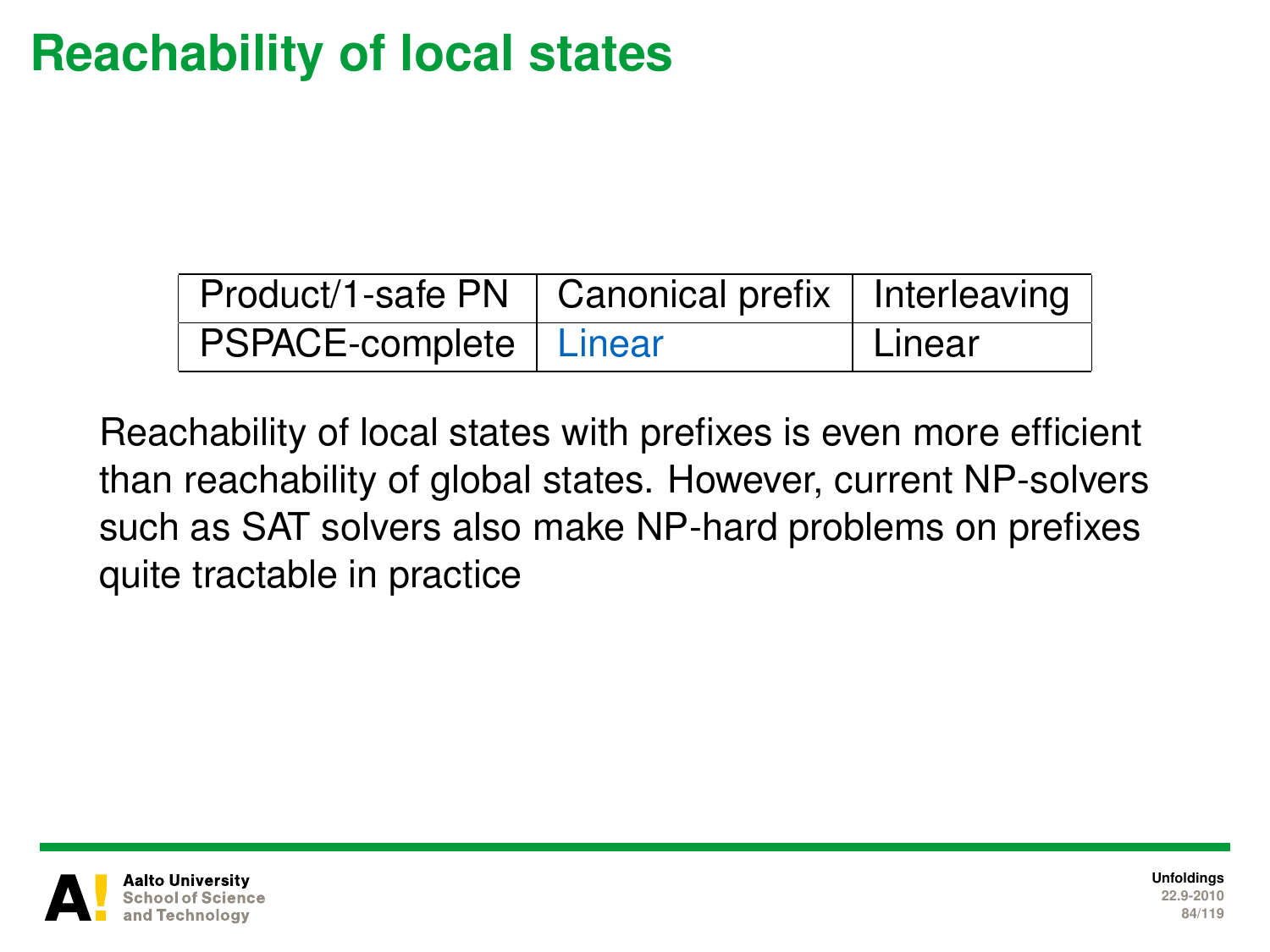# Reachability of local states

| Product/1-safe PN | Canonical prefix | Interleaving |
|---|---|---|
| PSPACE-complete | Linear | Linear |

Reachability of local states with prefixes is even more efficient than reachability of global states. However, current NP-solvers such as SAT solvers also make NP-hard problems on prefixes quite tractable in practice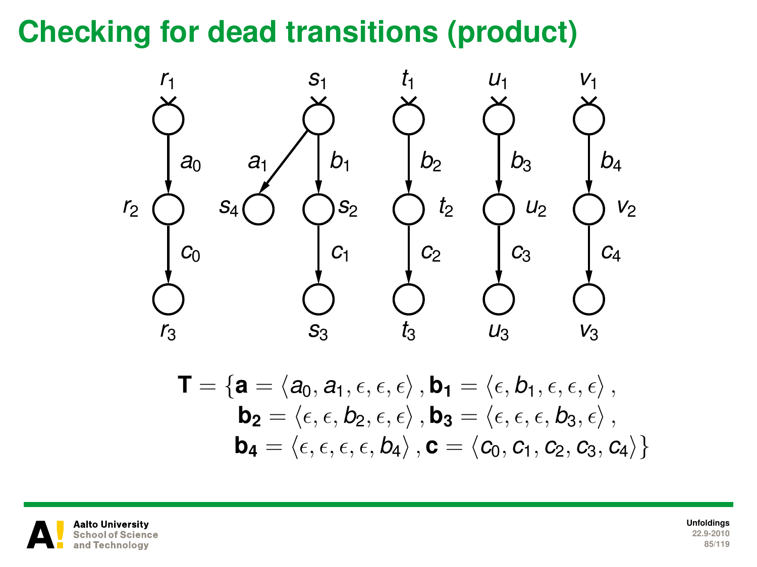# Checking for dead transitions (product)

$$\mathbf{T} = \{\mathbf{a} = \langle a_0, a_1, \epsilon, \epsilon, \epsilon \rangle, \mathbf{b_1} = \langle \epsilon, b_1, \epsilon, \epsilon, \epsilon \rangle,$$
$$\mathbf{b_2} = \langle \epsilon, \epsilon, b_2, \epsilon, \epsilon \rangle, \mathbf{b_3} = \langle \epsilon, \epsilon, \epsilon, b_3, \epsilon \rangle,$$
$$\mathbf{b_4} = \langle \epsilon, \epsilon, \epsilon, \epsilon, b_4 \rangle, \mathbf{c} = \langle c_0, c_1, c_2, c_3, c_4 \rangle\}$$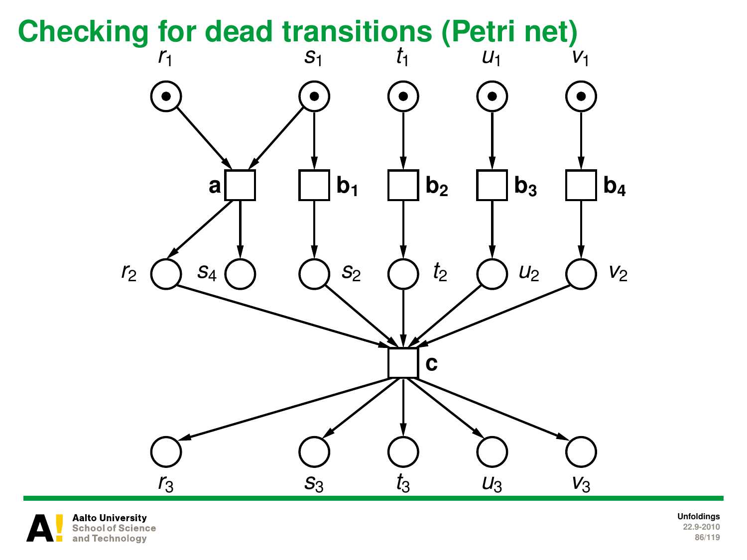# Checking for dead transitions (Petri net)

$r_1$ $s_1$ $t_1$ $u_1$ $v_1$

**a** $\mathbf{b_1}$ $\mathbf{b_2}$ $\mathbf{b_3}$ $\mathbf{b_4}$

$r_2$ $s_4$ $s_2$ $t_2$ $u_2$ $v_2$

**c**

$r_3$ $s_3$ $t_3$ $u_3$ $v_3$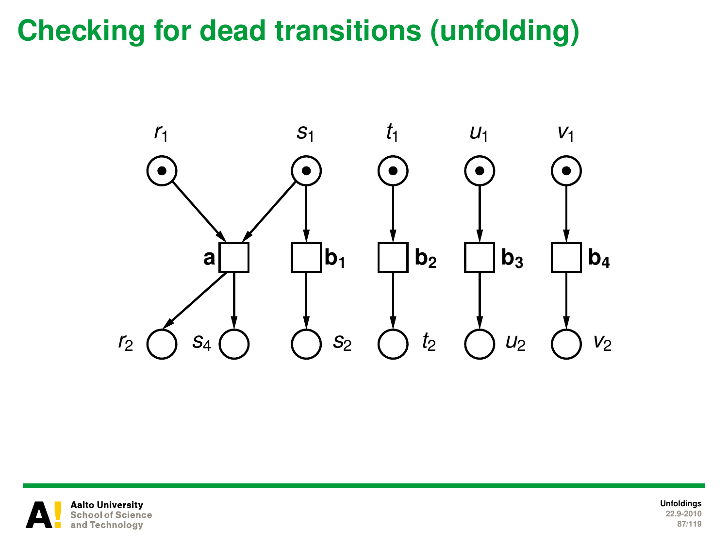# Checking for dead transitions (unfolding)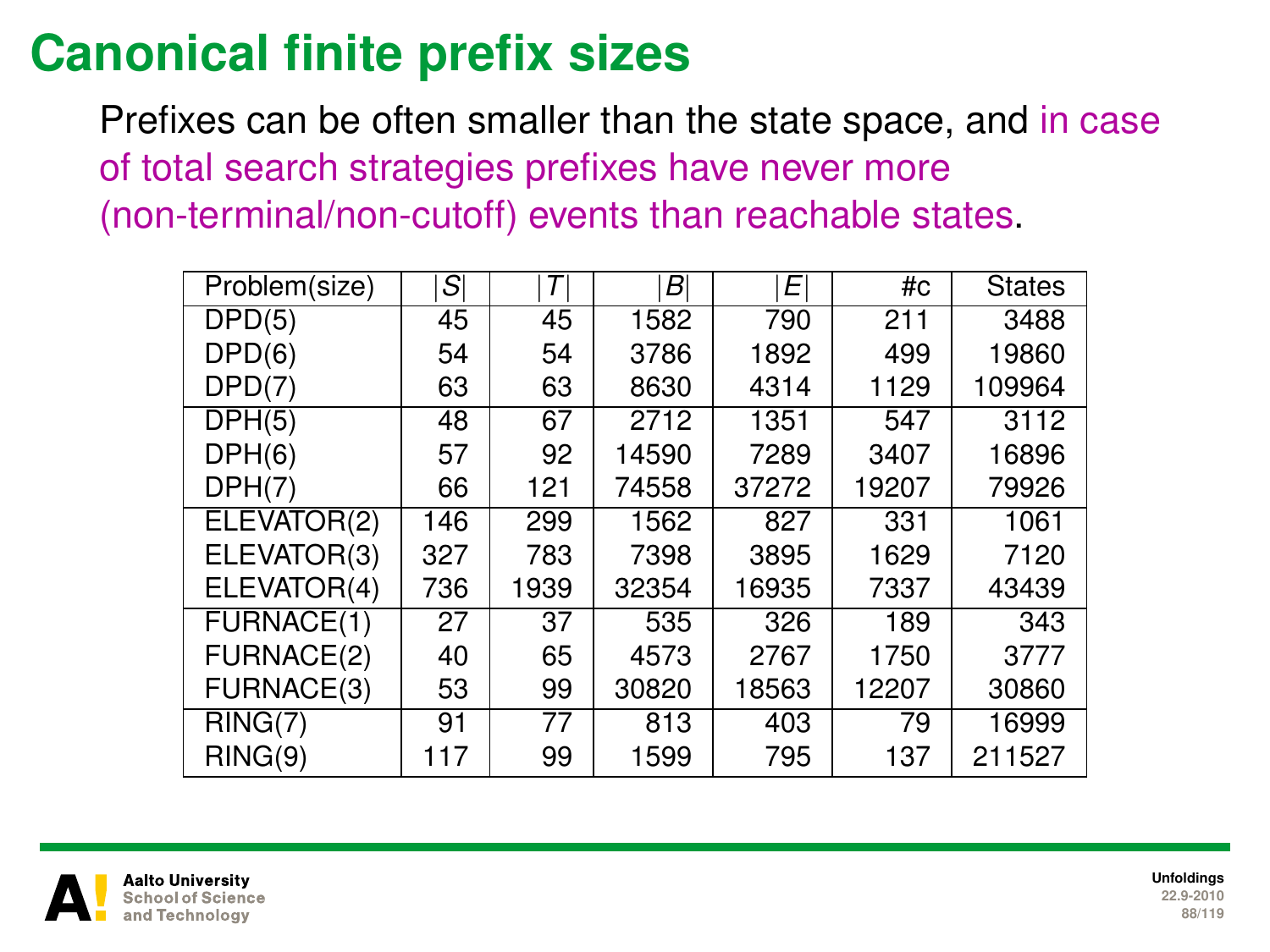# Canonical finite prefix sizes

Prefixes can be often smaller than the state space, and in case of total search strategies prefixes have never more (non-terminal/non-cutoff) events than reachable states.

| Problem(size) | $\|S\|$ | $\|T\|$ | $\|B\|$ | $\|E\|$ | #c | States |
|---|---|---|---|---|---|---|
| DPD(5) | 45 | 45 | 1582 | 790 | 211 | 3488 |
| DPD(6) | 54 | 54 | 3786 | 1892 | 499 | 19860 |
| DPD(7) | 63 | 63 | 8630 | 4314 | 1129 | 109964 |
| DPH(5) | 48 | 67 | 2712 | 1351 | 547 | 3112 |
| DPH(6) | 57 | 92 | 14590 | 7289 | 3407 | 16896 |
| DPH(7) | 66 | 121 | 74558 | 37272 | 19207 | 79926 |
| ELEVATOR(2) | 146 | 299 | 1562 | 827 | 331 | 1061 |
| ELEVATOR(3) | 327 | 783 | 7398 | 3895 | 1629 | 7120 |
| ELEVATOR(4) | 736 | 1939 | 32354 | 16935 | 7337 | 43439 |
| FURNACE(1) | 27 | 37 | 535 | 326 | 189 | 343 |
| FURNACE(2) | 40 | 65 | 4573 | 2767 | 1750 | 3777 |
| FURNACE(3) | 53 | 99 | 30820 | 18563 | 12207 | 30860 |
| RING(7) | 91 | 77 | 813 | 403 | 79 | 16999 |
| RING(9) | 117 | 99 | 1599 | 795 | 137 | 211527 |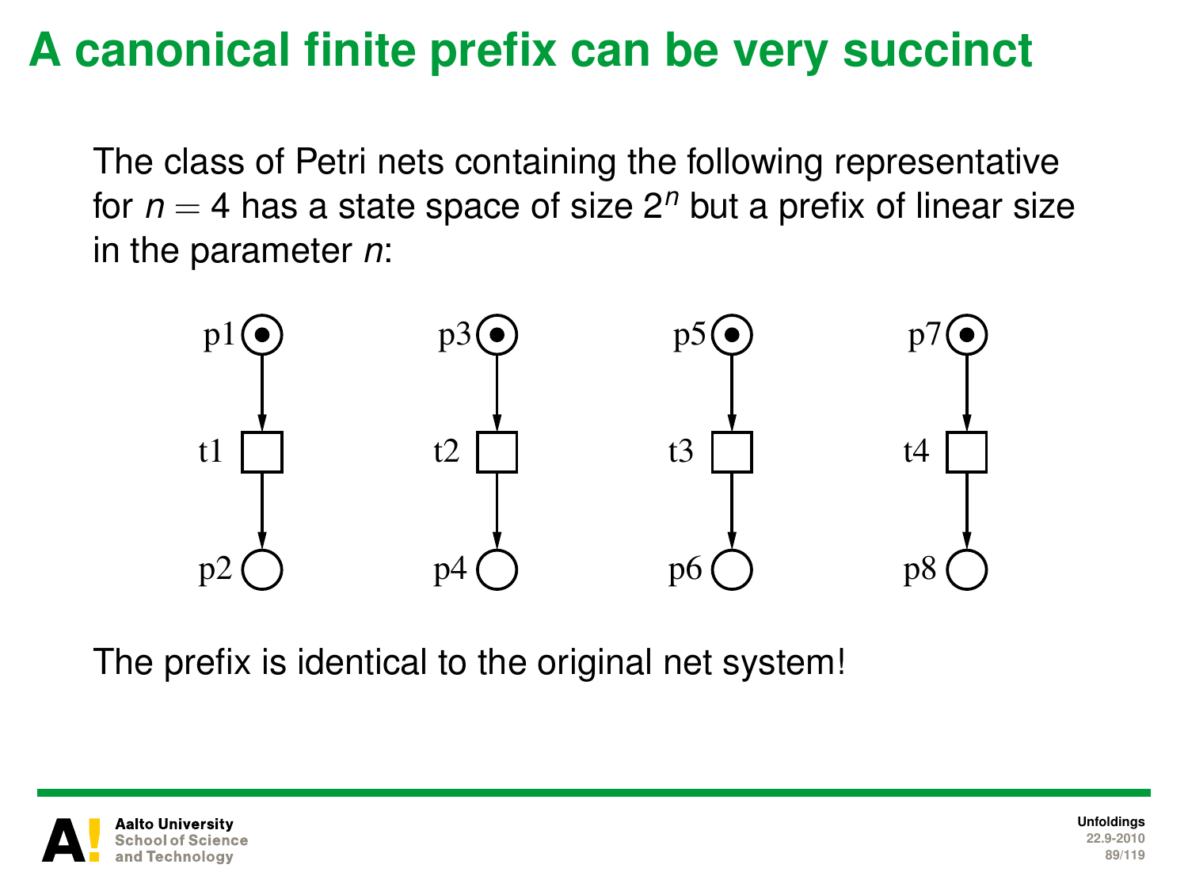# A canonical finite prefix can be very succinct

The class of Petri nets containing the following representative for $n = 4$ has a state space of size $2^n$ but a prefix of linear size in the parameter $n$:

p1 t1 p2 &nbsp;&nbsp; p3 t2 p4 &nbsp;&nbsp; p5 t3 p6 &nbsp;&nbsp; p7 t4 p8

The prefix is identical to the original net system!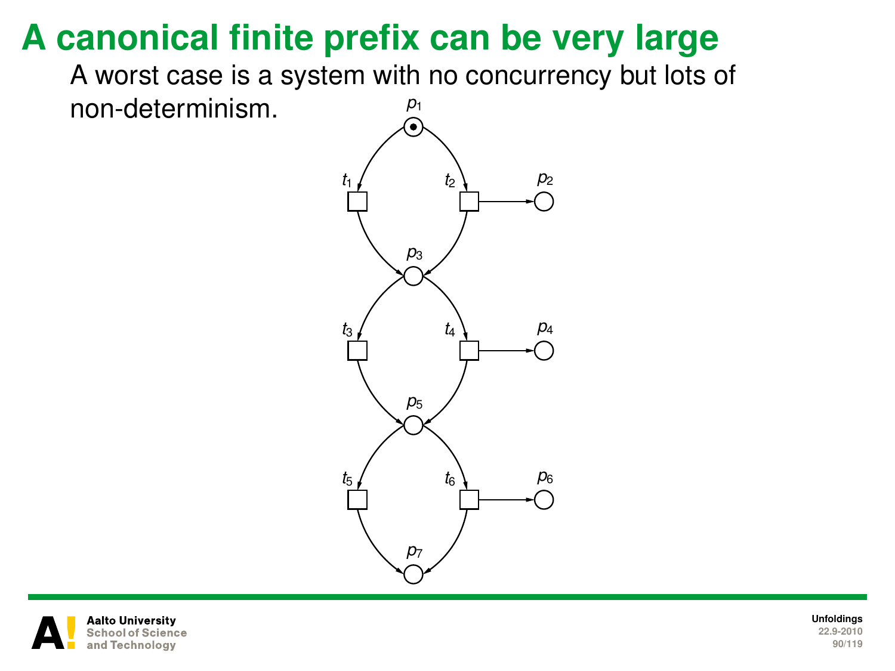# A canonical finite prefix can be very large

A worst case is a system with no concurrency but lots of non-determinism.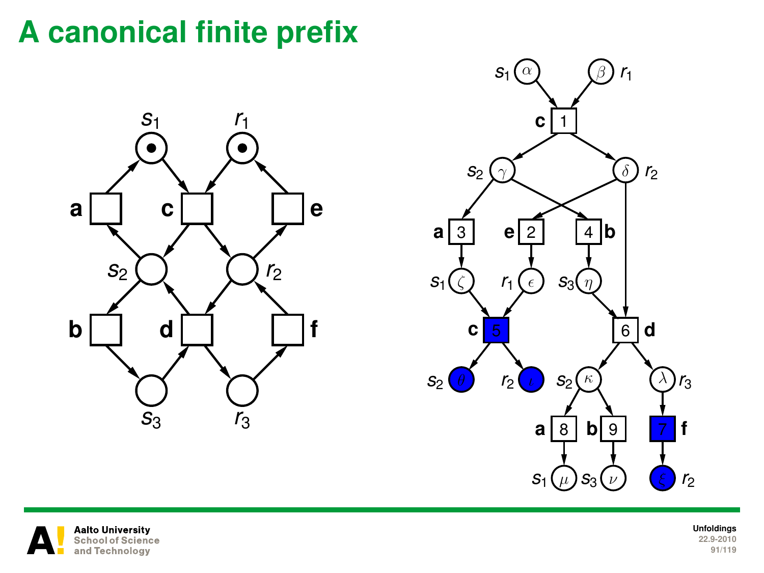# A canonical finite prefix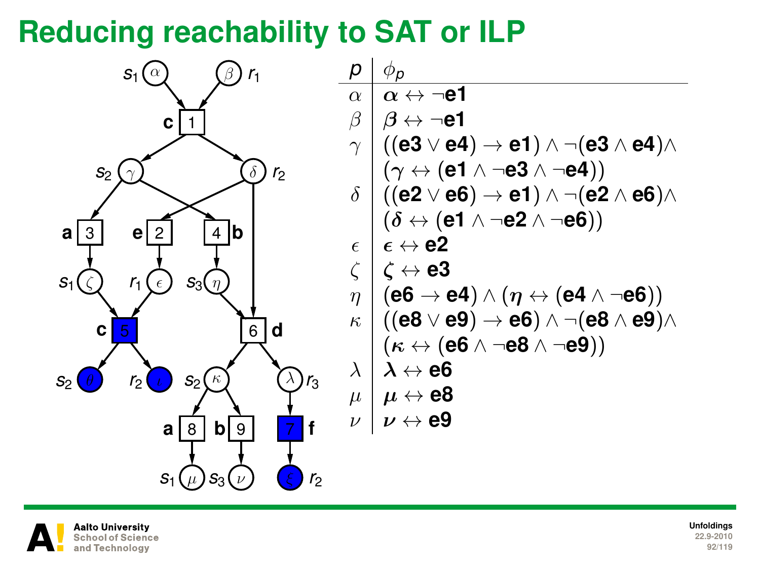# Reducing reachability to SAT or ILP

| $p$ | $\phi_p$ |
|---|---|
| $\alpha$ | $\boldsymbol{\alpha} \leftrightarrow \neg \mathbf{e1}$ |
| $\beta$ | $\boldsymbol{\beta} \leftrightarrow \neg \mathbf{e1}$ |
| $\gamma$ | $((\mathbf{e3} \vee \mathbf{e4}) \rightarrow \mathbf{e1}) \wedge \neg(\mathbf{e3} \wedge \mathbf{e4}) \wedge$ $(\boldsymbol{\gamma} \leftrightarrow (\mathbf{e1} \wedge \neg \mathbf{e3} \wedge \neg \mathbf{e4}))$ |
| $\delta$ | $((\mathbf{e2} \vee \mathbf{e6}) \rightarrow \mathbf{e1}) \wedge \neg(\mathbf{e2} \wedge \mathbf{e6}) \wedge$ $(\boldsymbol{\delta} \leftrightarrow (\mathbf{e1} \wedge \neg \mathbf{e2} \wedge \neg \mathbf{e6}))$ |
| $\epsilon$ | $\boldsymbol{\epsilon} \leftrightarrow \mathbf{e2}$ |
| $\zeta$ | $\boldsymbol{\zeta} \leftrightarrow \mathbf{e3}$ |
| $\eta$ | $(\mathbf{e6} \rightarrow \mathbf{e4}) \wedge (\boldsymbol{\eta} \leftrightarrow (\mathbf{e4} \wedge \neg \mathbf{e6}))$ |
| $\kappa$ | $((\mathbf{e8} \vee \mathbf{e9}) \rightarrow \mathbf{e6}) \wedge \neg(\mathbf{e8} \wedge \mathbf{e9}) \wedge$ $(\boldsymbol{\kappa} \leftrightarrow (\mathbf{e6} \wedge \neg \mathbf{e8} \wedge \neg \mathbf{e9}))$ |
| $\lambda$ | $\boldsymbol{\lambda} \leftrightarrow \mathbf{e6}$ |
| $\mu$ | $\boldsymbol{\mu} \leftrightarrow \mathbf{e8}$ |
| $\nu$ | $\boldsymbol{\nu} \leftrightarrow \mathbf{e9}$ |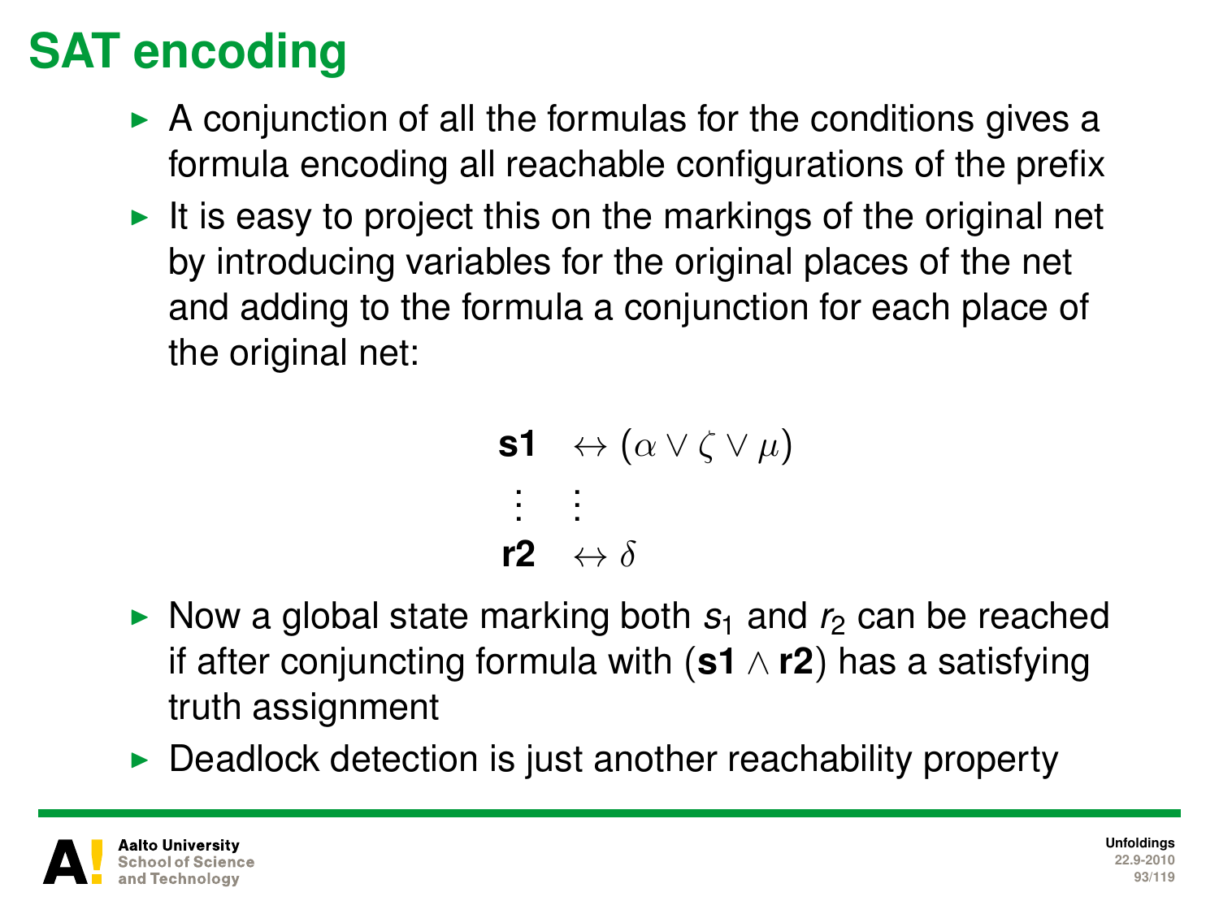# SAT encoding

- A conjunction of all the formulas for the conditions gives a formula encoding all reachable configurations of the prefix
- It is easy to project this on the markings of the original net by introducing variables for the original places of the net and adding to the formula a conjunction for each place of the original net:

$$
\begin{array}{ll}
\mathbf{s1} & \leftrightarrow (\alpha \vee \zeta \vee \mu) \\
\vdots & \vdots \\
\mathbf{r2} & \leftrightarrow \delta
\end{array}
$$

- Now a global state marking both $s_1$ and $r_2$ can be reached if after conjuncting formula with ($\mathbf{s1} \wedge \mathbf{r2}$) has a satisfying truth assignment
- Deadlock detection is just another reachability property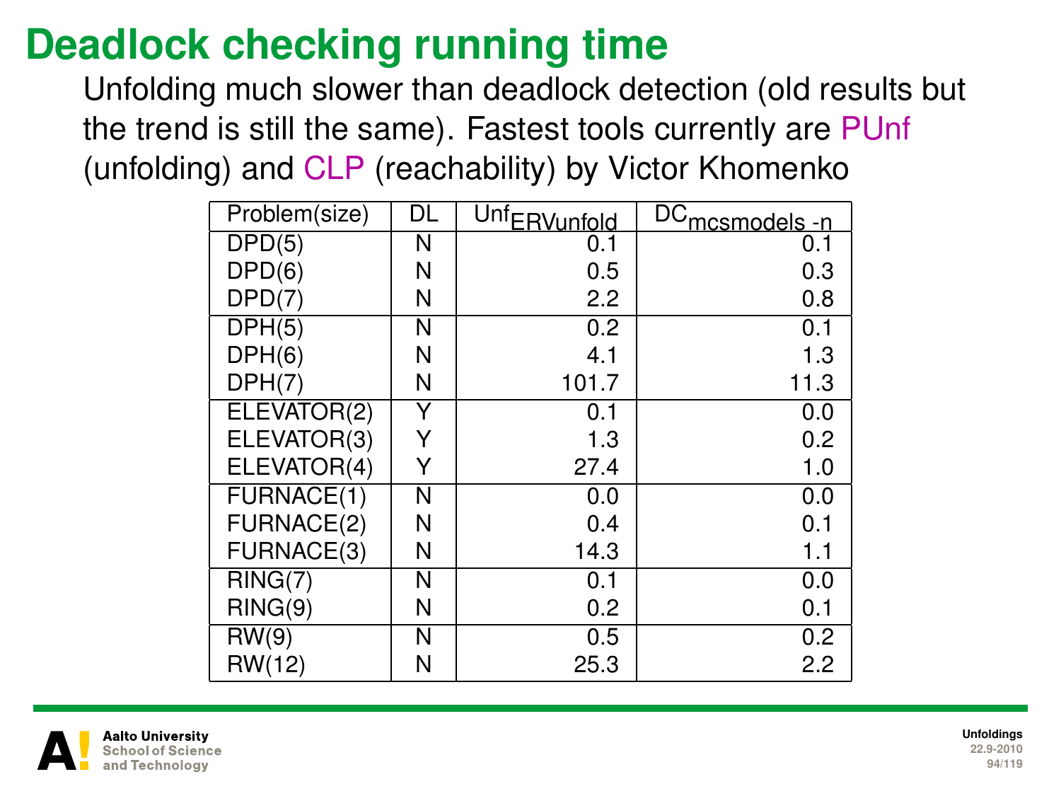# Deadlock checking running time

Unfolding much slower than deadlock detection (old results but the trend is still the same). Fastest tools currently are PUnf (unfolding) and CLP (reachability) by Victor Khomenko

| Problem(size) | DL | $\text{Unf}_{\text{ERVunfold}}$ | $\text{DC}_{\text{mcsmodels -n}}$ |
|---|---|---|---|
| DPD(5) | N | 0.1 | 0.1 |
| DPD(6) | N | 0.5 | 0.3 |
| DPD(7) | N | 2.2 | 0.8 |
| DPH(5) | N | 0.2 | 0.1 |
| DPH(6) | N | 4.1 | 1.3 |
| DPH(7) | N | 101.7 | 11.3 |
| ELEVATOR(2) | Y | 0.1 | 0.0 |
| ELEVATOR(3) | Y | 1.3 | 0.2 |
| ELEVATOR(4) | Y | 27.4 | 1.0 |
| FURNACE(1) | N | 0.0 | 0.0 |
| FURNACE(2) | N | 0.4 | 0.1 |
| FURNACE(3) | N | 14.3 | 1.1 |
| RING(7) | N | 0.1 | 0.0 |
| RING(9) | N | 0.2 | 0.1 |
| RW(9) | N | 0.5 | 0.2 |
| RW(12) | N | 25.3 | 2.2 |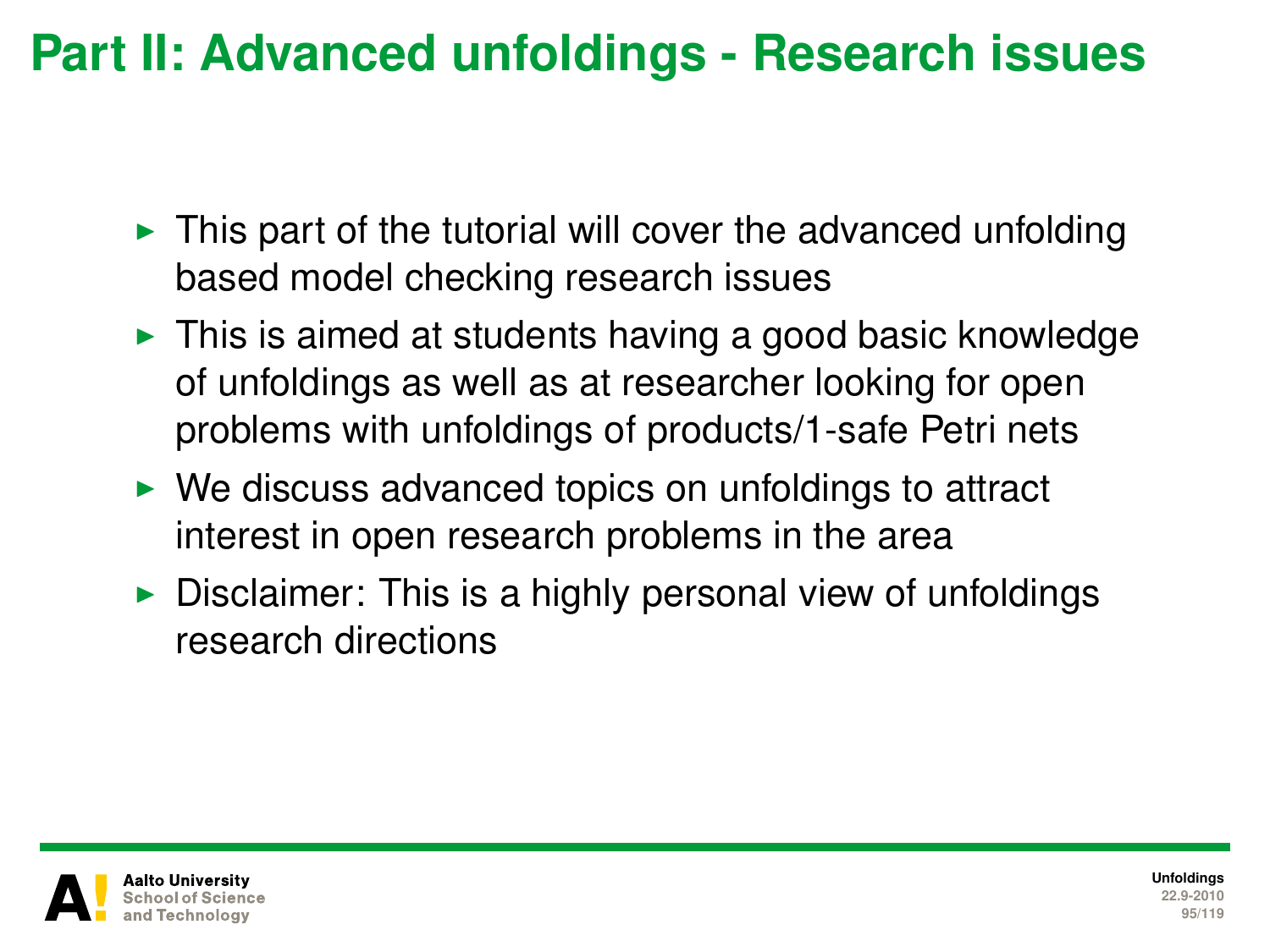# Part II: Advanced unfoldings - Research issues

- This part of the tutorial will cover the advanced unfolding based model checking research issues
- This is aimed at students having a good basic knowledge of unfoldings as well as at researcher looking for open problems with unfoldings of products/1-safe Petri nets
- We discuss advanced topics on unfoldings to attract interest in open research problems in the area
- Disclaimer: This is a highly personal view of unfoldings research directions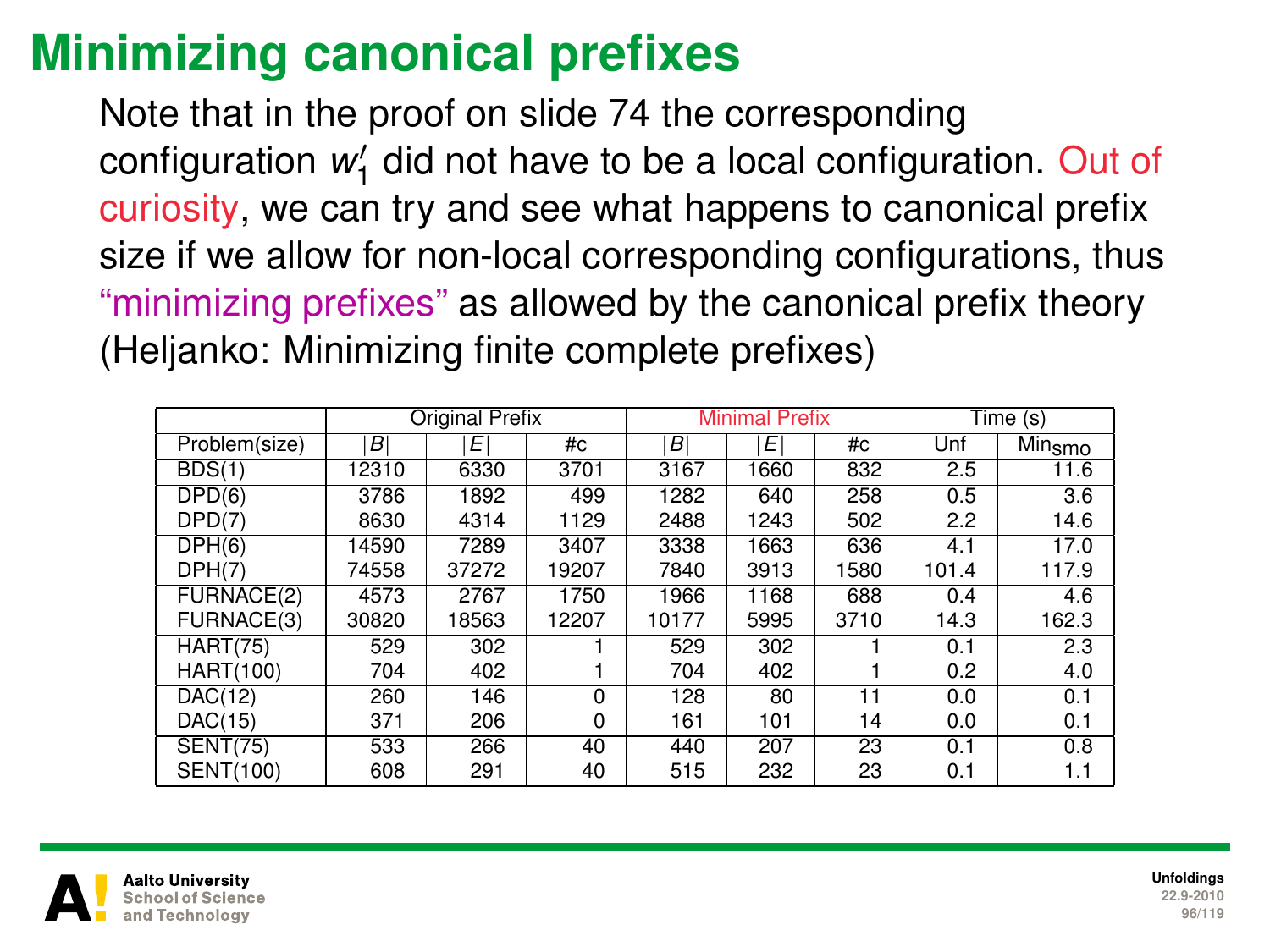# Minimizing canonical prefixes

Note that in the proof on slide 74 the corresponding configuration $w_1'$ did not have to be a local configuration. Out of curiosity, we can try and see what happens to canonical prefix size if we allow for non-local corresponding configurations, thus "minimizing prefixes" as allowed by the canonical prefix theory (Heljanko: Minimizing finite complete prefixes)

| | Original Prefix | | | Minimal Prefix | | | Time (s) | |
|---|---|---|---|---|---|---|---|---|
| Problem(size) | $\|B\|$ | $\|E\|$ | #c | $\|B\|$ | $\|E\|$ | #c | Unf | $\text{Min}_{\text{smo}}$ |
| BDS(1) | 12310 | 6330 | 3701 | 3167 | 1660 | 832 | 2.5 | 11.6 |
| DPD(6) | 3786 | 1892 | 499 | 1282 | 640 | 258 | 0.5 | 3.6 |
| DPD(7) | 8630 | 4314 | 1129 | 2488 | 1243 | 502 | 2.2 | 14.6 |
| DPH(6) | 14590 | 7289 | 3407 | 3338 | 1663 | 636 | 4.1 | 17.0 |
| DPH(7) | 74558 | 37272 | 19207 | 7840 | 3913 | 1580 | 101.4 | 117.9 |
| FURNACE(2) | 4573 | 2767 | 1750 | 1966 | 1168 | 688 | 0.4 | 4.6 |
| FURNACE(3) | 30820 | 18563 | 12207 | 10177 | 5995 | 3710 | 14.3 | 162.3 |
| HART(75) | 529 | 302 | 1 | 529 | 302 | 1 | 0.1 | 2.3 |
| HART(100) | 704 | 402 | 1 | 704 | 402 | 1 | 0.2 | 4.0 |
| DAC(12) | 260 | 146 | 0 | 128 | 80 | 11 | 0.0 | 0.1 |
| DAC(15) | 371 | 206 | 0 | 161 | 101 | 14 | 0.0 | 0.1 |
| SENT(75) | 533 | 266 | 40 | 440 | 207 | 23 | 0.1 | 0.8 |
| SENT(100) | 608 | 291 | 40 | 515 | 232 | 23 | 0.1 | 1.1 |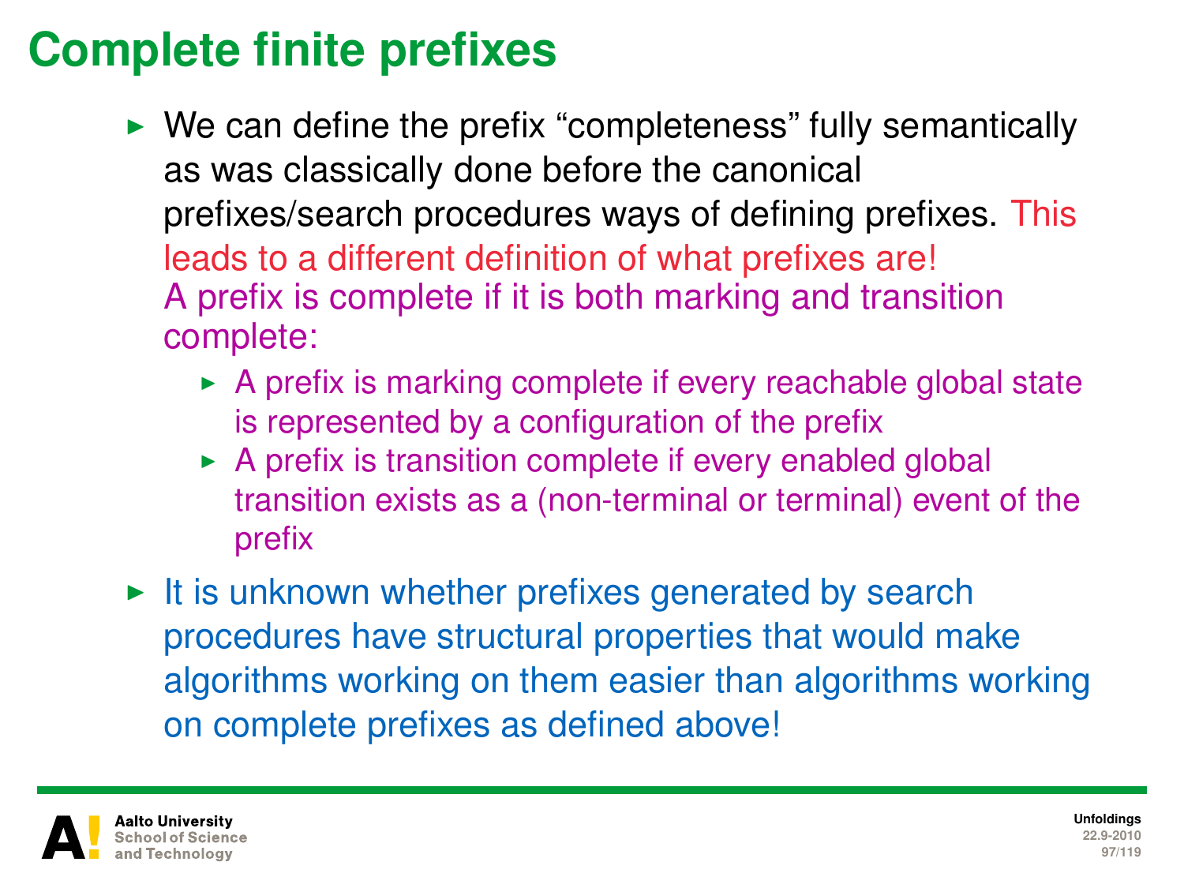# Complete finite prefixes

- We can define the prefix "completeness" fully semantically as was classically done before the canonical prefixes/search procedures ways of defining prefixes. This leads to a different definition of what prefixes are! A prefix is complete if it is both marking and transition complete:
  - A prefix is marking complete if every reachable global state is represented by a configuration of the prefix
  - A prefix is transition complete if every enabled global transition exists as a (non-terminal or terminal) event of the prefix
- It is unknown whether prefixes generated by search procedures have structural properties that would make algorithms working on them easier than algorithms working on complete prefixes as defined above!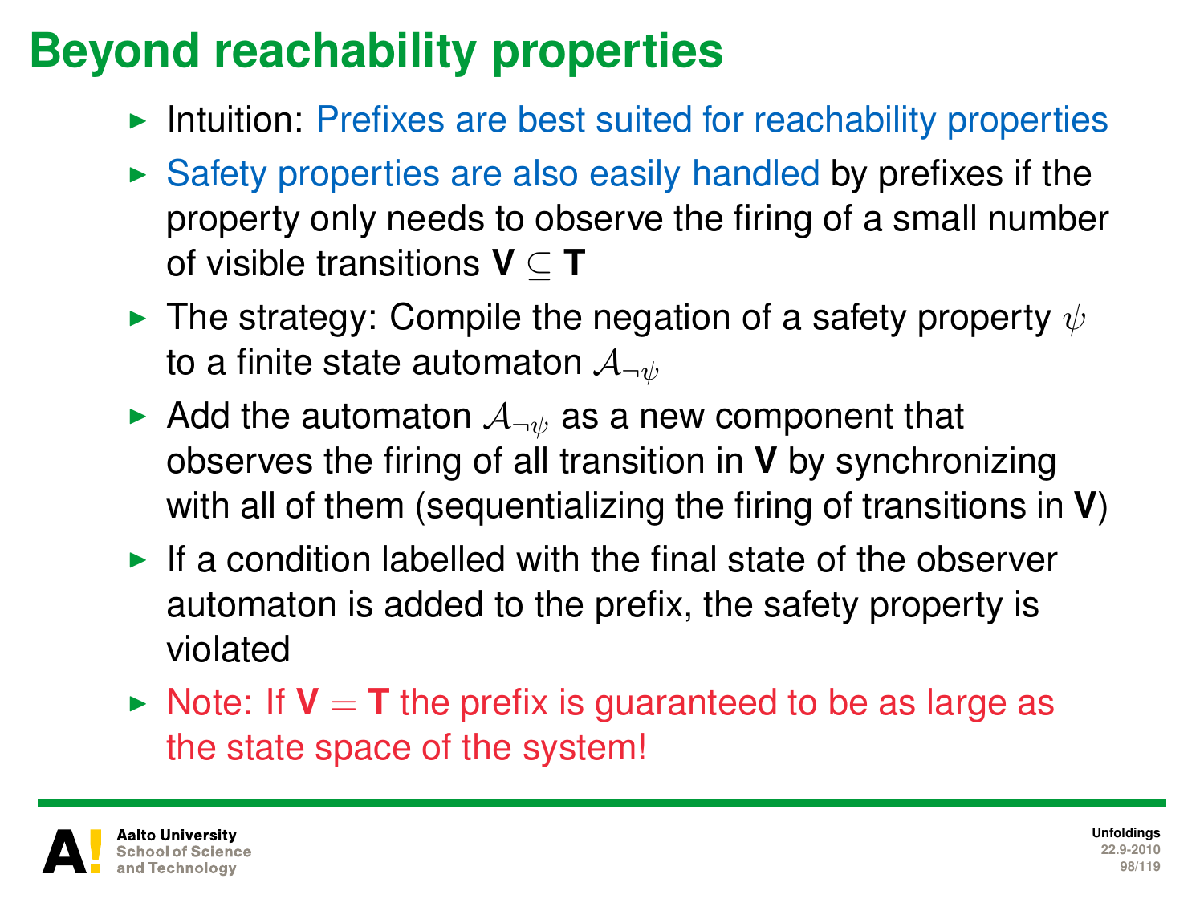# Beyond reachability properties

- Intuition: Prefixes are best suited for reachability properties
- Safety properties are also easily handled by prefixes if the property only needs to observe the firing of a small number of visible transitions $\mathbf{V} \subseteq \mathbf{T}$
- The strategy: Compile the negation of a safety property $\psi$ to a finite state automaton $\mathcal{A}_{\neg\psi}$
- Add the automaton $\mathcal{A}_{\neg\psi}$ as a new component that observes the firing of all transition in $\mathbf{V}$ by synchronizing with all of them (sequentializing the firing of transitions in $\mathbf{V}$)
- If a condition labelled with the final state of the observer automaton is added to the prefix, the safety property is violated
- Note: If $\mathbf{V} = \mathbf{T}$ the prefix is guaranteed to be as large as the state space of the system!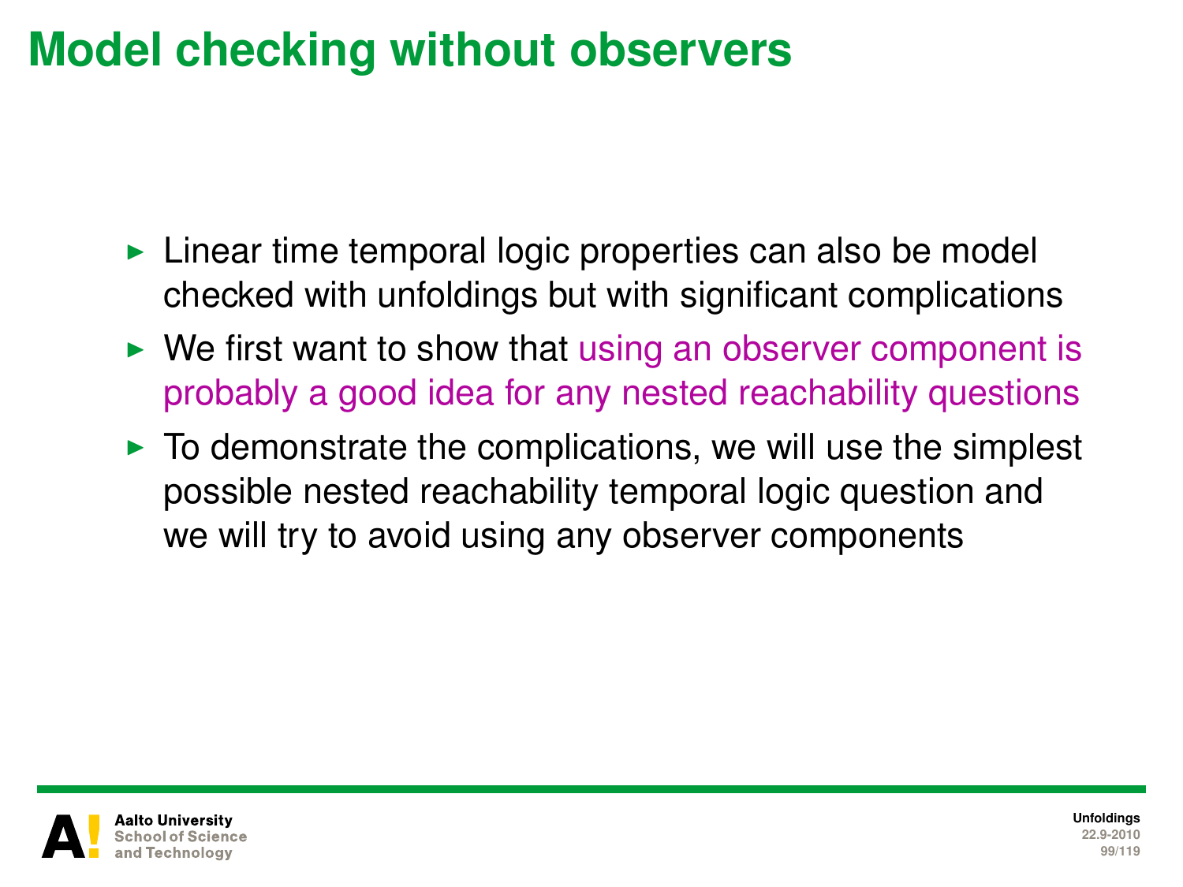# Model checking without observers

- Linear time temporal logic properties can also be model checked with unfoldings but with significant complications
- We first want to show that using an observer component is probably a good idea for any nested reachability questions
- To demonstrate the complications, we will use the simplest possible nested reachability temporal logic question and we will try to avoid using any observer components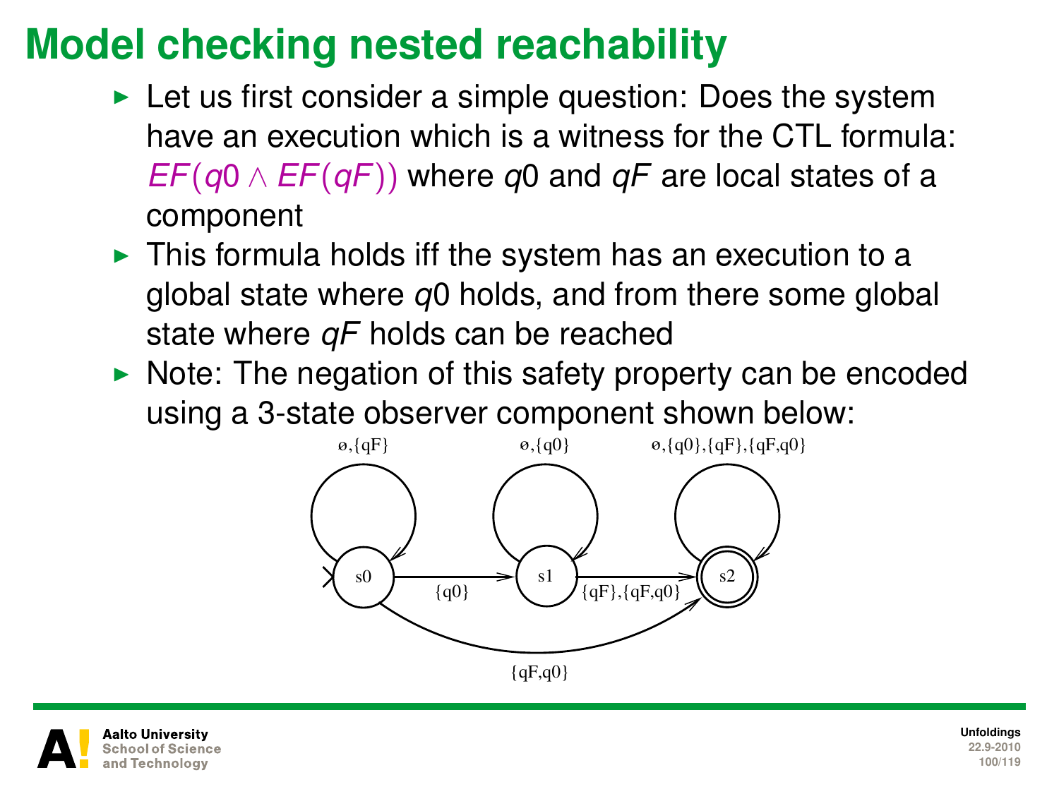# Model checking nested reachability

- Let us first consider a simple question: Does the system have an execution which is a witness for the CTL formula: $EF(q0 \wedge EF(qF))$ where $q0$ and $qF$ are local states of a component
- This formula holds iff the system has an execution to a global state where $q0$ holds, and from there some global state where $qF$ holds can be reached
- Note: The negation of this safety property can be encoded using a 3-state observer component shown below:

ø,{qF} &nbsp;&nbsp;&nbsp; ø,{q0} &nbsp;&nbsp;&nbsp; ø,{q0},{qF},{qF,q0}

s0 &nbsp; {q0} &nbsp; s1 &nbsp; {qF},{qF,q0} &nbsp; s2

{qF,q0}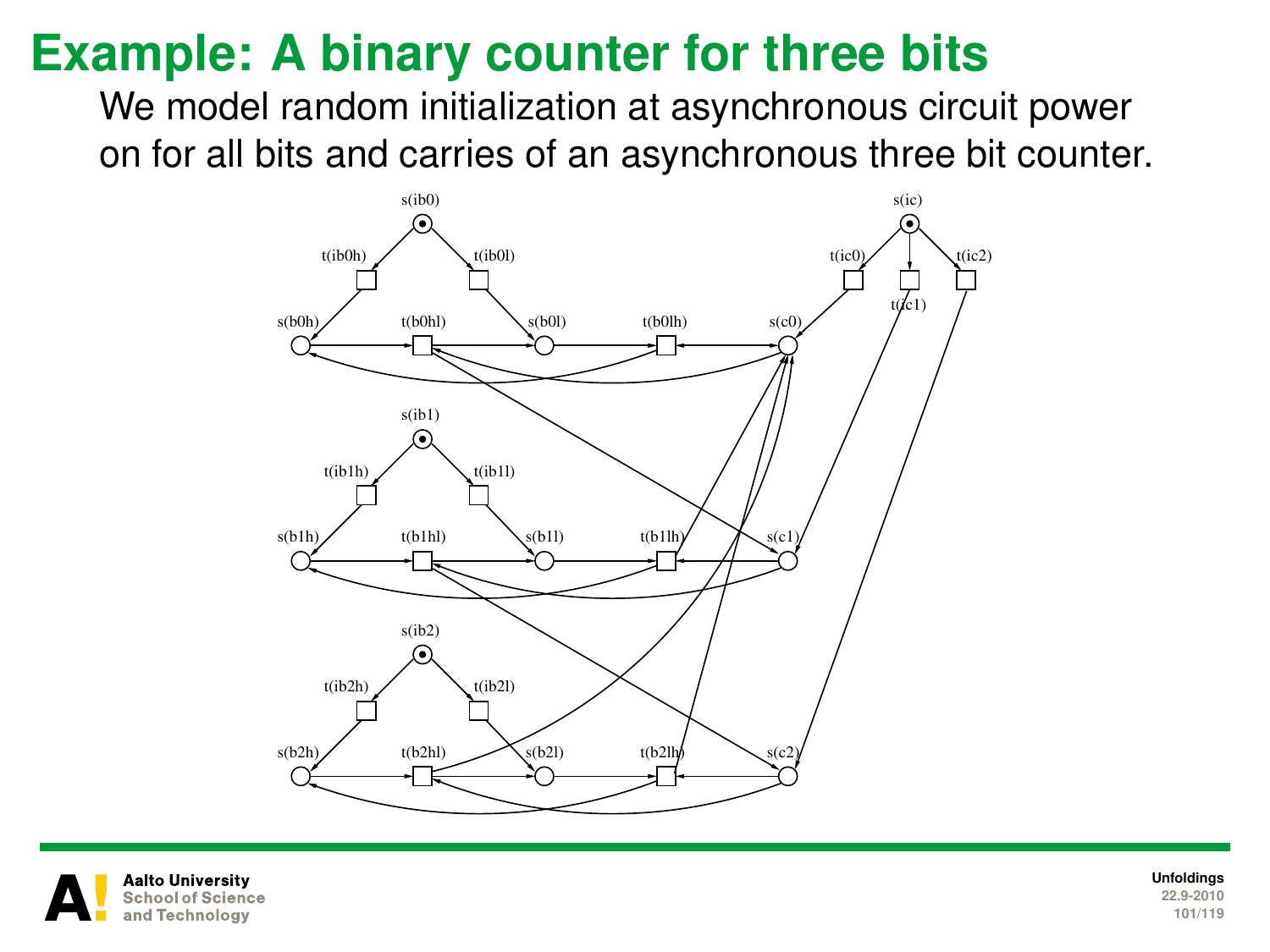# Example: A binary counter for three bits

We model random initialization at asynchronous circuit power on for all bits and carries of an asynchronous three bit counter.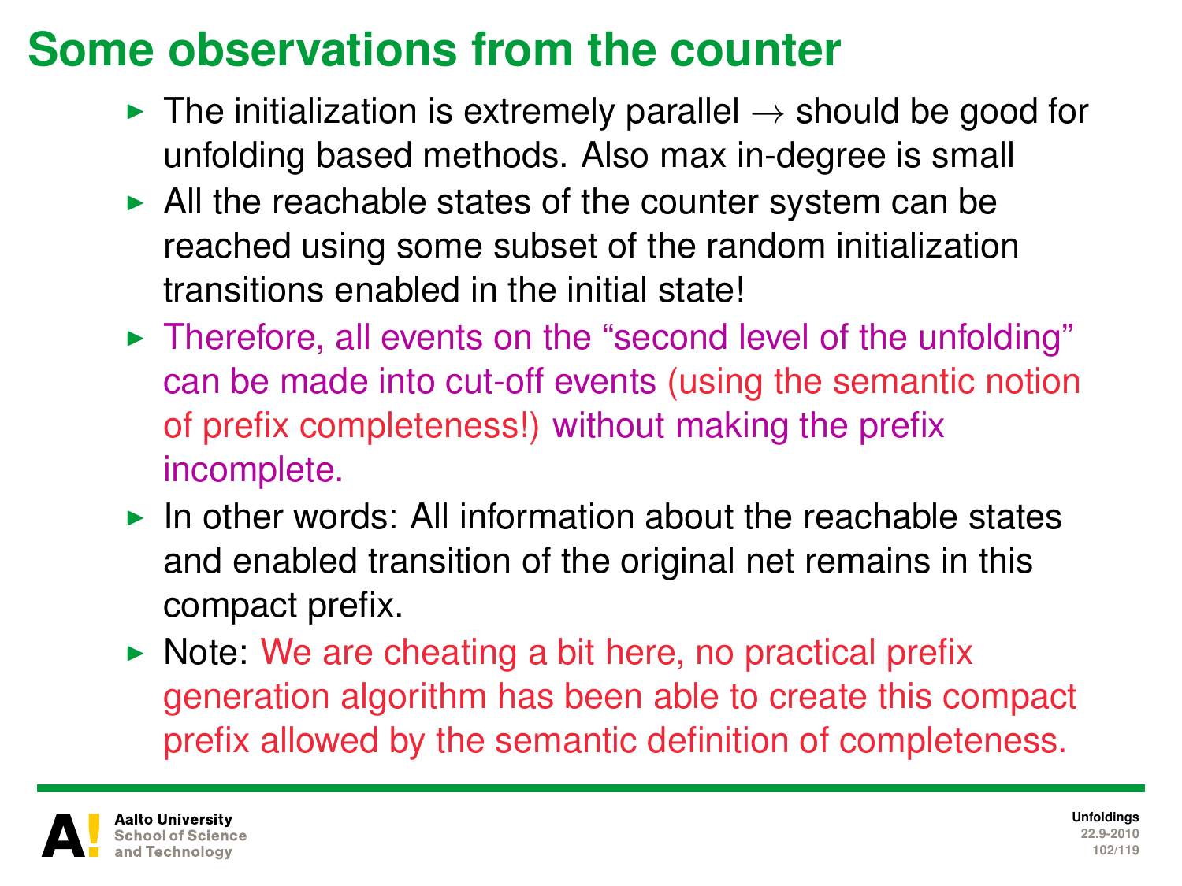# Some observations from the counter

- The initialization is extremely parallel $\rightarrow$ should be good for unfolding based methods. Also max in-degree is small
- All the reachable states of the counter system can be reached using some subset of the random initialization transitions enabled in the initial state!
- Therefore, all events on the "second level of the unfolding" can be made into cut-off events (using the semantic notion of prefix completeness!) without making the prefix incomplete.
- In other words: All information about the reachable states and enabled transition of the original net remains in this compact prefix.
- Note: We are cheating a bit here, no practical prefix generation algorithm has been able to create this compact prefix allowed by the semantic definition of completeness.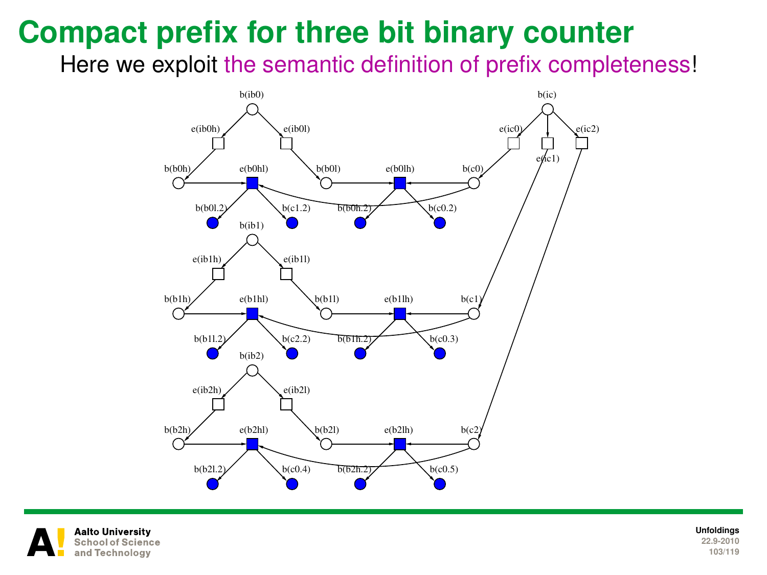# Compact prefix for three bit binary counter

Here we exploit the semantic definition of prefix completeness!

b(ib0)

e(ib0h) e(ib0l)

b(b0h) e(b0hl) b(b0l) e(b0lh) b(c0)

b(b0l.2) b(c1.2) b(b0h.2) b(c0.2)

b(ib1)

e(ib1h) e(ib1l)

b(b1h) e(b1hl) b(b1l) e(b1lh) b(c1)

b(b1l.2) b(c2.2) b(b1h.2) b(c0.3)

b(ib2)

e(ib2h) e(ib2l)

b(b2h) e(b2hl) b(b2l) e(b2lh) b(c2)

b(b2l.2) b(c0.4) b(b2h.2) b(c0.5)

b(ic)

e(ic0) e(ic1) e(ic2)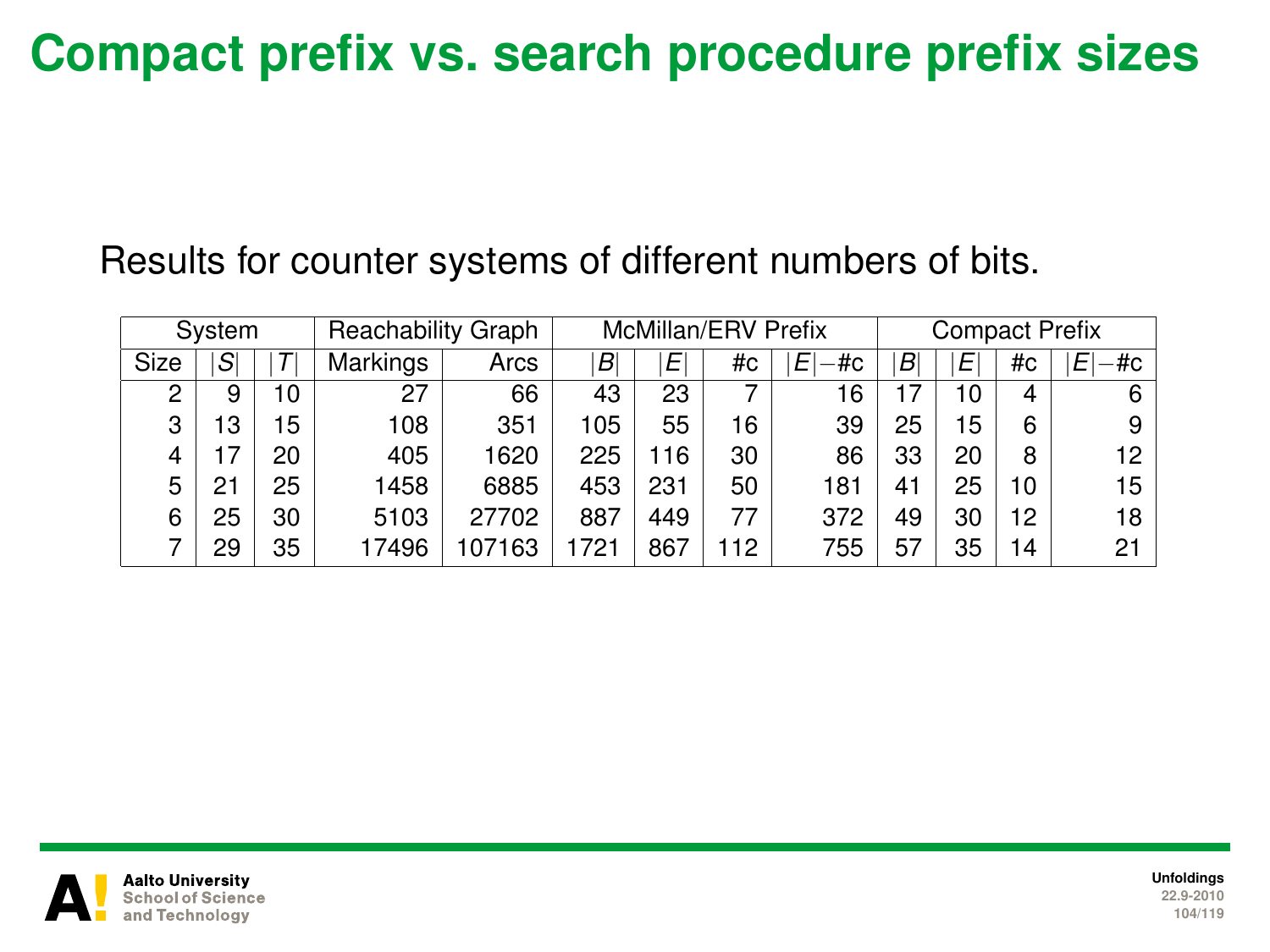# Compact prefix vs. search procedure prefix sizes

Results for counter systems of different numbers of bits.

| System | | | Reachability Graph | | McMillan/ERV Prefix | | | | Compact Prefix | | | |
|---|---|---|---|---|---|---|---|---|---|---|---|---|
| Size | $\|S\|$ | $\|T\|$ | Markings | Arcs | $\|B\|$ | $\|E\|$ | #c | $\|E\|-$#c | $\|B\|$ | $\|E\|$ | #c | $\|E\|-$#c |
| 2 | 9 | 10 | 27 | 66 | 43 | 23 | 7 | 16 | 17 | 10 | 4 | 6 |
| 3 | 13 | 15 | 108 | 351 | 105 | 55 | 16 | 39 | 25 | 15 | 6 | 9 |
| 4 | 17 | 20 | 405 | 1620 | 225 | 116 | 30 | 86 | 33 | 20 | 8 | 12 |
| 5 | 21 | 25 | 1458 | 6885 | 453 | 231 | 50 | 181 | 41 | 25 | 10 | 15 |
| 6 | 25 | 30 | 5103 | 27702 | 887 | 449 | 77 | 372 | 49 | 30 | 12 | 18 |
| 7 | 29 | 35 | 17496 | 107163 | 1721 | 867 | 112 | 755 | 57 | 35 | 14 | 21 |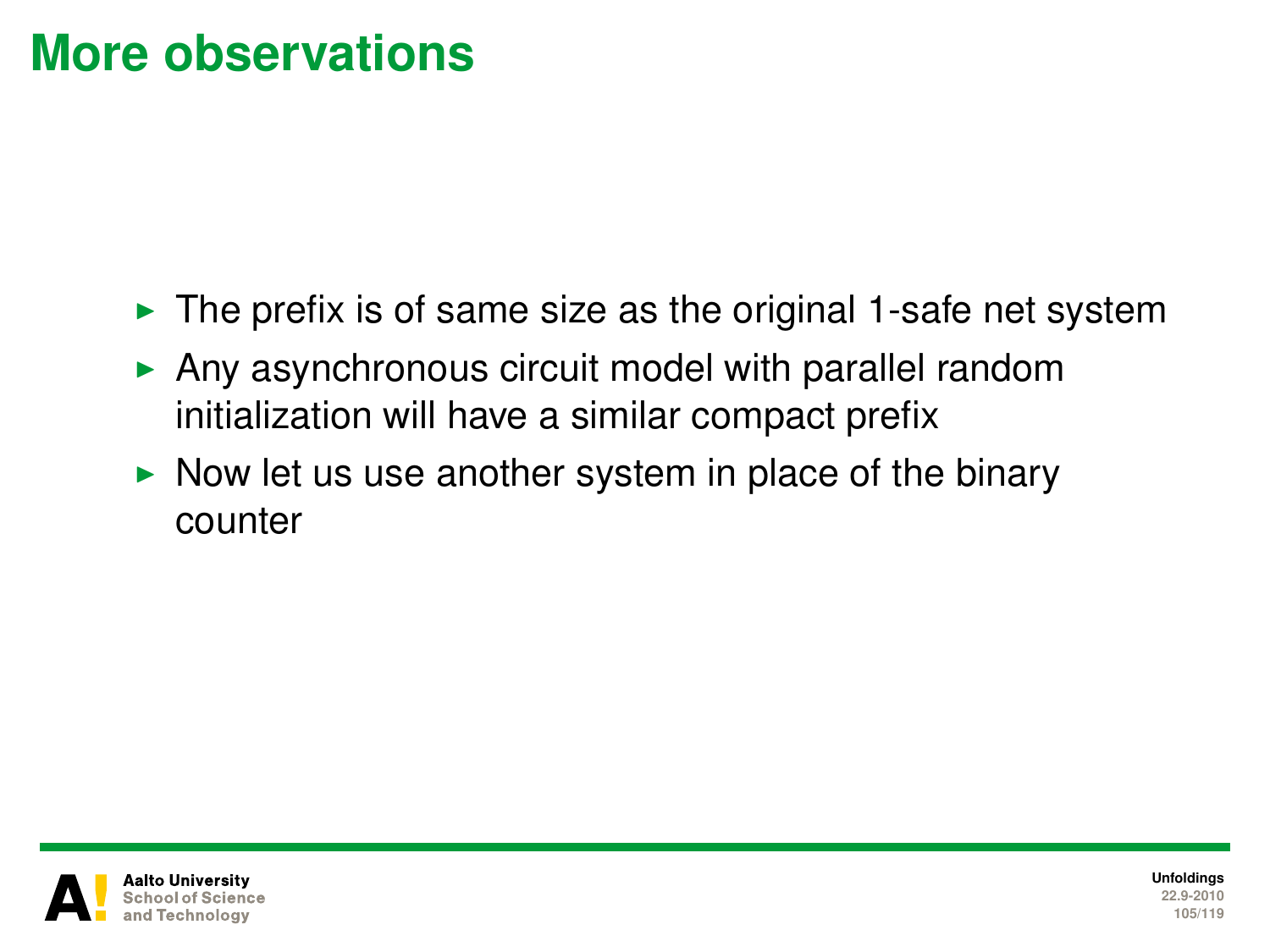# More observations

- The prefix is of same size as the original 1-safe net system
- Any asynchronous circuit model with parallel random initialization will have a similar compact prefix
- Now let us use another system in place of the binary counter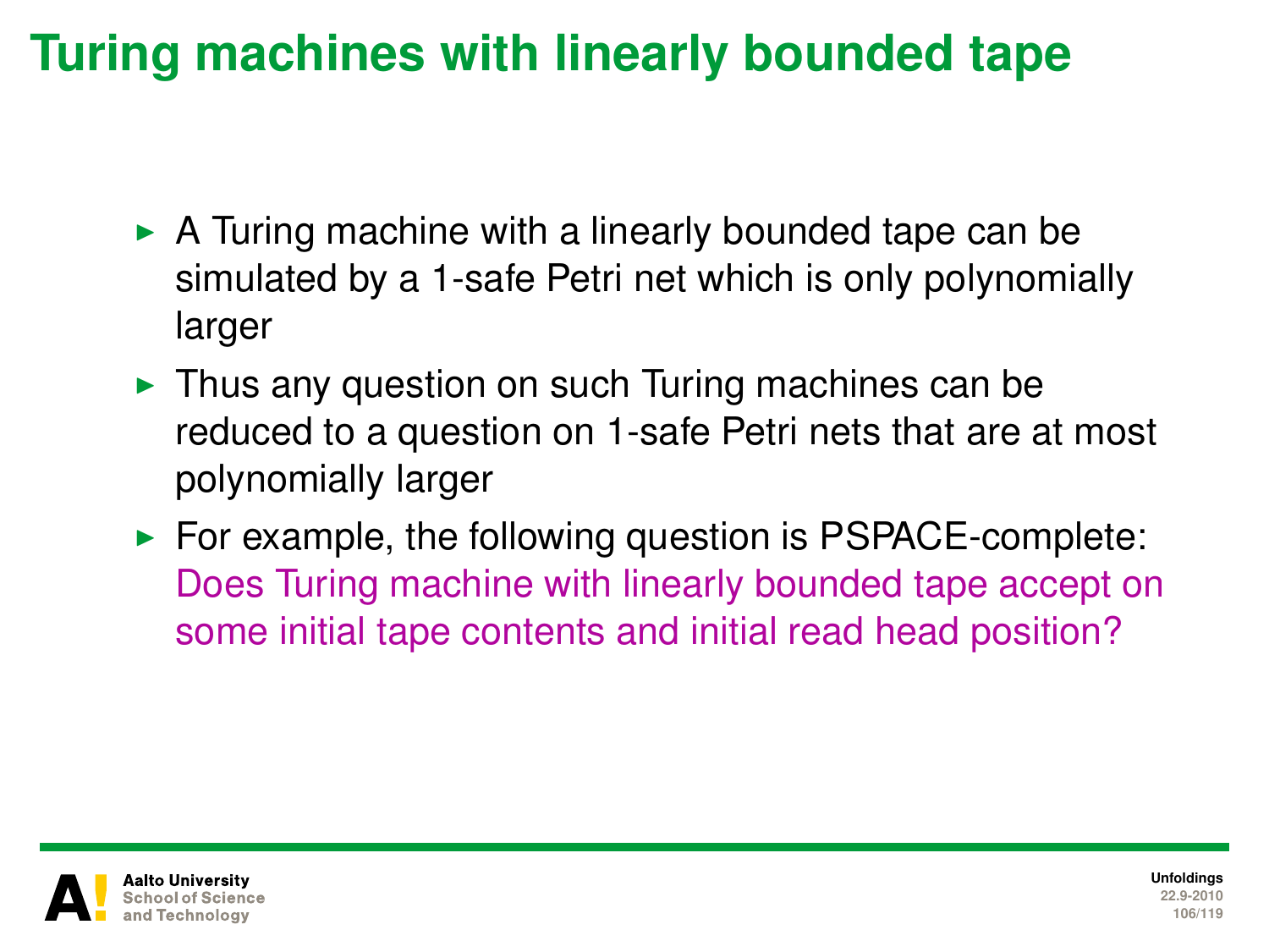# Turing machines with linearly bounded tape

- A Turing machine with a linearly bounded tape can be simulated by a 1-safe Petri net which is only polynomially larger
- Thus any question on such Turing machines can be reduced to a question on 1-safe Petri nets that are at most polynomially larger
- For example, the following question is PSPACE-complete: Does Turing machine with linearly bounded tape accept on some initial tape contents and initial read head position?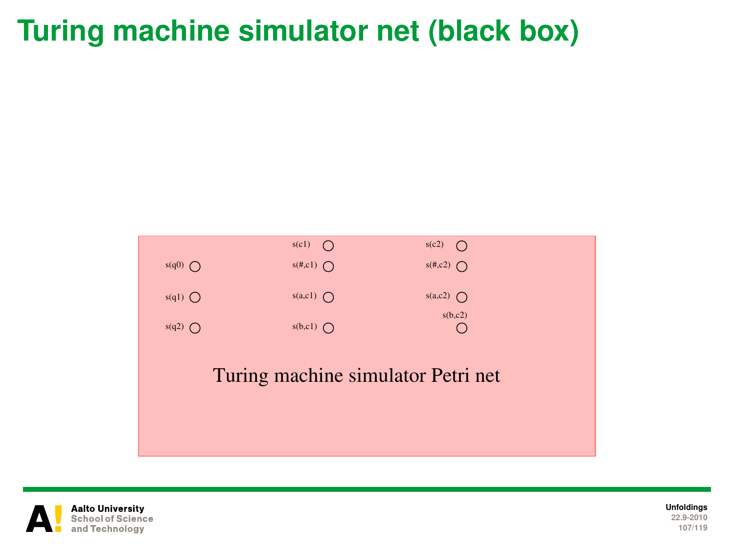# Turing machine simulator net (black box)

s(c1) s(c2)

s(q0) s(#,c1) s(#,c2)

s(q1) s(a,c1) s(a,c2)

s(q2) s(b,c1) s(b,c2)

Turing machine simulator Petri net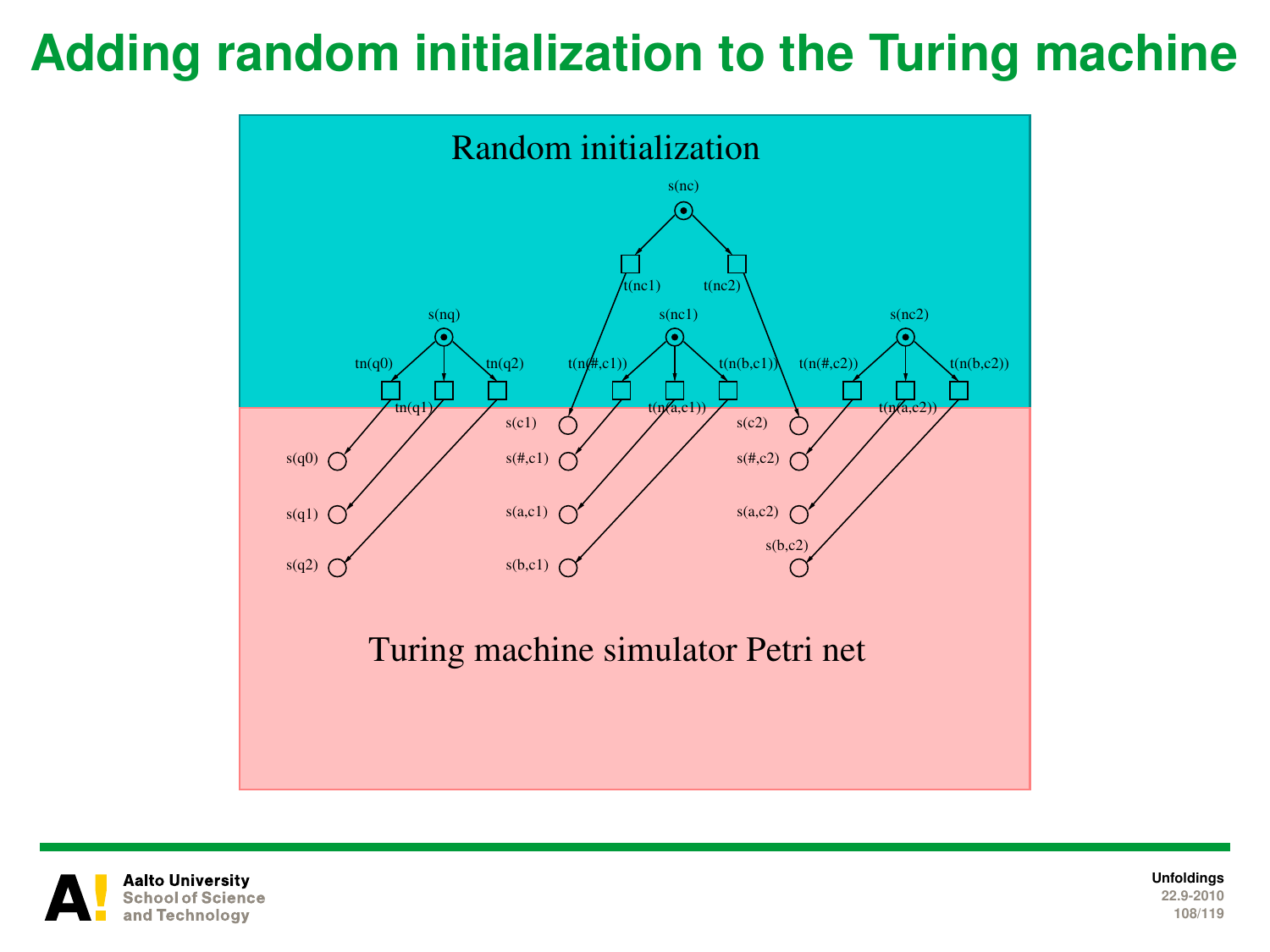# Adding random initialization to the Turing machine

Random initialization

s(nc)

t(nc1) t(nc2)

s(nq) s(nc1) s(nc2)

tn(q0) tn(q1) tn(q2) t(n(#,c1)) t(n(a,c1)) t(n(b,c1)) t(n(#,c2)) t(n(a,c2)) t(n(b,c2))

s(c1) s(c2)

s(q0) s(#,c1) s(#,c2)

s(q1) s(a,c1) s(a,c2)

s(q2) s(b,c1) s(b,c2)

Turing machine simulator Petri net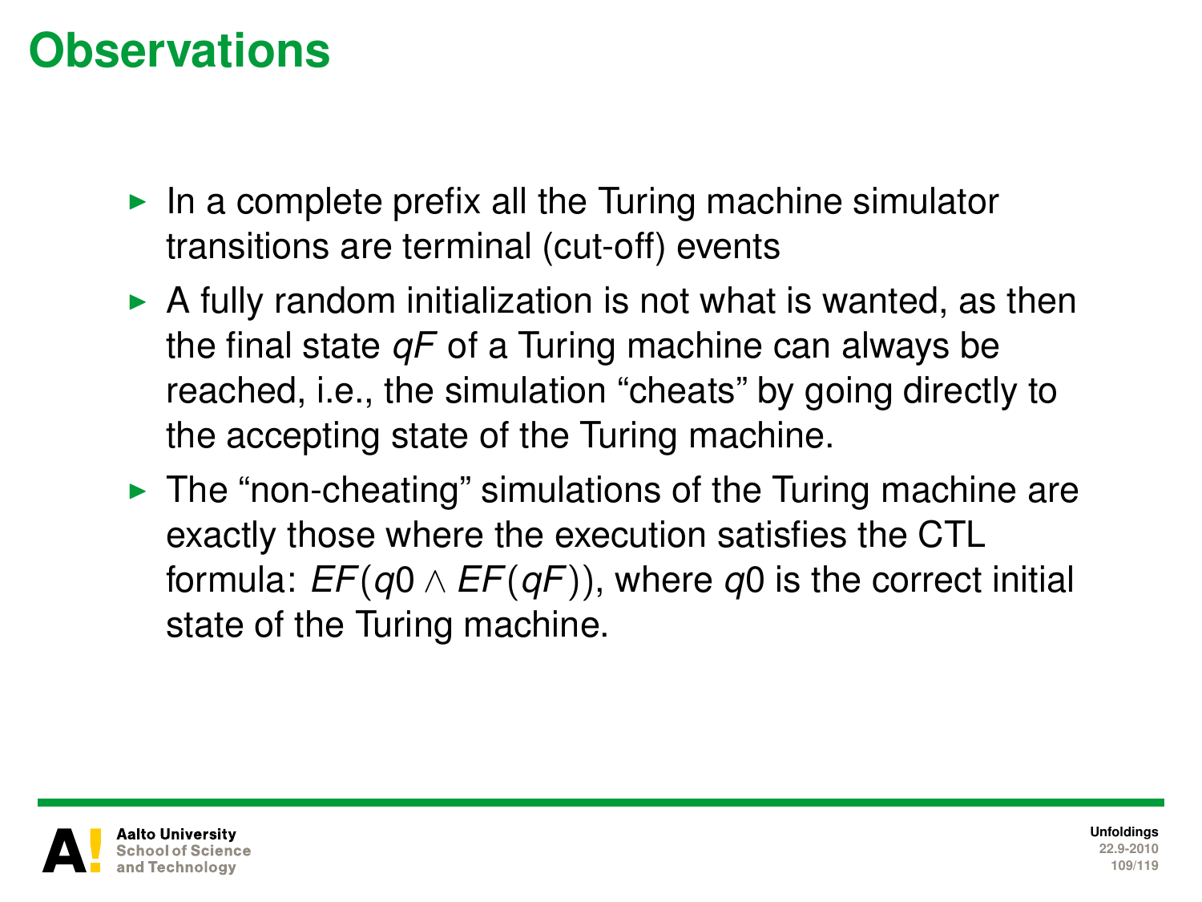# Observations

- In a complete prefix all the Turing machine simulator transitions are terminal (cut-off) events
- A fully random initialization is not what is wanted, as then the final state $qF$ of a Turing machine can always be reached, i.e., the simulation "cheats" by going directly to the accepting state of the Turing machine.
- The "non-cheating" simulations of the Turing machine are exactly those where the execution satisfies the CTL formula: $EF(q0 \wedge EF(qF))$, where $q0$ is the correct initial state of the Turing machine.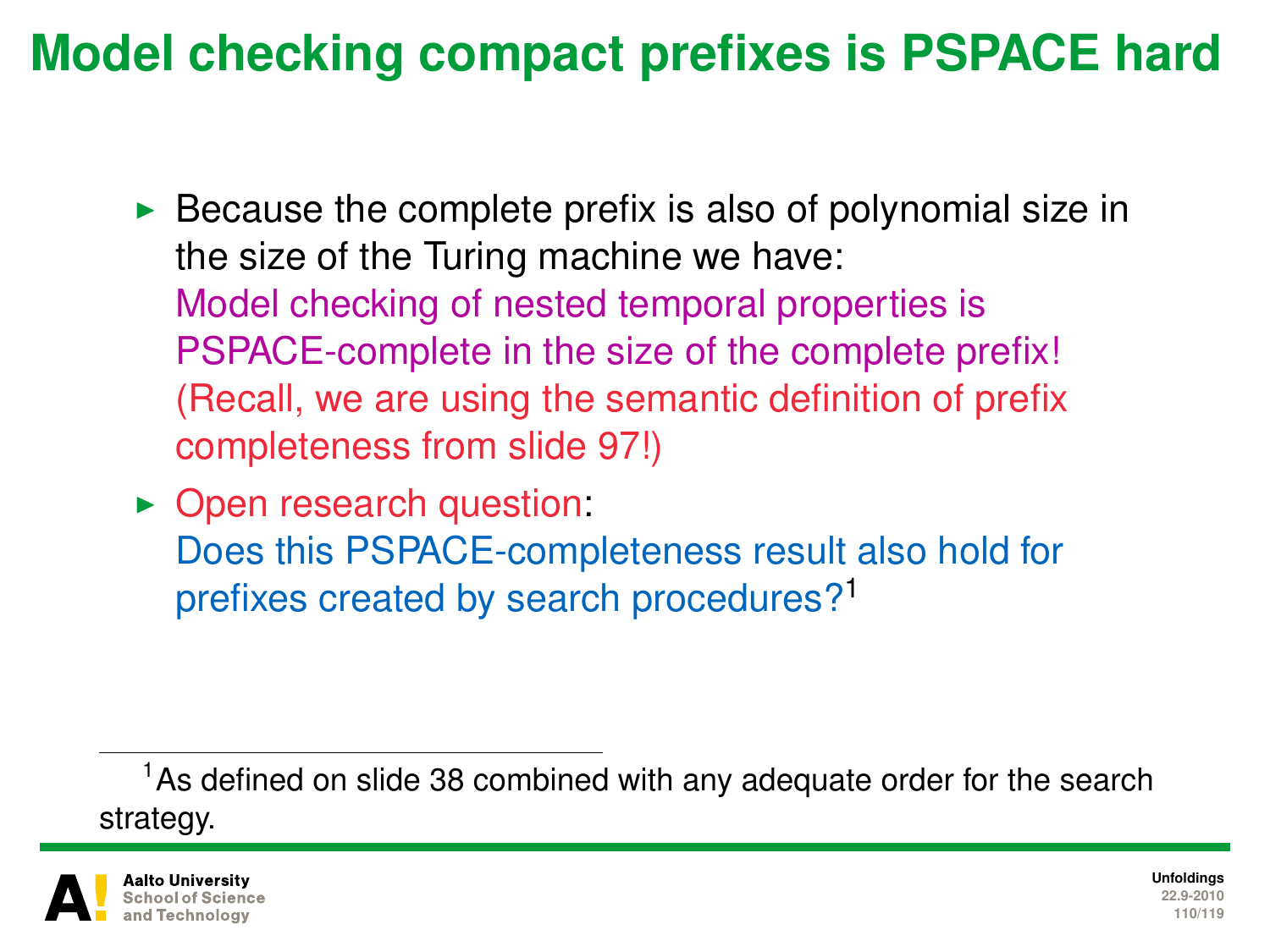# Model checking compact prefixes is PSPACE hard

- Because the complete prefix is also of polynomial size in the size of the Turing machine we have:
  Model checking of nested temporal properties is PSPACE-complete in the size of the complete prefix!
  (Recall, we are using the semantic definition of prefix completeness from slide 97!)
- Open research question:
  Does this PSPACE-completeness result also hold for prefixes created by search procedures?[1]

---

[1] As defined on slide 38 combined with any adequate order for the search strategy.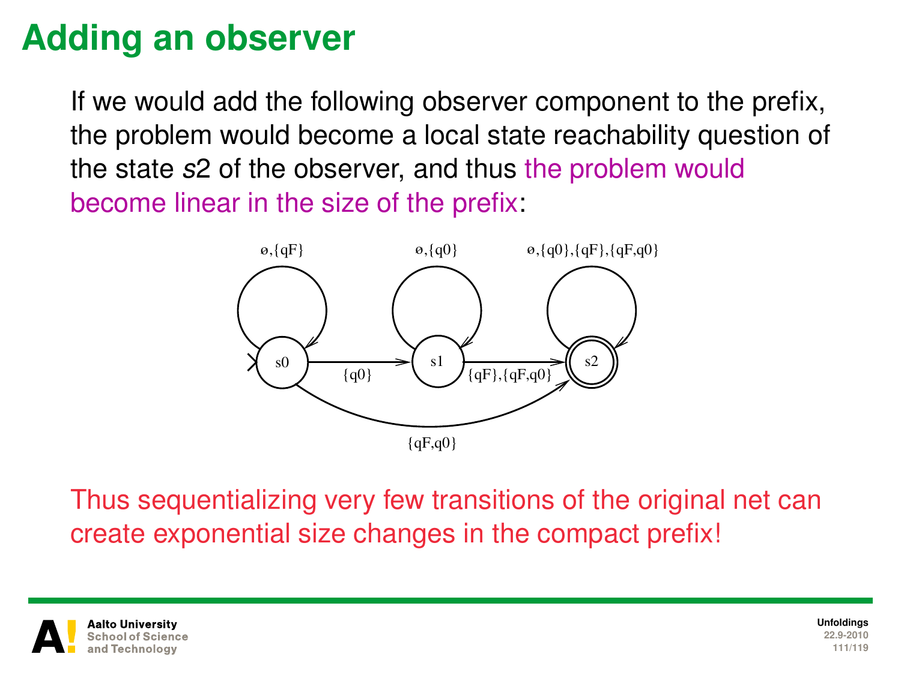# Adding an observer

If we would add the following observer component to the prefix, the problem would become a local state reachability question of the state *s*2 of the observer, and thus the problem would become linear in the size of the prefix:

Thus sequentializing very few transitions of the original net can create exponential size changes in the compact prefix!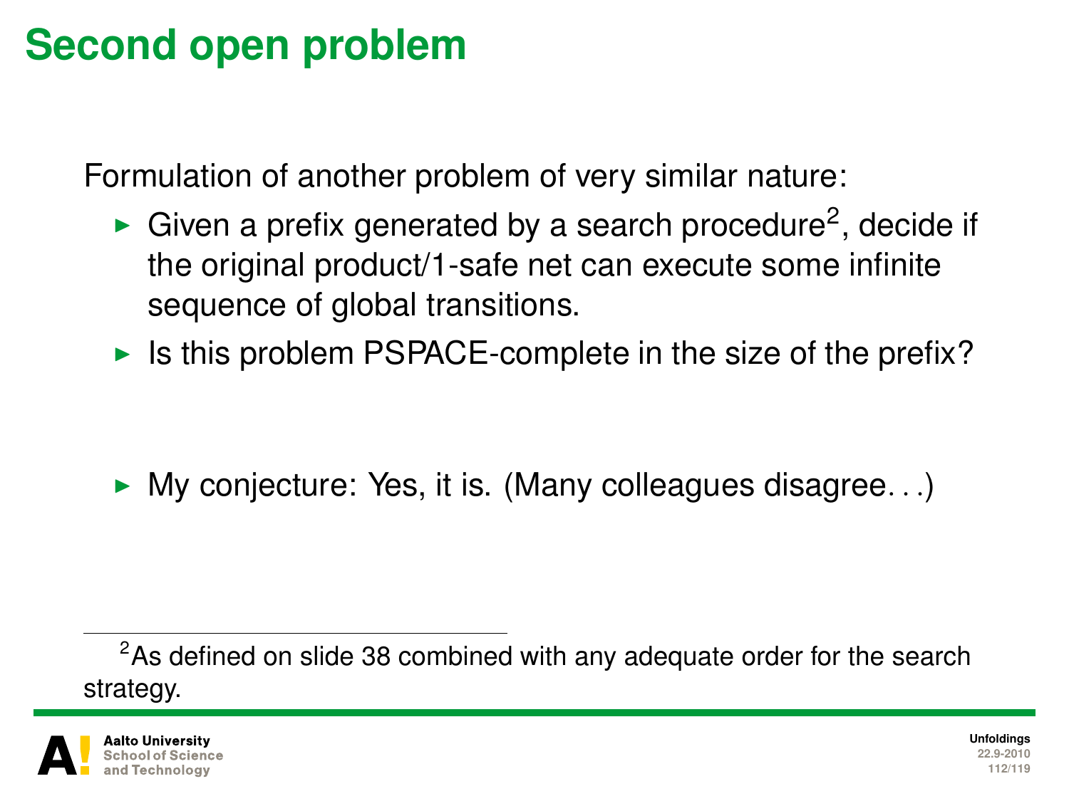# Second open problem

Formulation of another problem of very similar nature:

- Given a prefix generated by a search procedure[2], decide if the original product/1-safe net can execute some infinite sequence of global transitions.
- Is this problem PSPACE-complete in the size of the prefix?

- My conjecture: Yes, it is. (Many colleagues disagree. . .)

[2] As defined on slide 38 combined with any adequate order for the search strategy.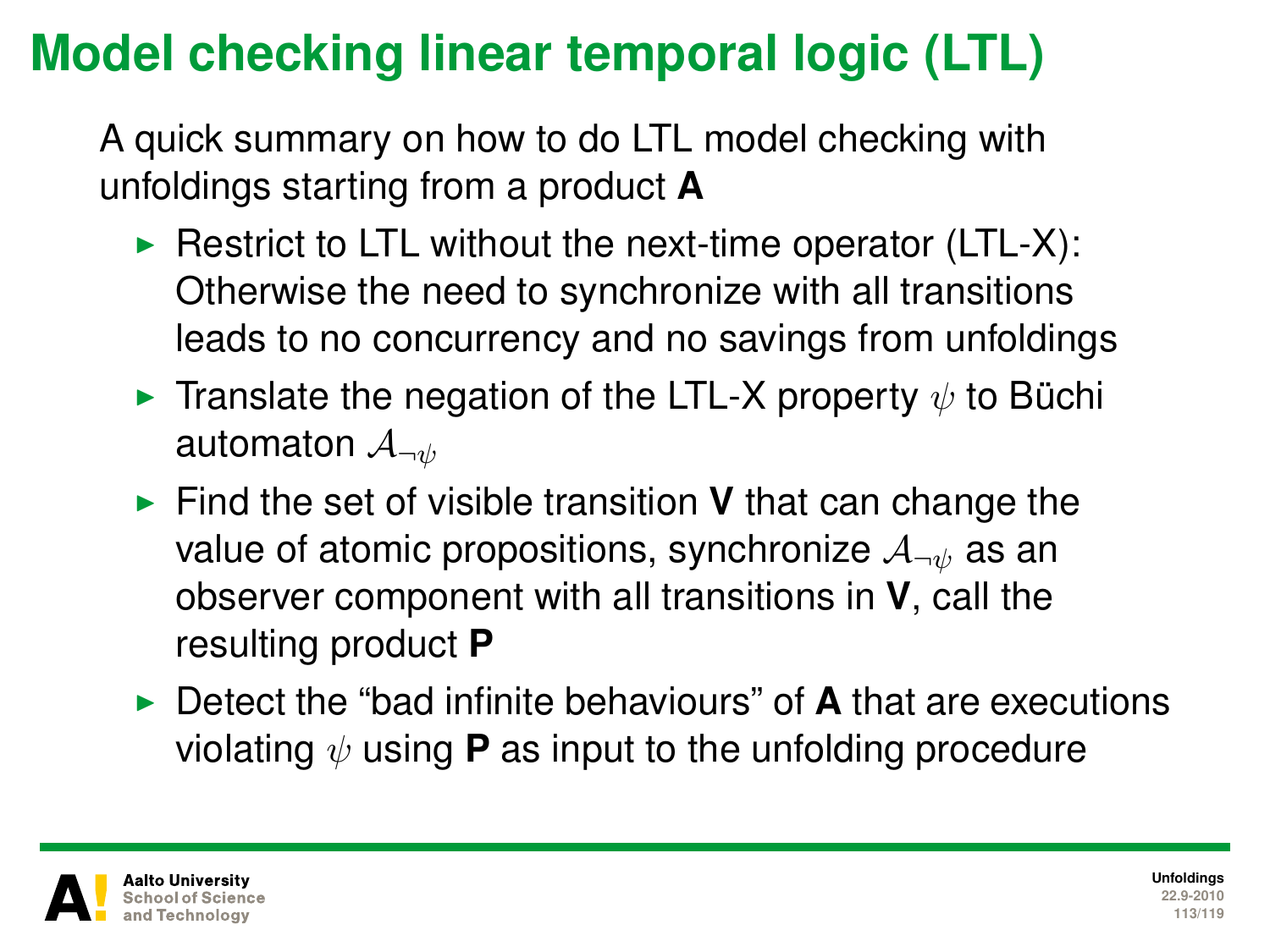# Model checking linear temporal logic (LTL)

A quick summary on how to do LTL model checking with unfoldings starting from a product **A**

- Restrict to LTL without the next-time operator (LTL-X): Otherwise the need to synchronize with all transitions leads to no concurrency and no savings from unfoldings
- Translate the negation of the LTL-X property $\psi$ to Büchi automaton $\mathcal{A}_{\neg\psi}$
- Find the set of visible transition **V** that can change the value of atomic propositions, synchronize $\mathcal{A}_{\neg\psi}$ as an observer component with all transitions in **V**, call the resulting product **P**
- Detect the "bad infinite behaviours" of **A** that are executions violating $\psi$ using **P** as input to the unfolding procedure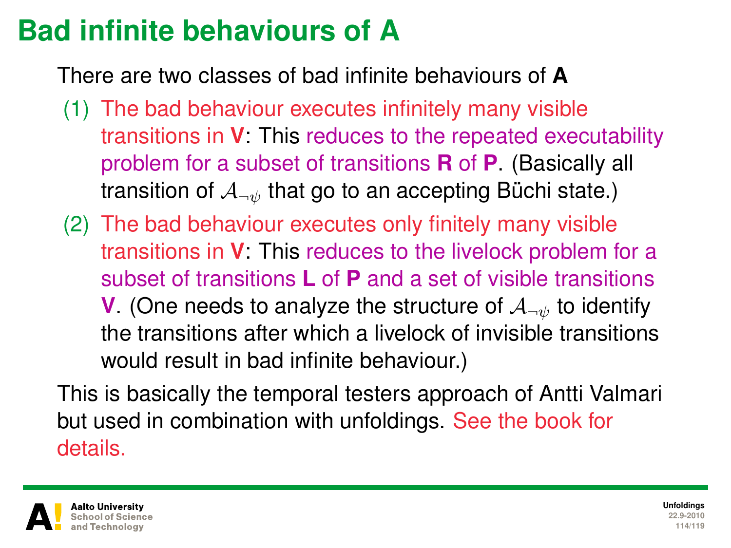# Bad infinite behaviours of **A**

There are two classes of bad infinite behaviours of **A**

(1) The bad behaviour executes infinitely many visible transitions in **V**: This reduces to the repeated executability problem for a subset of transitions **R** of **P**. (Basically all transition of $\mathcal{A}_{\neg\psi}$ that go to an accepting Büchi state.)

(2) The bad behaviour executes only finitely many visible transitions in **V**: This reduces to the livelock problem for a subset of transitions **L** of **P** and a set of visible transitions **V**. (One needs to analyze the structure of $\mathcal{A}_{\neg\psi}$ to identify the transitions after which a livelock of invisible transitions would result in bad infinite behaviour.)

This is basically the temporal testers approach of Antti Valmari but used in combination with unfoldings. See the book for details.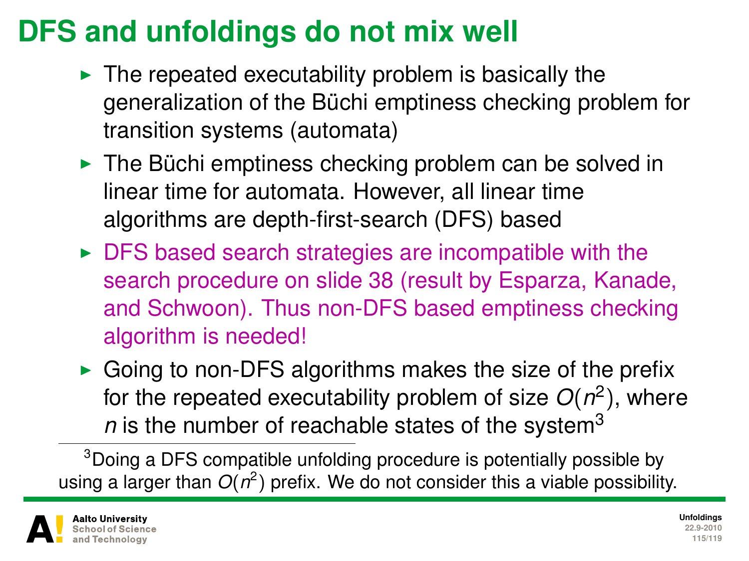# DFS and unfoldings do not mix well

- The repeated executability problem is basically the generalization of the Büchi emptiness checking problem for transition systems (automata)
- The Büchi emptiness checking problem can be solved in linear time for automata. However, all linear time algorithms are depth-first-search (DFS) based
- DFS based search strategies are incompatible with the search procedure on slide 38 (result by Esparza, Kanade, and Schwoon). Thus non-DFS based emptiness checking algorithm is needed!
- Going to non-DFS algorithms makes the size of the prefix for the repeated executability problem of size $O(n^2)$, where $n$ is the number of reachable states of the system[3]

[3] Doing a DFS compatible unfolding procedure is potentially possible by using a larger than $O(n^2)$ prefix. We do not consider this a viable possibility.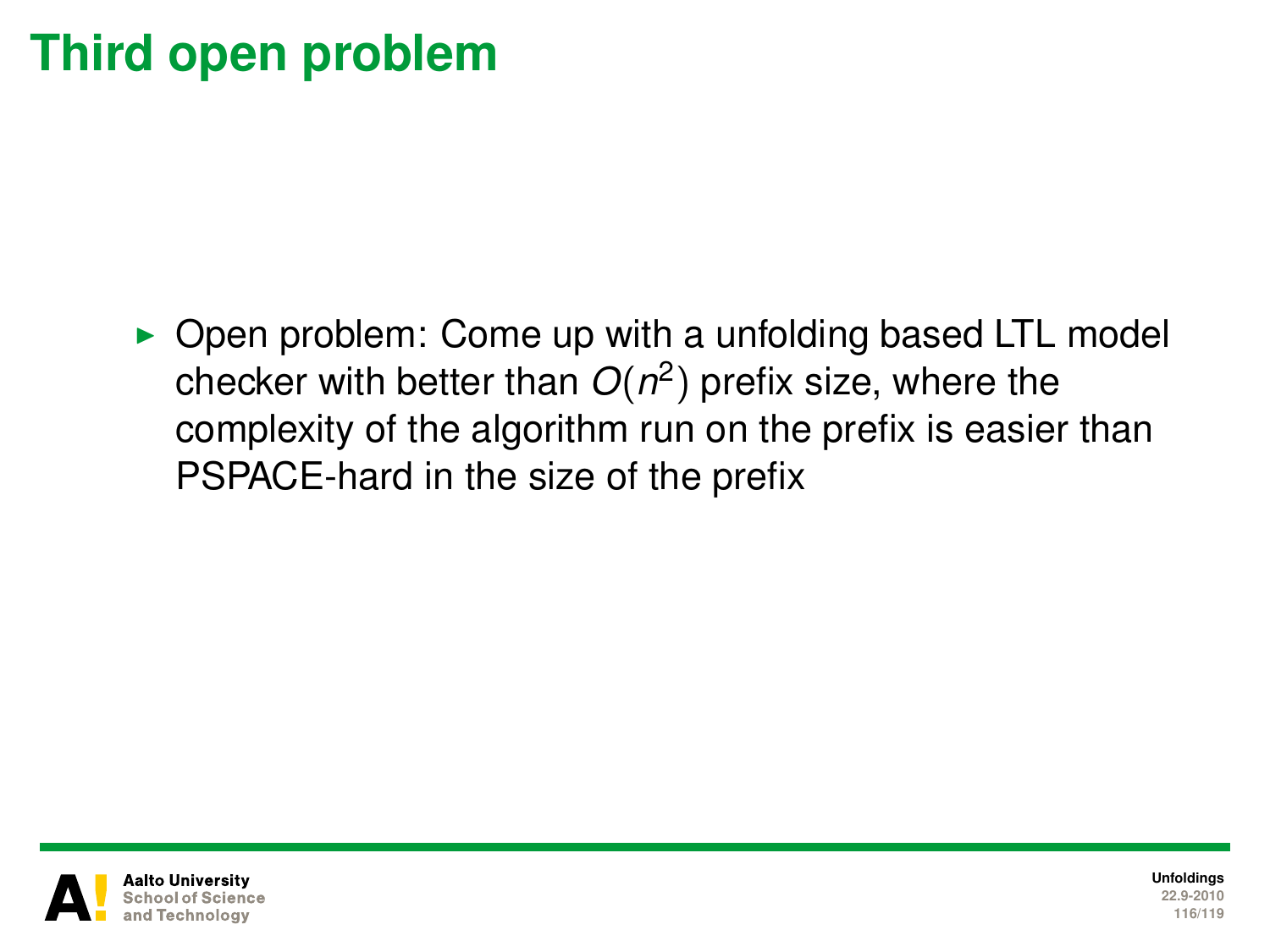# Third open problem

- Open problem: Come up with a unfolding based LTL model checker with better than $O(n^2)$ prefix size, where the complexity of the algorithm run on the prefix is easier than PSPACE-hard in the size of the prefix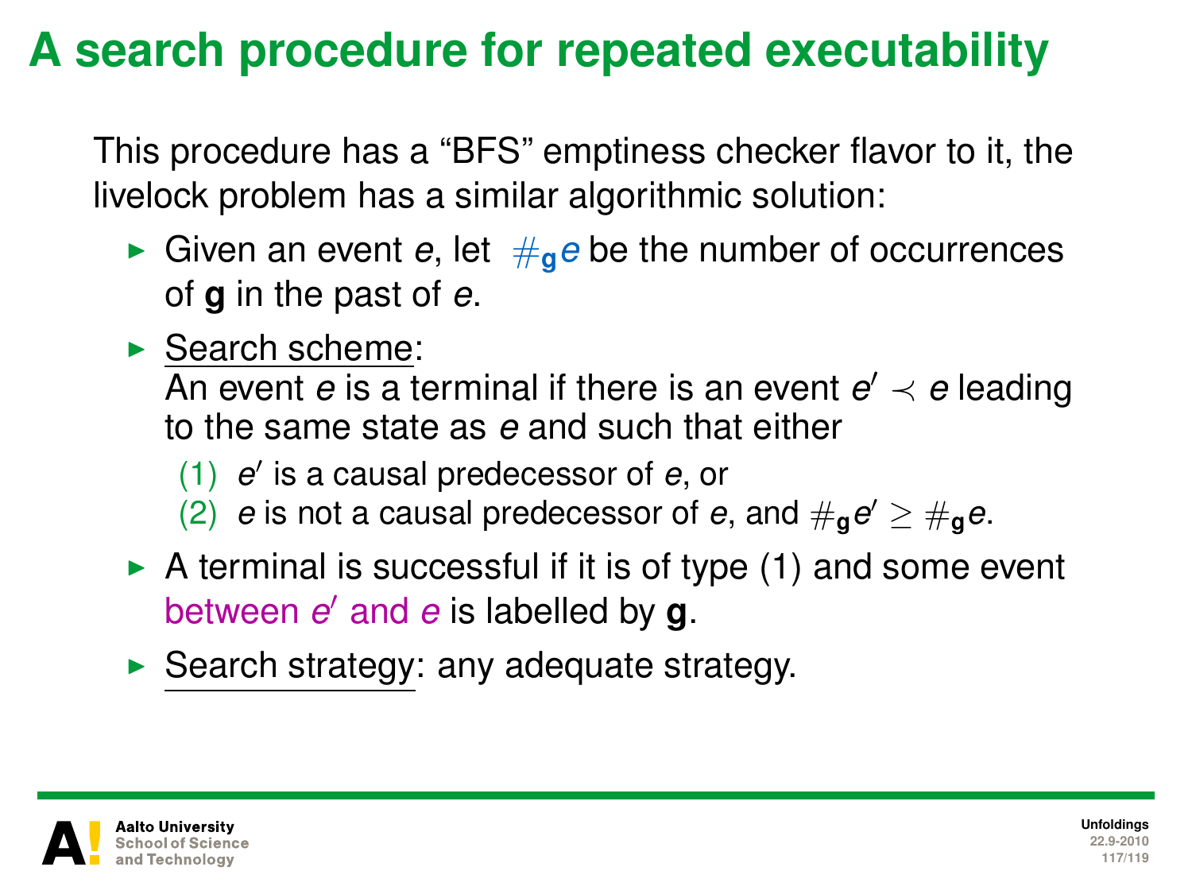# A search procedure for repeated executability

This procedure has a “BFS” emptiness checker flavor to it, the livelock problem has a similar algorithmic solution:

- Given an event $e$, let $\#_{\mathbf{g}} e$ be the number of occurrences of **g** in the past of $e$.
- Search scheme:
  An event $e$ is a terminal if there is an event $e' \prec e$ leading to the same state as $e$ and such that either
  (1) $e'$ is a causal predecessor of $e$, or
  (2) $e$ is not a causal predecessor of $e$, and $\#_{\mathbf{g}} e' \geq \#_{\mathbf{g}} e$.
- A terminal is successful if it is of type (1) and some event between $e'$ and $e$ is labelled by **g**.
- Search strategy: any adequate strategy.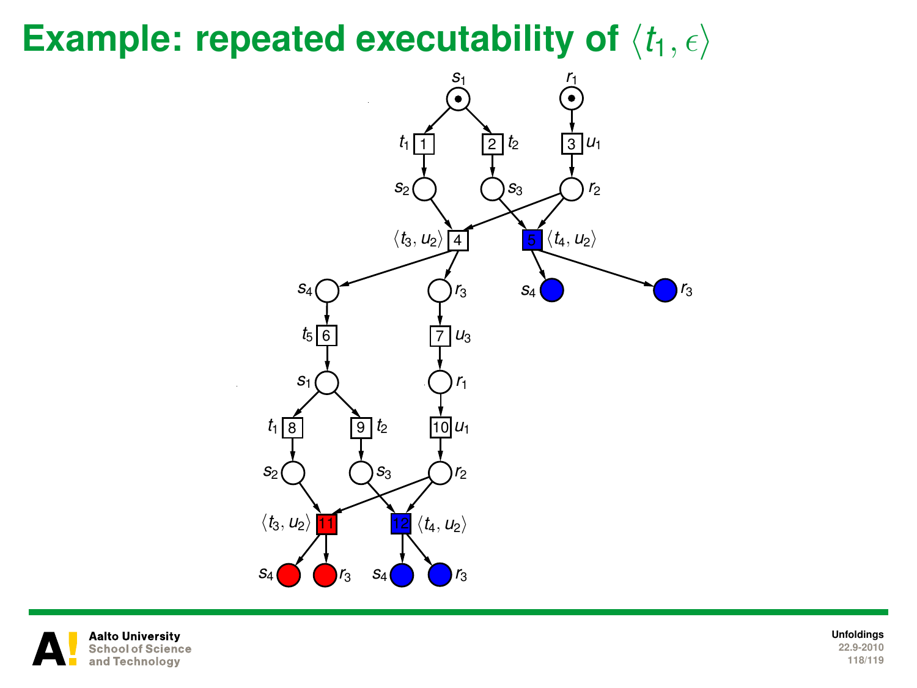# Example: repeated executability of $\langle t_1, \epsilon \rangle$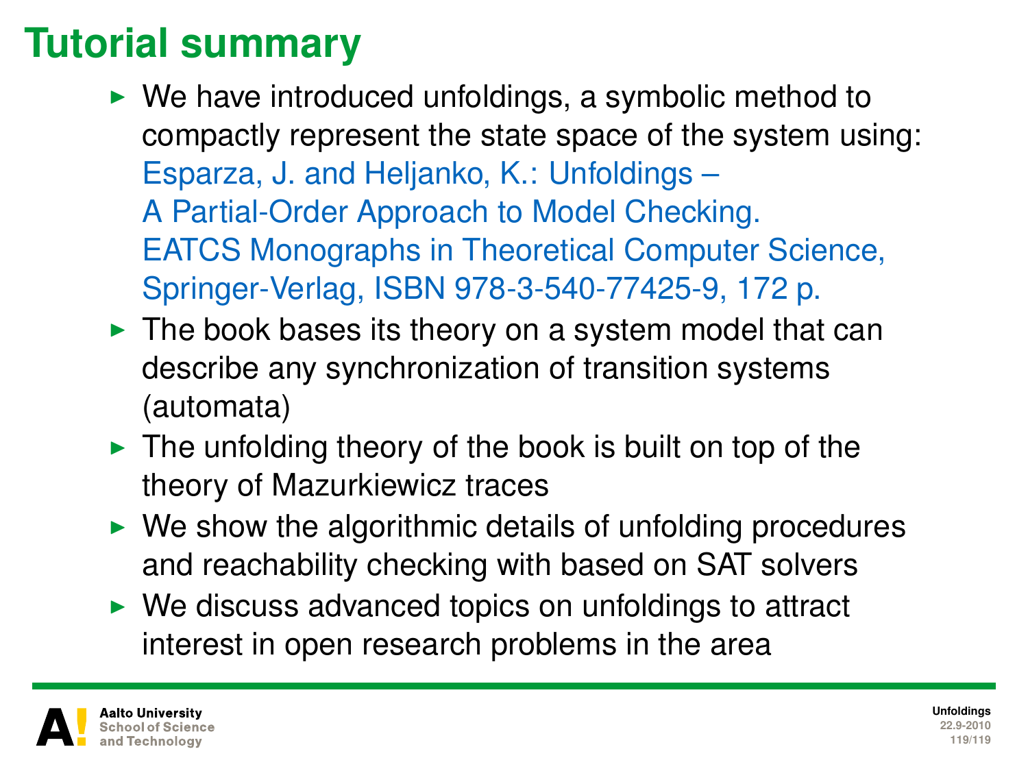# Tutorial summary

- We have introduced unfoldings, a symbolic method to compactly represent the state space of the system using: Esparza, J. and Heljanko, K.: Unfoldings – A Partial-Order Approach to Model Checking. EATCS Monographs in Theoretical Computer Science, Springer-Verlag, ISBN 978-3-540-77425-9, 172 p.
- The book bases its theory on a system model that can describe any synchronization of transition systems (automata)
- The unfolding theory of the book is built on top of the theory of Mazurkiewicz traces
- We show the algorithmic details of unfolding procedures and reachability checking with based on SAT solvers
- We discuss advanced topics on unfoldings to attract interest in open research problems in the area